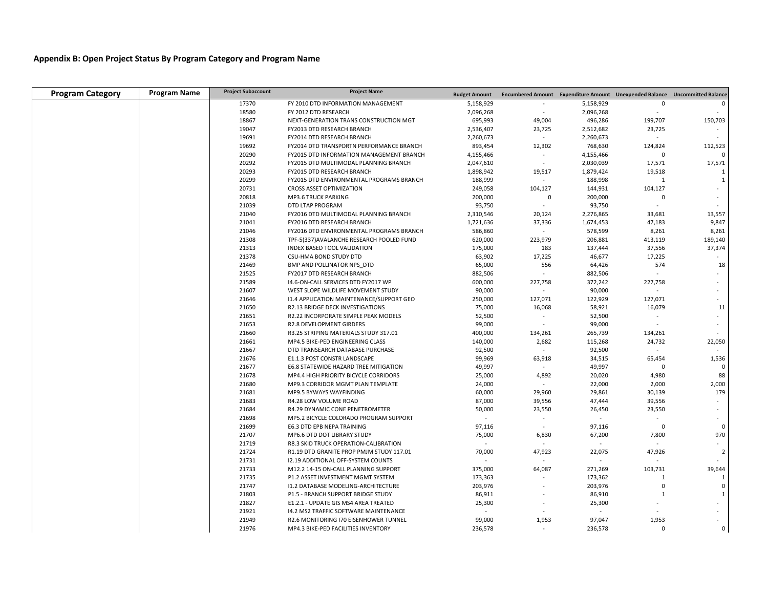## Appendix B: Open Project Status By Program Category and Program Name

| Program Category | Program Name | Project Subaccount | Project Name | Budget Amount | Encumbered Amount | Expenditure Amount | Unexpended Balance | Uncommitted Balance |
|---|---|---|---|---|---|---|---|---|
| | | 17370 | FY 2010 DTD INFORMATION MANAGEMENT | 5,158,929 | - | 5,158,929 | 0 | 0 |
| | | 18580 | FY 2012 DTD RESEARCH | 2,096,268 | - | 2,096,268 | - | - |
| | | 18867 | NEXT-GENERATION TRANS CONSTRUCTION MGT | 695,993 | 49,004 | 496,286 | 199,707 | 150,703 |
| | | 19047 | FY2013 DTD RESEARCH BRANCH | 2,536,407 | 23,725 | 2,512,682 | 23,725 | - |
| | | 19691 | FY2014 DTD RESEARCH BRANCH | 2,260,673 | - | 2,260,673 | - | - |
| | | 19692 | FY2014 DTD TRANSPORTN PERFORMANCE BRANCH | 893,454 | 12,302 | 768,630 | 124,824 | 112,523 |
| | | 20290 | FY2015 DTD INFORMATION MANAGEMENT BRANCH | 4,155,466 | - | 4,155,466 | 0 | 0 |
| | | 20292 | FY2015 DTD MULTIMODAL PLANNING BRANCH | 2,047,610 | - | 2,030,039 | 17,571 | 17,571 |
| | | 20293 | FY2015 DTD RESEARCH BRANCH | 1,898,942 | 19,517 | 1,879,424 | 19,518 | 1 |
| | | 20299 | FY2015 DTD ENVIRONMENTAL PROGRAMS BRANCH | 188,999 | - | 188,998 | 1 | 1 |
| | | 20731 | CROSS ASSET OPTIMIZATION | 249,058 | 104,127 | 144,931 | 104,127 | - |
| | | 20818 | MP3.6 TRUCK PARKING | 200,000 | 0 | 200,000 | 0 | - |
| | | 21039 | DTD LTAP PROGRAM | 93,750 | - | 93,750 | - | - |
| | | 21040 | FY2016 DTD MULTIMODAL PLANNING BRANCH | 2,310,546 | 20,124 | 2,276,865 | 33,681 | 13,557 |
| | | 21041 | FY2016 DTD RESEARCH BRANCH | 1,721,636 | 37,336 | 1,674,453 | 47,183 | 9,847 |
| | | 21046 | FY2016 DTD ENVIRONMENTAL PROGRAMS BRANCH | 586,860 | - | 578,599 | 8,261 | 8,261 |
| | | 21308 | TPF-5(337)AVALANCHE RESEARCH POOLED FUND | 620,000 | 223,979 | 206,881 | 413,119 | 189,140 |
| | | 21313 | INDEX BASED TOOL VALIDATION | 175,000 | 183 | 137,444 | 37,556 | 37,374 |
| | | 21378 | CSU-HMA BOND STUDY DTD | 63,902 | 17,225 | 46,677 | 17,225 | - |
| | | 21469 | BMP AND POLLINATOR NPS_DTD | 65,000 | 556 | 64,426 | 574 | 18 |
| | | 21525 | FY2017 DTD RESEARCH BRANCH | 882,506 | - | 882,506 | - | - |
| | | 21589 | I4.6-ON-CALL SERVICES DTD FY2017 WP | 600,000 | 227,758 | 372,242 | 227,758 | - |
| | | 21607 | WEST SLOPE WILDLIFE MOVEMENT STUDY | 90,000 | - | 90,000 | - | - |
| | | 21646 | I1.4 APPLICATION MAINTENANCE/SUPPORT GEO | 250,000 | 127,071 | 122,929 | 127,071 | - |
| | | 21650 | R2.13 BRIDGE DECK INVESTIGATIONS | 75,000 | 16,068 | 58,921 | 16,079 | 11 |
| | | 21651 | R2.22 INCORPORATE SIMPLE PEAK MODELS | 52,500 | - | 52,500 | - | - |
| | | 21653 | R2.8 DEVELOPMENT GIRDERS | 99,000 | - | 99,000 | - | - |
| | | 21660 | R3.25 STRIPING MATERIALS STUDY 317.01 | 400,000 | 134,261 | 265,739 | 134,261 | - |
| | | 21661 | MP4.5 BIKE-PED ENGINEERING CLASS | 140,000 | 2,682 | 115,268 | 24,732 | 22,050 |
| | | 21667 | DTD TRANSEARCH DATABASE PURCHASE | 92,500 | - | 92,500 | - | - |
| | | 21676 | E1.1.3 POST CONSTR LANDSCAPE | 99,969 | 63,918 | 34,515 | 65,454 | 1,536 |
| | | 21677 | E6.8 STATEWIDE HAZARD TREE MITIGATION | 49,997 | - | 49,997 | 0 | 0 |
| | | 21678 | MP4.4 HIGH PRIORITY BICYCLE CORRIDORS | 25,000 | 4,892 | 20,020 | 4,980 | 88 |
| | | 21680 | MP9.3 CORRIDOR MGMT PLAN TEMPLATE | 24,000 | - | 22,000 | 2,000 | 2,000 |
| | | 21681 | MP9.5 BYWAYS WAYFINDING | 60,000 | 29,960 | 29,861 | 30,139 | 179 |
| | | 21683 | R4.28 LOW VOLUME ROAD | 87,000 | 39,556 | 47,444 | 39,556 | - |
| | | 21684 | R4.29 DYNAMIC CONE PENETROMETER | 50,000 | 23,550 | 26,450 | 23,550 | - |
| | | 21698 | MP5.2 BICYCLE COLORADO PROGRAM SUPPORT | - | - | - | - | - |
| | | 21699 | E6.3 DTD EPB NEPA TRAINING | 97,116 | - | 97,116 | 0 | 0 |
| | | 21707 | MP6.6 DTD DOT LIBRARY STUDY | 75,000 | 6,830 | 67,200 | 7,800 | 970 |
| | | 21719 | R8.3 SKID TRUCK OPERATION-CALIBRATION | - | - | - | - | - |
| | | 21724 | R1.19 DTD GRANITE PROP PMJM STUDY 117.01 | 70,000 | 47,923 | 22,075 | 47,926 | 2 |
| | | 21731 | I2.19 ADDITIONAL OFF-SYSTEM COUNTS | - | - | - | - | - |
| | | 21733 | M12.2 14-15 ON-CALL PLANNING SUPPORT | 375,000 | 64,087 | 271,269 | 103,731 | 39,644 |
| | | 21735 | P1.2 ASSET INVESTMENT MGMT SYSTEM | 173,363 | - | 173,362 | 1 | 1 |
| | | 21747 | I1.2 DATABASE MODELING-ARCHITECTURE | 203,976 | - | 203,976 | 0 | 0 |
| | | 21803 | P1.5 - BRANCH SUPPORT BRIDGE STUDY | 86,911 | - | 86,910 | 1 | 1 |
| | | 21827 | E1.2.1 - UPDATE GIS MS4 AREA TREATED | 25,300 | - | 25,300 | - | - |
| | | 21921 | I4.2 MS2 TRAFFIC SOFTWARE MAINTENANCE | - | - | - | - | - |
| | | 21949 | R2.6 MONITORING I70 EISENHOWER TUNNEL | 99,000 | 1,953 | 97,047 | 1,953 | - |
| | | 21976 | MP4.3 BIKE-PED FACILITIES INVENTORY | 236,578 | - | 236,578 | 0 | 0 |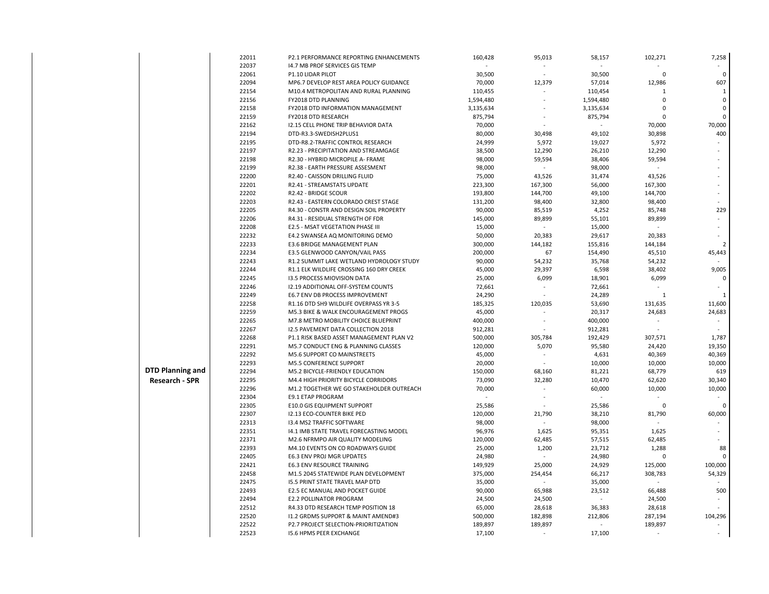| | | | | | | | |
|---|---|---|---|---|---|---|---|
| **DTD Planning and Research - SPR** | 22011 | P2.1 PERFORMANCE REPORTING ENHANCEMENTS | 160,428 | 95,013 | 58,157 | 102,271 | 7,258 |
| | 22037 | I4.7 MB PROF SERVICES GIS TEMP | - | - | - | - | - |
| | 22061 | P1.10 LIDAR PILOT | 30,500 | - | 30,500 | 0 | 0 |
| | 22094 | MP6.7 DEVELOP REST AREA POLICY GUIDANCE | 70,000 | 12,379 | 57,014 | 12,986 | 607 |
| | 22154 | M10.4 METROPOLITAN AND RURAL PLANNING | 110,455 | - | 110,454 | 1 | 1 |
| | 22156 | FY2018 DTD PLANNING | 1,594,480 | - | 1,594,480 | 0 | 0 |
| | 22158 | FY2018 DTD INFORMATION MANAGEMENT | 3,135,634 | - | 3,135,634 | 0 | 0 |
| | 22159 | FY2018 DTD RESEARCH | 875,794 | - | 875,794 | 0 | 0 |
| | 22162 | I2.15 CELL PHONE TRIP BEHAVIOR DATA | 70,000 | - | - | 70,000 | 70,000 |
| | 22194 | DTD-R3.3-SWEDISH2PLUS1 | 80,000 | 30,498 | 49,102 | 30,898 | 400 |
| | 22195 | DTD-R8.2-TRAFFIC CONTROL RESEARCH | 24,999 | 5,972 | 19,027 | 5,972 | - |
| | 22197 | R2.23 - PRECIPITATION AND STREAMGAGE | 38,500 | 12,290 | 26,210 | 12,290 | - |
| | 22198 | R2.30 - HYBRID MICROPILE A- FRAME | 98,000 | 59,594 | 38,406 | 59,594 | - |
| | 22199 | R2.38 - EARTH PRESSURE ASSESMENT | 98,000 | - | 98,000 | - | - |
| | 22200 | R2.40 - CAISSON DRILLING FLUID | 75,000 | 43,526 | 31,474 | 43,526 | - |
| | 22201 | R2.41 - STREAMSTATS UPDATE | 223,300 | 167,300 | 56,000 | 167,300 | - |
| | 22202 | R2.42 - BRIDGE SCOUR | 193,800 | 144,700 | 49,100 | 144,700 | - |
| | 22203 | R2.43 - EASTERN COLORADO CREST STAGE | 131,200 | 98,400 | 32,800 | 98,400 | - |
| | 22205 | R4.30 - CONSTR AND DESIGN SOIL PROPERTY | 90,000 | 85,519 | 4,252 | 85,748 | 229 |
| | 22206 | R4.31 - RESIDUAL STRENGTH OF FDR | 145,000 | 89,899 | 55,101 | 89,899 | - |
| | 22208 | E2.5 - MSAT VEGETATION PHASE III | 15,000 | - | 15,000 | - | - |
| | 22232 | E4.2 SWANSEA AQ MONITORING DEMO | 50,000 | 20,383 | 29,617 | 20,383 | - |
| | 22233 | E3.6 BRIDGE MANAGEMENT PLAN | 300,000 | 144,182 | 155,816 | 144,184 | 2 |
| | 22234 | E3.5 GLENWOOD CANYON/VAIL PASS | 200,000 | 67 | 154,490 | 45,510 | 45,443 |
| | 22243 | R1.2 SUMMIT LAKE WETLAND HYDROLOGY STUDY | 90,000 | 54,232 | 35,768 | 54,232 | - |
| | 22244 | R1.1 ELK WILDLIFE CROSSING 160 DRY CREEK | 45,000 | 29,397 | 6,598 | 38,402 | 9,005 |
| | 22245 | I3.5 PROCESS MIOVISION DATA | 25,000 | 6,099 | 18,901 | 6,099 | 0 |
| | 22246 | I2.19 ADDITIONAL OFF-SYSTEM COUNTS | 72,661 | - | 72,661 | - | - |
| | 22249 | E6.7 ENV DB PROCESS IMPROVEMENT | 24,290 | - | 24,289 | 1 | 1 |
| | 22258 | R1.16 DTD SH9 WILDLIFE OVERPASS YR 3-5 | 185,325 | 120,035 | 53,690 | 131,635 | 11,600 |
| | 22259 | M5.3 BIKE & WALK ENCOURAGEMENT PROGS | 45,000 | - | 20,317 | 24,683 | 24,683 |
| | 22265 | M7.8 METRO MOBILITY CHOICE BLUEPRINT | 400,000 | - | 400,000 | - | - |
| | 22267 | I2.5 PAVEMENT DATA COLLECTION 2018 | 912,281 | - | 912,281 | - | - |
| | 22268 | P1.1 RISK BASED ASSET MANAGEMENT PLAN V2 | 500,000 | 305,784 | 192,429 | 307,571 | 1,787 |
| | 22291 | M5.7 CONDUCT ENG & PLANNING CLASSES | 120,000 | 5,070 | 95,580 | 24,420 | 19,350 |
| | 22292 | M5.6 SUPPORT CO MAINSTREETS | 45,000 | - | 4,631 | 40,369 | 40,369 |
| | 22293 | M5.5 CONFERENCE SUPPORT | 20,000 | - | 10,000 | 10,000 | 10,000 |
| | 22294 | M5.2 BICYCLE-FRIENDLY EDUCATION | 150,000 | 68,160 | 81,221 | 68,779 | 619 |
| | 22295 | M4.4 HIGH PRIORITY BICYCLE CORRIDORS | 73,090 | 32,280 | 10,470 | 62,620 | 30,340 |
| | 22296 | M1.2 TOGETHER WE GO STAKEHOLDER OUTREACH | 70,000 | - | 60,000 | 10,000 | 10,000 |
| | 22304 | E9.1 ETAP PROGRAM | - | - | - | - | - |
| | 22305 | E10.0 GIS EQUIPMENT SUPPORT | 25,586 | - | 25,586 | 0 | 0 |
| | 22307 | I2.13 ECO-COUNTER BIKE PED | 120,000 | 21,790 | 38,210 | 81,790 | 60,000 |
| | 22313 | I3.4 MS2 TRAFFIC SOFTWARE | 98,000 | - | 98,000 | - | - |
| | 22351 | I4.1 IMB STATE TRAVEL FORECASTING MODEL | 96,976 | 1,625 | 95,351 | 1,625 | - |
| | 22371 | M2.6 NFRMPO AIR QUALITY MODELING | 120,000 | 62,485 | 57,515 | 62,485 | - |
| | 22393 | M4.10 EVENTS ON CO ROADWAYS GUIDE | 25,000 | 1,200 | 23,712 | 1,288 | 88 |
| | 22405 | E6.3 ENV PROJ MGR UPDATES | 24,980 | - | 24,980 | 0 | 0 |
| | 22421 | E6.3 ENV RESOURCE TRAINING | 149,929 | 25,000 | 24,929 | 125,000 | 100,000 |
| | 22458 | M1.5 2045 STATEWIDE PLAN DEVELOPMENT | 375,000 | 254,454 | 66,217 | 308,783 | 54,329 |
| | 22475 | I5.5 PRINT STATE TRAVEL MAP DTD | 35,000 | - | 35,000 | - | - |
| | 22493 | E2.5 EC MANUAL AND POCKET GUIDE | 90,000 | 65,988 | 23,512 | 66,488 | 500 |
| | 22494 | E2.2 POLLINATOR PROGRAM | 24,500 | 24,500 | - | 24,500 | - |
| | 22512 | R4.33 DTD RESEARCH TEMP POSITION 18 | 65,000 | 28,618 | 36,383 | 28,618 | - |
| | 22520 | I1.2 GRDMS SUPPORT & MAINT AMEND#3 | 500,000 | 182,898 | 212,806 | 287,194 | 104,296 |
| | 22522 | P2.7 PROJECT SELECTION-PRIORITIZATION | 189,897 | 189,897 | - | 189,897 | - |
| | 22523 | I5.6 HPMS PEER EXCHANGE | 17,100 | - | 17,100 | - | - |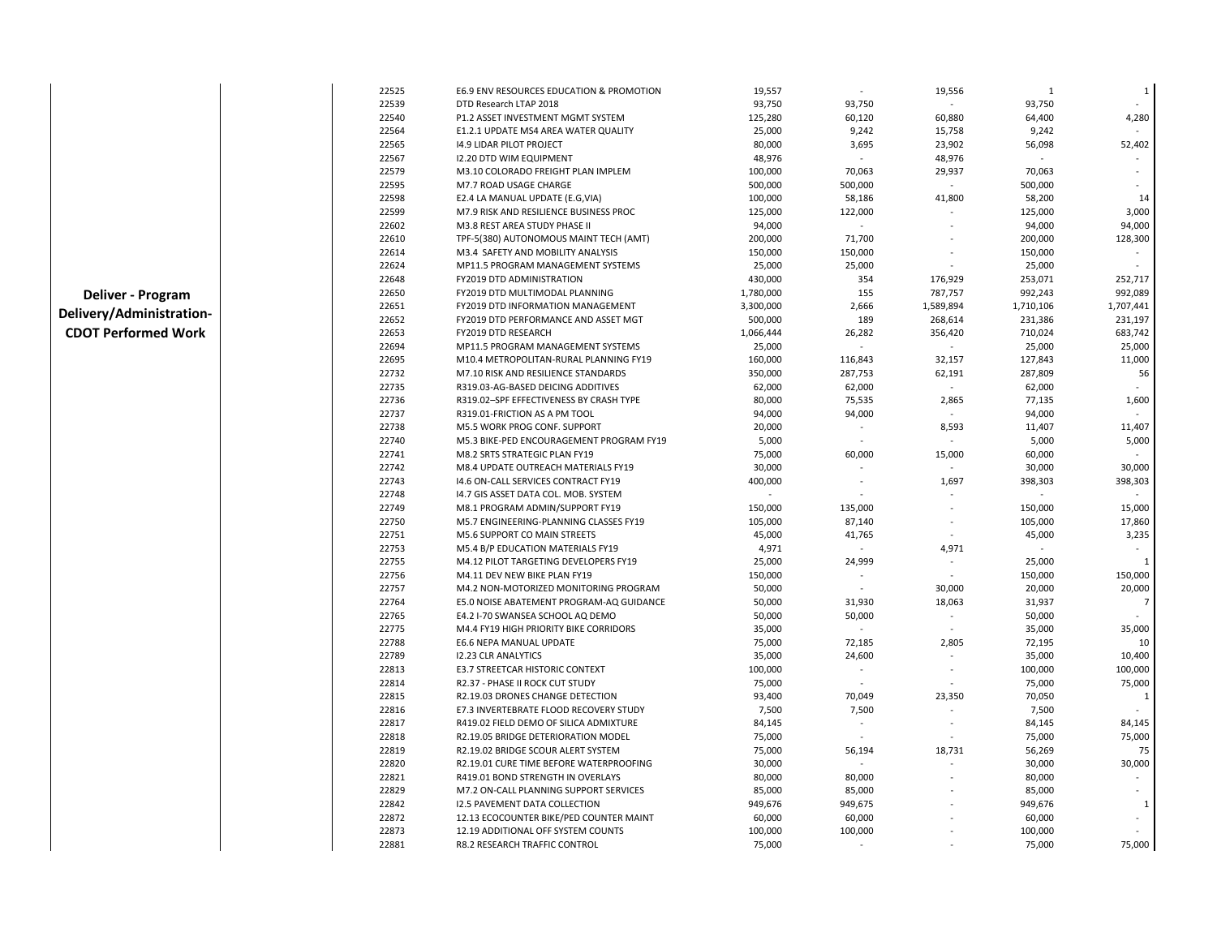| | | | | | | | | |
|---|---|---|---|---|---|---|---|---|
| **Deliver - Program Delivery/Administration-CDOT Performed Work** | | 22525 | E6.9 ENV RESOURCES EDUCATION & PROMOTION | 19,557 | - | 19,556 | 1 | 1 |
| | | 22539 | DTD Research LTAP 2018 | 93,750 | 93,750 | - | 93,750 | - |
| | | 22540 | P1.2 ASSET INVESTMENT MGMT SYSTEM | 125,280 | 60,120 | 60,880 | 64,400 | 4,280 |
| | | 22564 | E1.2.1 UPDATE MS4 AREA WATER QUALITY | 25,000 | 9,242 | 15,758 | 9,242 | - |
| | | 22565 | I4.9 LIDAR PILOT PROJECT | 80,000 | 3,695 | 23,902 | 56,098 | 52,402 |
| | | 22567 | I2.20 DTD WIM EQUIPMENT | 48,976 | - | 48,976 | - | - |
| | | 22579 | M3.10 COLORADO FREIGHT PLAN IMPLEM | 100,000 | 70,063 | 29,937 | 70,063 | - |
| | | 22595 | M7.7 ROAD USAGE CHARGE | 500,000 | 500,000 | - | 500,000 | - |
| | | 22598 | E2.4 LA MANUAL UPDATE (E.G,VIA) | 100,000 | 58,186 | 41,800 | 58,200 | 14 |
| | | 22599 | M7.9 RISK AND RESILIENCE BUSINESS PROC | 125,000 | 122,000 | - | 125,000 | 3,000 |
| | | 22602 | M3.8 REST AREA STUDY PHASE II | 94,000 | - | - | 94,000 | 94,000 |
| | | 22610 | TPF-5(380) AUTONOMOUS MAINT TECH (AMT) | 200,000 | 71,700 | - | 200,000 | 128,300 |
| | | 22614 | M3.4 SAFETY AND MOBILITY ANALYSIS | 150,000 | 150,000 | - | 150,000 | - |
| | | 22624 | MP11.5 PROGRAM MANAGEMENT SYSTEMS | 25,000 | 25,000 | - | 25,000 | - |
| | | 22648 | FY2019 DTD ADMINISTRATION | 430,000 | 354 | 176,929 | 253,071 | 252,717 |
| | | 22650 | FY2019 DTD MULTIMODAL PLANNING | 1,780,000 | 155 | 787,757 | 992,243 | 992,089 |
| | | 22651 | FY2019 DTD INFORMATION MANAGEMENT | 3,300,000 | 2,666 | 1,589,894 | 1,710,106 | 1,707,441 |
| | | 22652 | FY2019 DTD PERFORMANCE AND ASSET MGT | 500,000 | 189 | 268,614 | 231,386 | 231,197 |
| | | 22653 | FY2019 DTD RESEARCH | 1,066,444 | 26,282 | 356,420 | 710,024 | 683,742 |
| | | 22694 | MP11.5 PROGRAM MANAGEMENT SYSTEMS | 25,000 | - | - | 25,000 | 25,000 |
| | | 22695 | M10.4 METROPOLITAN-RURAL PLANNING FY19 | 160,000 | 116,843 | 32,157 | 127,843 | 11,000 |
| | | 22732 | M7.10 RISK AND RESILIENCE STANDARDS | 350,000 | 287,753 | 62,191 | 287,809 | 56 |
| | | 22735 | R319.03-AG-BASED DEICING ADDITIVES | 62,000 | 62,000 | - | 62,000 | - |
| | | 22736 | R319.02–SPF EFFECTIVENESS BY CRASH TYPE | 80,000 | 75,535 | 2,865 | 77,135 | 1,600 |
| | | 22737 | R319.01-FRICTION AS A PM TOOL | 94,000 | 94,000 | - | 94,000 | - |
| | | 22738 | M5.5 WORK PROG CONF. SUPPORT | 20,000 | - | 8,593 | 11,407 | 11,407 |
| | | 22740 | M5.3 BIKE-PED ENCOURAGEMENT PROGRAM FY19 | 5,000 | - | - | 5,000 | 5,000 |
| | | 22741 | M8.2 SRTS STRATEGIC PLAN FY19 | 75,000 | 60,000 | 15,000 | 60,000 | - |
| | | 22742 | M8.4 UPDATE OUTREACH MATERIALS FY19 | 30,000 | - | - | 30,000 | 30,000 |
| | | 22743 | I4.6 ON-CALL SERVICES CONTRACT FY19 | 400,000 | - | 1,697 | 398,303 | 398,303 |
| | | 22748 | I4.7 GIS ASSET DATA COL. MOB. SYSTEM | - | - | - | - | - |
| | | 22749 | M8.1 PROGRAM ADMIN/SUPPORT FY19 | 150,000 | 135,000 | - | 150,000 | 15,000 |
| | | 22750 | M5.7 ENGINEERING-PLANNING CLASSES FY19 | 105,000 | 87,140 | - | 105,000 | 17,860 |
| | | 22751 | M5.6 SUPPORT CO MAIN STREETS | 45,000 | 41,765 | - | 45,000 | 3,235 |
| | | 22753 | M5.4 B/P EDUCATION MATERIALS FY19 | 4,971 | - | 4,971 | - | - |
| | | 22755 | M4.12 PILOT TARGETING DEVELOPERS FY19 | 25,000 | 24,999 | - | 25,000 | 1 |
| | | 22756 | M4.11 DEV NEW BIKE PLAN FY19 | 150,000 | - | - | 150,000 | 150,000 |
| | | 22757 | M4.2 NON-MOTORIZED MONITORING PROGRAM | 50,000 | - | 30,000 | 20,000 | 20,000 |
| | | 22764 | E5.0 NOISE ABATEMENT PROGRAM-AQ GUIDANCE | 50,000 | 31,930 | 18,063 | 31,937 | 7 |
| | | 22765 | E4.2 I-70 SWANSEA SCHOOL AQ DEMO | 50,000 | 50,000 | - | 50,000 | - |
| | | 22775 | M4.4 FY19 HIGH PRIORITY BIKE CORRIDORS | 35,000 | - | - | 35,000 | 35,000 |
| | | 22788 | E6.6 NEPA MANUAL UPDATE | 75,000 | 72,185 | 2,805 | 72,195 | 10 |
| | | 22789 | I2.23 CLR ANALYTICS | 35,000 | 24,600 | - | 35,000 | 10,400 |
| | | 22813 | E3.7 STREETCAR HISTORIC CONTEXT | 100,000 | - | - | 100,000 | 100,000 |
| | | 22814 | R2.37 - PHASE II ROCK CUT STUDY | 75,000 | - | - | 75,000 | 75,000 |
| | | 22815 | R2.19.03 DRONES CHANGE DETECTION | 93,400 | 70,049 | 23,350 | 70,050 | 1 |
| | | 22816 | E7.3 INVERTEBRATE FLOOD RECOVERY STUDY | 7,500 | 7,500 | - | 7,500 | - |
| | | 22817 | R419.02 FIELD DEMO OF SILICA ADMIXTURE | 84,145 | - | - | 84,145 | 84,145 |
| | | 22818 | R2.19.05 BRIDGE DETERIORATION MODEL | 75,000 | - | - | 75,000 | 75,000 |
| | | 22819 | R2.19.02 BRIDGE SCOUR ALERT SYSTEM | 75,000 | 56,194 | 18,731 | 56,269 | 75 |
| | | 22820 | R2.19.01 CURE TIME BEFORE WATERPROOFING | 30,000 | - | - | 30,000 | 30,000 |
| | | 22821 | R419.01 BOND STRENGTH IN OVERLAYS | 80,000 | 80,000 | - | 80,000 | - |
| | | 22829 | M7.2 ON-CALL PLANNING SUPPORT SERVICES | 85,000 | 85,000 | - | 85,000 | - |
| | | 22842 | I2.5 PAVEMENT DATA COLLECTION | 949,676 | 949,675 | - | 949,676 | 1 |
| | | 22872 | 12.13 ECOCOUNTER BIKE/PED COUNTER MAINT | 60,000 | 60,000 | - | 60,000 | - |
| | | 22873 | 12.19 ADDITIONAL OFF SYSTEM COUNTS | 100,000 | 100,000 | - | 100,000 | - |
| | | 22881 | R8.2 RESEARCH TRAFFIC CONTROL | 75,000 | - | - | 75,000 | 75,000 |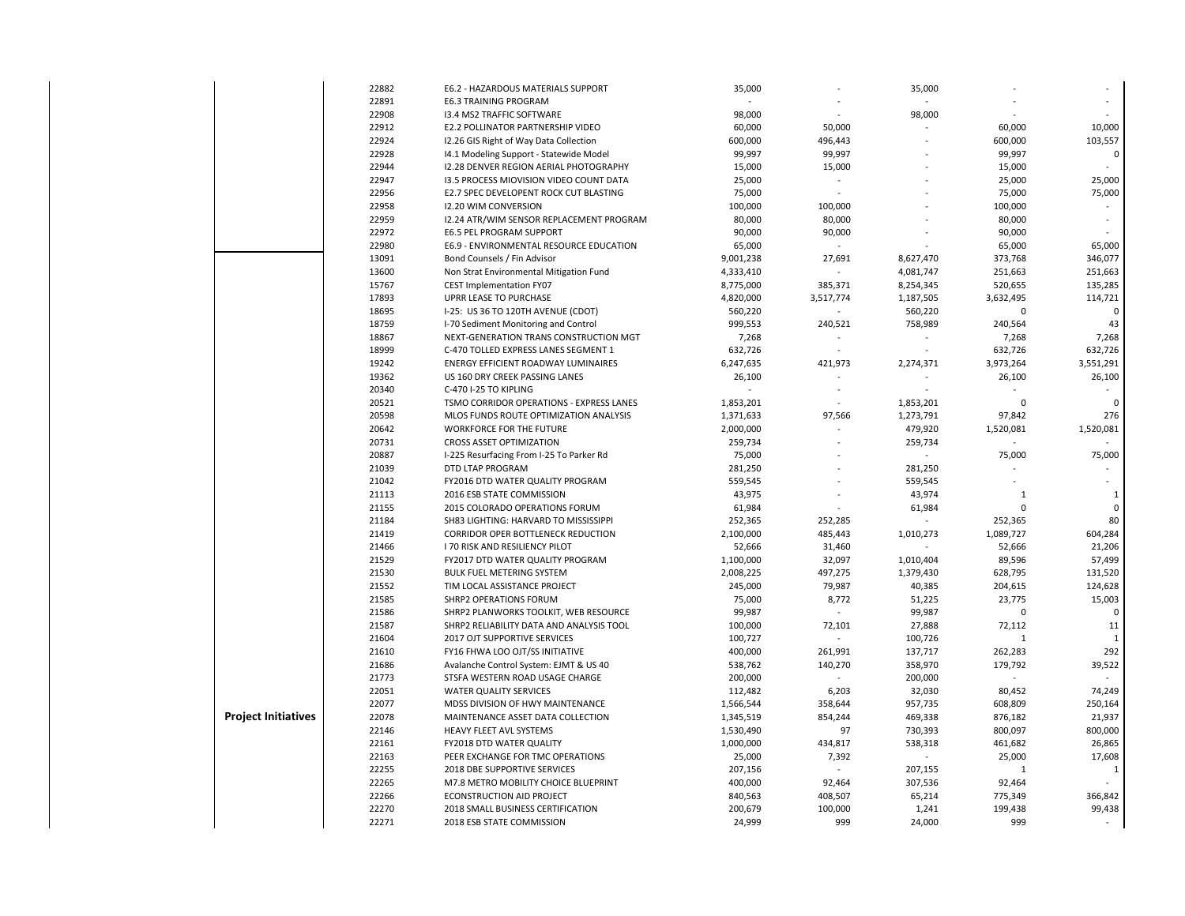| | | | | | | | |
|---|---|---|---|---|---|---|---|
| | 22882 | E6.2 - HAZARDOUS MATERIALS SUPPORT | 35,000 | - | 35,000 | - | - |
| | 22891 | E6.3 TRAINING PROGRAM | - | - | - | - | - |
| | 22908 | I3.4 MS2 TRAFFIC SOFTWARE | 98,000 | - | 98,000 | - | - |
| | 22912 | E2.2 POLLINATOR PARTNERSHIP VIDEO | 60,000 | 50,000 | - | 60,000 | 10,000 |
| | 22924 | I2.26 GIS Right of Way Data Collection | 600,000 | 496,443 | - | 600,000 | 103,557 |
| | 22928 | I4.1 Modeling Support - Statewide Model | 99,997 | 99,997 | - | 99,997 | 0 |
| | 22944 | I2.28 DENVER REGION AERIAL PHOTOGRAPHY | 15,000 | 15,000 | - | 15,000 | - |
| | 22947 | I3.5 PROCESS MIOVISION VIDEO COUNT DATA | 25,000 | - | - | 25,000 | 25,000 |
| | 22956 | E2.7 SPEC DEVELOPENT ROCK CUT BLASTING | 75,000 | - | - | 75,000 | 75,000 |
| | 22958 | I2.20 WIM CONVERSION | 100,000 | 100,000 | - | 100,000 | - |
| | 22959 | I2.24 ATR/WIM SENSOR REPLACEMENT PROGRAM | 80,000 | 80,000 | - | 80,000 | - |
| | 22972 | E6.5 PEL PROGRAM SUPPORT | 90,000 | 90,000 | - | 90,000 | - |
| | 22980 | E6.9 - ENVIRONMENTAL RESOURCE EDUCATION | 65,000 | - | - | 65,000 | 65,000 |
| **Project Initiatives** | 13091 | Bond Counsels / Fin Advisor | 9,001,238 | 27,691 | 8,627,470 | 373,768 | 346,077 |
| | 13600 | Non Strat Environmental Mitigation Fund | 4,333,410 | - | 4,081,747 | 251,663 | 251,663 |
| | 15767 | CEST Implementation FY07 | 8,775,000 | 385,371 | 8,254,345 | 520,655 | 135,285 |
| | 17893 | UPRR LEASE TO PURCHASE | 4,820,000 | 3,517,774 | 1,187,505 | 3,632,495 | 114,721 |
| | 18695 | I-25: US 36 TO 120TH AVENUE (CDOT) | 560,220 | - | 560,220 | 0 | 0 |
| | 18759 | I-70 Sediment Monitoring and Control | 999,553 | 240,521 | 758,989 | 240,564 | 43 |
| | 18867 | NEXT-GENERATION TRANS CONSTRUCTION MGT | 7,268 | - | - | 7,268 | 7,268 |
| | 18999 | C-470 TOLLED EXPRESS LANES SEGMENT 1 | 632,726 | - | - | 632,726 | 632,726 |
| | 19242 | ENERGY EFFICIENT ROADWAY LUMINAIRES | 6,247,635 | 421,973 | 2,274,371 | 3,973,264 | 3,551,291 |
| | 19362 | US 160 DRY CREEK PASSING LANES | 26,100 | - | - | 26,100 | 26,100 |
| | 20340 | C-470 I-25 TO KIPLING | - | - | - | - | - |
| | 20521 | TSMO CORRIDOR OPERATIONS - EXPRESS LANES | 1,853,201 | - | 1,853,201 | 0 | 0 |
| | 20598 | MLOS FUNDS ROUTE OPTIMIZATION ANALYSIS | 1,371,633 | 97,566 | 1,273,791 | 97,842 | 276 |
| | 20642 | WORKFORCE FOR THE FUTURE | 2,000,000 | - | 479,920 | 1,520,081 | 1,520,081 |
| | 20731 | CROSS ASSET OPTIMIZATION | 259,734 | - | 259,734 | - | - |
| | 20887 | I-225 Resurfacing From I-25 To Parker Rd | 75,000 | - | - | 75,000 | 75,000 |
| | 21039 | DTD LTAP PROGRAM | 281,250 | - | 281,250 | - | - |
| | 21042 | FY2016 DTD WATER QUALITY PROGRAM | 559,545 | - | 559,545 | - | - |
| | 21113 | 2016 ESB STATE COMMISSION | 43,975 | - | 43,974 | 1 | 1 |
| | 21155 | 2015 COLORADO OPERATIONS FORUM | 61,984 | - | 61,984 | 0 | 0 |
| | 21184 | SH83 LIGHTING: HARVARD TO MISSISSIPPI | 252,365 | 252,285 | - | 252,365 | 80 |
| | 21419 | CORRIDOR OPER BOTTLENECK REDUCTION | 2,100,000 | 485,443 | 1,010,273 | 1,089,727 | 604,284 |
| | 21466 | I 70 RISK AND RESILIENCY PILOT | 52,666 | 31,460 | - | 52,666 | 21,206 |
| | 21529 | FY2017 DTD WATER QUALITY PROGRAM | 1,100,000 | 32,097 | 1,010,404 | 89,596 | 57,499 |
| | 21530 | BULK FUEL METERING SYSTEM | 2,008,225 | 497,275 | 1,379,430 | 628,795 | 131,520 |
| | 21552 | TIM LOCAL ASSISTANCE PROJECT | 245,000 | 79,987 | 40,385 | 204,615 | 124,628 |
| | 21585 | SHRP2 OPERATIONS FORUM | 75,000 | 8,772 | 51,225 | 23,775 | 15,003 |
| | 21586 | SHRP2 PLANWORKS TOOLKIT, WEB RESOURCE | 99,987 | - | 99,987 | 0 | 0 |
| | 21587 | SHRP2 RELIABILITY DATA AND ANALYSIS TOOL | 100,000 | 72,101 | 27,888 | 72,112 | 11 |
| | 21604 | 2017 OJT SUPPORTIVE SERVICES | 100,727 | - | 100,726 | 1 | 1 |
| | 21610 | FY16 FHWA LOO OJT/SS INITIATIVE | 400,000 | 261,991 | 137,717 | 262,283 | 292 |
| | 21686 | Avalanche Control System: EJMT & US 40 | 538,762 | 140,270 | 358,970 | 179,792 | 39,522 |
| | 21773 | STSFA WESTERN ROAD USAGE CHARGE | 200,000 | - | 200,000 | - | - |
| | 22051 | WATER QUALITY SERVICES | 112,482 | 6,203 | 32,030 | 80,452 | 74,249 |
| | 22077 | MDSS DIVISION OF HWY MAINTENANCE | 1,566,544 | 358,644 | 957,735 | 608,809 | 250,164 |
| | 22078 | MAINTENANCE ASSET DATA COLLECTION | 1,345,519 | 854,244 | 469,338 | 876,182 | 21,937 |
| | 22146 | HEAVY FLEET AVL SYSTEMS | 1,530,490 | 97 | 730,393 | 800,097 | 800,000 |
| | 22161 | FY2018 DTD WATER QUALITY | 1,000,000 | 434,817 | 538,318 | 461,682 | 26,865 |
| | 22163 | PEER EXCHANGE FOR TMC OPERATIONS | 25,000 | 7,392 | - | 25,000 | 17,608 |
| | 22255 | 2018 DBE SUPPORTIVE SERVICES | 207,156 | - | 207,155 | 1 | 1 |
| | 22265 | M7.8 METRO MOBILITY CHOICE BLUEPRINT | 400,000 | 92,464 | 307,536 | 92,464 | - |
| | 22266 | ECONSTRUCTION AID PROJECT | 840,563 | 408,507 | 65,214 | 775,349 | 366,842 |
| | 22270 | 2018 SMALL BUSINESS CERTIFICATION | 200,679 | 100,000 | 1,241 | 199,438 | 99,438 |
| | 22271 | 2018 ESB STATE COMMISSION | 24,999 | 999 | 24,000 | 999 | - |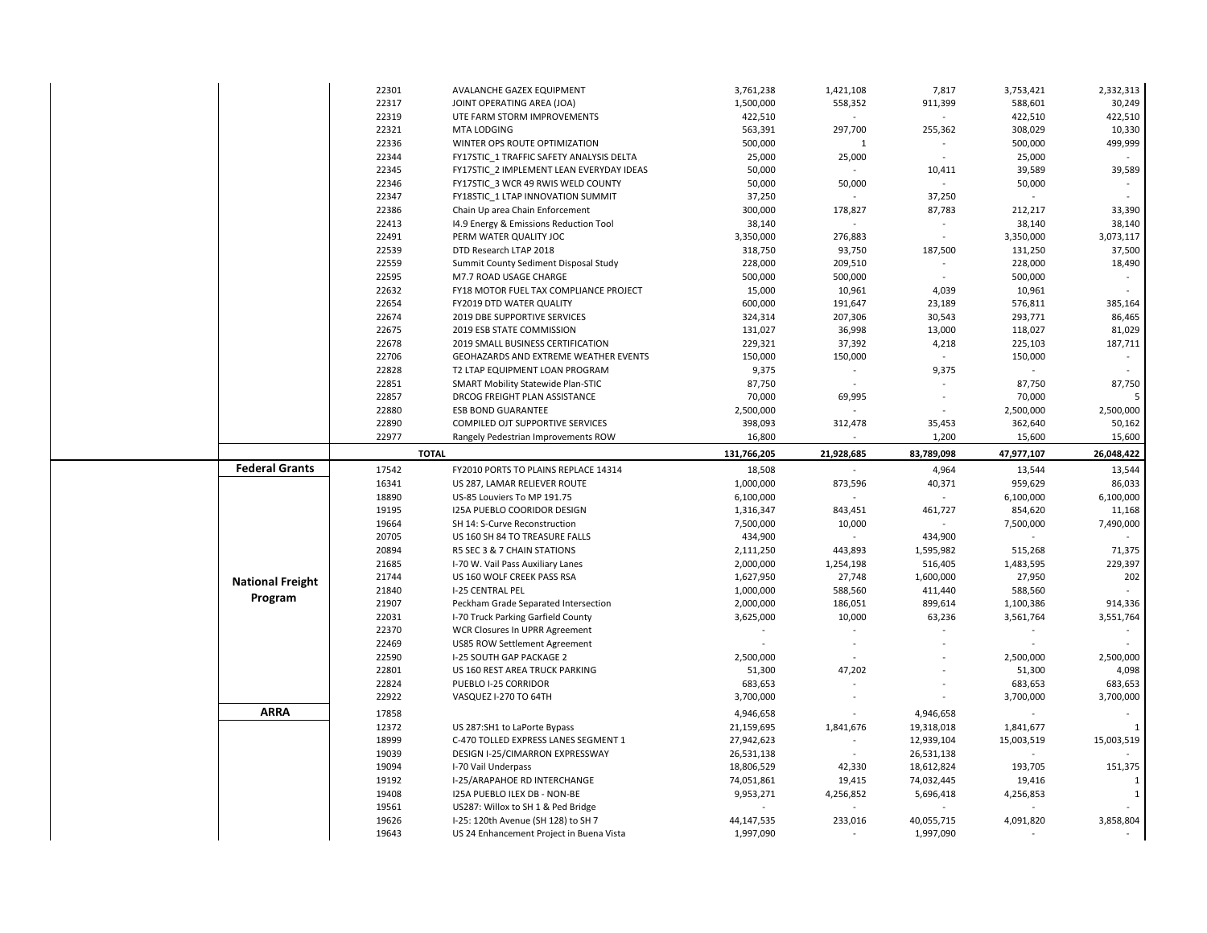| | | Project | Description | | | | | |
|---|---|---|---|---|---|---|---|---|
| | | 22301 | AVALANCHE GAZEX EQUIPMENT | 3,761,238 | 1,421,108 | 7,817 | 3,753,421 | 2,332,313 |
| | | 22317 | JOINT OPERATING AREA (JOA) | 1,500,000 | 558,352 | 911,399 | 588,601 | 30,249 |
| | | 22319 | UTE FARM STORM IMPROVEMENTS | 422,510 | - | - | 422,510 | 422,510 |
| | | 22321 | MTA LODGING | 563,391 | 297,700 | 255,362 | 308,029 | 10,330 |
| | | 22336 | WINTER OPS ROUTE OPTIMIZATION | 500,000 | 1 | - | 500,000 | 499,999 |
| | | 22344 | FY17STIC_1 TRAFFIC SAFETY ANALYSIS DELTA | 25,000 | 25,000 | - | 25,000 | - |
| | | 22345 | FY17STIC_2 IMPLEMENT LEAN EVERYDAY IDEAS | 50,000 | - | 10,411 | 39,589 | 39,589 |
| | | 22346 | FY17STIC_3 WCR 49 RWIS WELD COUNTY | 50,000 | 50,000 | - | 50,000 | - |
| | | 22347 | FY18STIC_1 LTAP INNOVATION SUMMIT | 37,250 | - | 37,250 | - | - |
| | | 22386 | Chain Up area Chain Enforcement | 300,000 | 178,827 | 87,783 | 212,217 | 33,390 |
| | | 22413 | I4.9 Energy & Emissions Reduction Tool | 38,140 | - | - | 38,140 | 38,140 |
| | | 22491 | PERM WATER QUALITY JOC | 3,350,000 | 276,883 | - | 3,350,000 | 3,073,117 |
| | | 22539 | DTD Research LTAP 2018 | 318,750 | 93,750 | 187,500 | 131,250 | 37,500 |
| | | 22559 | Summit County Sediment Disposal Study | 228,000 | 209,510 | - | 228,000 | 18,490 |
| | | 22595 | M7.7 ROAD USAGE CHARGE | 500,000 | 500,000 | - | 500,000 | - |
| | | 22632 | FY18 MOTOR FUEL TAX COMPLIANCE PROJECT | 15,000 | 10,961 | 4,039 | 10,961 | - |
| | | 22654 | FY2019 DTD WATER QUALITY | 600,000 | 191,647 | 23,189 | 576,811 | 385,164 |
| | | 22674 | 2019 DBE SUPPORTIVE SERVICES | 324,314 | 207,306 | 30,543 | 293,771 | 86,465 |
| | | 22675 | 2019 ESB STATE COMMISSION | 131,027 | 36,998 | 13,000 | 118,027 | 81,029 |
| | | 22678 | 2019 SMALL BUSINESS CERTIFICATION | 229,321 | 37,392 | 4,218 | 225,103 | 187,711 |
| | | 22706 | GEOHAZARDS AND EXTREME WEATHER EVENTS | 150,000 | 150,000 | - | 150,000 | - |
| | | 22828 | T2 LTAP EQUIPMENT LOAN PROGRAM | 9,375 | - | 9,375 | - | - |
| | | 22851 | SMART Mobility Statewide Plan-STIC | 87,750 | - | - | 87,750 | 87,750 |
| | | 22857 | DRCOG FREIGHT PLAN ASSISTANCE | 70,000 | 69,995 | - | 70,000 | 5 |
| | | 22880 | ESB BOND GUARANTEE | 2,500,000 | - | - | 2,500,000 | 2,500,000 |
| | | 22890 | COMPILED OJT SUPPORTIVE SERVICES | 398,093 | 312,478 | 35,453 | 362,640 | 50,162 |
| | | 22977 | Rangely Pedestrian Improvements ROW | 16,800 | - | 1,200 | 15,600 | 15,600 |
| | | **TOTAL** | | **131,766,205** | **21,928,685** | **83,789,098** | **47,977,107** | **26,048,422** |
| | **Federal Grants** | 17542 | FY2010 PORTS TO PLAINS REPLACE 14314 | 18,508 | - | 4,964 | 13,544 | 13,544 |
| | | 16341 | US 287, LAMAR RELIEVER ROUTE | 1,000,000 | 873,596 | 40,371 | 959,629 | 86,033 |
| | | 18890 | US-85 Louviers To MP 191.75 | 6,100,000 | - | - | 6,100,000 | 6,100,000 |
| | | 19195 | I25A PUEBLO COORIDOR DESIGN | 1,316,347 | 843,451 | 461,727 | 854,620 | 11,168 |
| | | 19664 | SH 14: S-Curve Reconstruction | 7,500,000 | 10,000 | - | 7,500,000 | 7,490,000 |
| | | 20705 | US 160 SH 84 TO TREASURE FALLS | 434,900 | - | 434,900 | - | - |
| | | 20894 | R5 SEC 3 & 7 CHAIN STATIONS | 2,111,250 | 443,893 | 1,595,982 | 515,268 | 71,375 |
| | | 21685 | I-70 W. Vail Pass Auxiliary Lanes | 2,000,000 | 1,254,198 | 516,405 | 1,483,595 | 229,397 |
| | **National Freight Program** | 21744 | US 160 WOLF CREEK PASS RSA | 1,627,950 | 27,748 | 1,600,000 | 27,950 | 202 |
| | | 21840 | I-25 CENTRAL PEL | 1,000,000 | 588,560 | 411,440 | 588,560 | - |
| | | 21907 | Peckham Grade Separated Intersection | 2,000,000 | 186,051 | 899,614 | 1,100,386 | 914,336 |
| | | 22031 | I-70 Truck Parking Garfield County | 3,625,000 | 10,000 | 63,236 | 3,561,764 | 3,551,764 |
| | | 22370 | WCR Closures In UPRR Agreement | - | - | - | - | - |
| | | 22469 | US85 ROW Settlement Agreement | - | - | - | - | - |
| | | 22590 | I-25 SOUTH GAP PACKAGE 2 | 2,500,000 | - | - | 2,500,000 | 2,500,000 |
| | | 22801 | US 160 REST AREA TRUCK PARKING | 51,300 | 47,202 | - | 51,300 | 4,098 |
| | | 22824 | PUEBLO I-25 CORRIDOR | 683,653 | - | - | 683,653 | 683,653 |
| | | 22922 | VASQUEZ I-270 TO 64TH | 3,700,000 | - | - | 3,700,000 | 3,700,000 |
| | **ARRA** | 17858 | | 4,946,658 | - | 4,946,658 | - | - |
| | | 12372 | US 287:SH1 to LaPorte Bypass | 21,159,695 | 1,841,676 | 19,318,018 | 1,841,677 | 1 |
| | | 18999 | C-470 TOLLED EXPRESS LANES SEGMENT 1 | 27,942,623 | - | 12,939,104 | 15,003,519 | 15,003,519 |
| | | 19039 | DESIGN I-25/CIMARRON EXPRESSWAY | 26,531,138 | - | 26,531,138 | - | - |
| | | 19094 | I-70 Vail Underpass | 18,806,529 | 42,330 | 18,612,824 | 193,705 | 151,375 |
| | | 19192 | I-25/ARAPAHOE RD INTERCHANGE | 74,051,861 | 19,415 | 74,032,445 | 19,416 | 1 |
| | | 19408 | I25A PUEBLO ILEX DB - NON-BE | 9,953,271 | 4,256,852 | 5,696,418 | 4,256,853 | 1 |
| | | 19561 | US287: Willox to SH 1 & Ped Bridge | - | - | - | - | - |
| | | 19626 | I-25: 120th Avenue (SH 128) to SH 7 | 44,147,535 | 233,016 | 40,055,715 | 4,091,820 | 3,858,804 |
| | | 19643 | US 24 Enhancement Project in Buena Vista | 1,997,090 | - | 1,997,090 | - | - |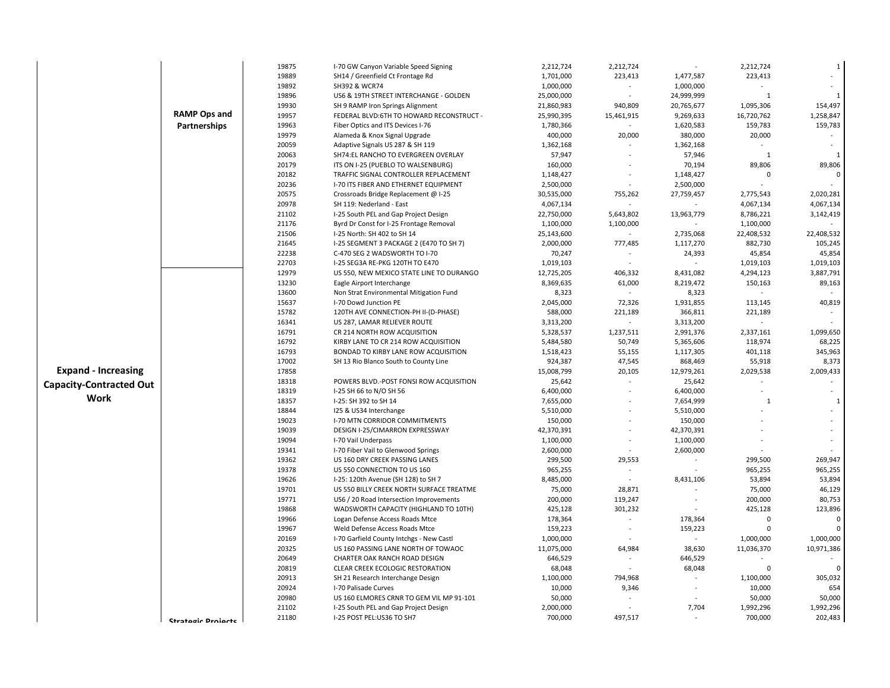| | | | | | | | | |
|---|---|---|---|---|---|---|---|---|
| | | 19875 | I-70 GW Canyon Variable Speed Signing | 2,212,724 | 2,212,724 | - | 2,212,724 | 1 |
| | | 19889 | SH14 / Greenfield Ct Frontage Rd | 1,701,000 | 223,413 | 1,477,587 | 223,413 | - |
| | | 19892 | SH392 & WCR74 | 1,000,000 | - | 1,000,000 | - | - |
| | | 19896 | US6 & 19TH STREET INTERCHANGE - GOLDEN | 25,000,000 | - | 24,999,999 | 1 | 1 |
| | | 19930 | SH 9 RAMP Iron Springs Alignment | 21,860,983 | 940,809 | 20,765,677 | 1,095,306 | 154,497 |
| | **RAMP Ops and Partnerships** | 19957 | FEDERAL BLVD:6TH TO HOWARD RECONSTRUCT - | 25,990,395 | 15,461,915 | 9,269,633 | 16,720,762 | 1,258,847 |
| | | 19963 | Fiber Optics and ITS Devices I-76 | 1,780,366 | - | 1,620,583 | 159,783 | 159,783 |
| | | 19979 | Alameda & Knox Signal Upgrade | 400,000 | 20,000 | 380,000 | 20,000 | - |
| | | 20059 | Adaptive Signals US 287 & SH 119 | 1,362,168 | - | 1,362,168 | - | - |
| | | 20063 | SH74:EL RANCHO TO EVERGREEN OVERLAY | 57,947 | - | 57,946 | 1 | 1 |
| | | 20179 | ITS ON I-25 (PUEBLO TO WALSENBURG) | 160,000 | - | 70,194 | 89,806 | 89,806 |
| | | 20182 | TRAFFIC SIGNAL CONTROLLER REPLACEMENT | 1,148,427 | - | 1,148,427 | 0 | 0 |
| | | 20236 | I-70 ITS FIBER AND ETHERNET EQUIPMENT | 2,500,000 | - | 2,500,000 | - | - |
| | | 20575 | Crossroads Bridge Replacement @ I-25 | 30,535,000 | 755,262 | 27,759,457 | 2,775,543 | 2,020,281 |
| | | 20978 | SH 119: Nederland - East | 4,067,134 | - | - | 4,067,134 | 4,067,134 |
| | | 21102 | I-25 South PEL and Gap Project Design | 22,750,000 | 5,643,802 | 13,963,779 | 8,786,221 | 3,142,419 |
| | | 21176 | Byrd Dr Const for I-25 Frontage Removal | 1,100,000 | 1,100,000 | - | 1,100,000 | - |
| | | 21506 | I-25 North: SH 402 to SH 14 | 25,143,600 | - | 2,735,068 | 22,408,532 | 22,408,532 |
| | | 21645 | I-25 SEGMENT 3 PACKAGE 2 (E470 TO SH 7) | 2,000,000 | 777,485 | 1,117,270 | 882,730 | 105,245 |
| | | 22238 | C-470 SEG 2 WADSWORTH TO I-70 | 70,247 | - | 24,393 | 45,854 | 45,854 |
| | | 22703 | I-25 SEG3A RE-PKG 120TH TO E470 | 1,019,103 | - | - | 1,019,103 | 1,019,103 |
| | | 12979 | US 550, NEW MEXICO STATE LINE TO DURANGO | 12,725,205 | 406,332 | 8,431,082 | 4,294,123 | 3,887,791 |
| | | 13230 | Eagle Airport Interchange | 8,369,635 | 61,000 | 8,219,472 | 150,163 | 89,163 |
| | | 13600 | Non Strat Environmental Mitigation Fund | 8,323 | - | 8,323 | - | - |
| | | 15637 | I-70 Dowd Junction PE | 2,045,000 | 72,326 | 1,931,855 | 113,145 | 40,819 |
| | | 15782 | 120TH AVE CONNECTION-PH II-(D-PHASE) | 588,000 | 221,189 | 366,811 | 221,189 | - |
| | | 16341 | US 287, LAMAR RELIEVER ROUTE | 3,313,200 | - | 3,313,200 | - | - |
| | | 16791 | CR 214 NORTH ROW ACQUISITION | 5,328,537 | 1,237,511 | 2,991,376 | 2,337,161 | 1,099,650 |
| | | 16792 | KIRBY LANE TO CR 214 ROW ACQUISITION | 5,484,580 | 50,749 | 5,365,606 | 118,974 | 68,225 |
| | | 16793 | BONDAD TO KIRBY LANE ROW ACQUISITION | 1,518,423 | 55,155 | 1,117,305 | 401,118 | 345,963 |
| | | 17002 | SH 13 Rio Blanco South to County Line | 924,387 | 47,545 | 868,469 | 55,918 | 8,373 |
| **Expand - Increasing Capacity-Contracted Out Work** | | 17858 | | 15,008,799 | 20,105 | 12,979,261 | 2,029,538 | 2,009,433 |
| | | 18318 | POWERS BLVD.-POST FONSI ROW ACQUISITION | 25,642 | - | 25,642 | - | - |
| | | 18319 | I-25 SH 66 to N/O SH 56 | 6,400,000 | - | 6,400,000 | - | - |
| | | 18357 | I-25: SH 392 to SH 14 | 7,655,000 | - | 7,654,999 | 1 | 1 |
| | | 18844 | I25 & US34 Interchange | 5,510,000 | - | 5,510,000 | - | - |
| | | 19023 | I-70 MTN CORRIDOR COMMITMENTS | 150,000 | - | 150,000 | - | - |
| | | 19039 | DESIGN I-25/CIMARRON EXPRESSWAY | 42,370,391 | - | 42,370,391 | - | - |
| | | 19094 | I-70 Vail Underpass | 1,100,000 | - | 1,100,000 | - | - |
| | | 19341 | I-70 Fiber Vail to Glenwood Springs | 2,600,000 | - | 2,600,000 | - | - |
| | | 19362 | US 160 DRY CREEK PASSING LANES | 299,500 | 29,553 | - | 299,500 | 269,947 |
| | | 19378 | US 550 CONNECTION TO US 160 | 965,255 | - | - | 965,255 | 965,255 |
| | | 19626 | I-25: 120th Avenue (SH 128) to SH 7 | 8,485,000 | - | 8,431,106 | 53,894 | 53,894 |
| | | 19701 | US 550 BILLY CREEK NORTH SURFACE TREATME | 75,000 | 28,871 | - | 75,000 | 46,129 |
| | | 19771 | US6 / 20 Road Intersection Improvements | 200,000 | 119,247 | - | 200,000 | 80,753 |
| | | 19868 | WADSWORTH CAPACITY (HIGHLAND TO 10TH) | 425,128 | 301,232 | - | 425,128 | 123,896 |
| | | 19966 | Logan Defense Access Roads Mtce | 178,364 | - | 178,364 | 0 | 0 |
| | | 19967 | Weld Defense Access Roads Mtce | 159,223 | - | 159,223 | 0 | 0 |
| | | 20169 | I-70 Garfield County Intchgs - New Castl | 1,000,000 | - | - | 1,000,000 | 1,000,000 |
| | | 20325 | US 160 PASSING LANE NORTH OF TOWAOC | 11,075,000 | 64,984 | 38,630 | 11,036,370 | 10,971,386 |
| | | 20649 | CHARTER OAK RANCH ROAD DESIGN | 646,529 | - | 646,529 | - | - |
| | | 20819 | CLEAR CREEK ECOLOGIC RESTORATION | 68,048 | - | 68,048 | 0 | 0 |
| | | 20913 | SH 21 Research Interchange Design | 1,100,000 | 794,968 | - | 1,100,000 | 305,032 |
| | | 20924 | I-70 Palisade Curves | 10,000 | 9,346 | - | 10,000 | 654 |
| | | 20980 | US 160 ELMORES CRNR TO GEM VIL MP 91-101 | 50,000 | - | - | 50,000 | 50,000 |
| | | 21102 | I-25 South PEL and Gap Project Design | 2,000,000 | - | 7,704 | 1,992,296 | 1,992,296 |
| | **Strategic Projects** | 21180 | I-25 POST PEL:US36 TO SH7 | 700,000 | 497,517 | - | 700,000 | 202,483 |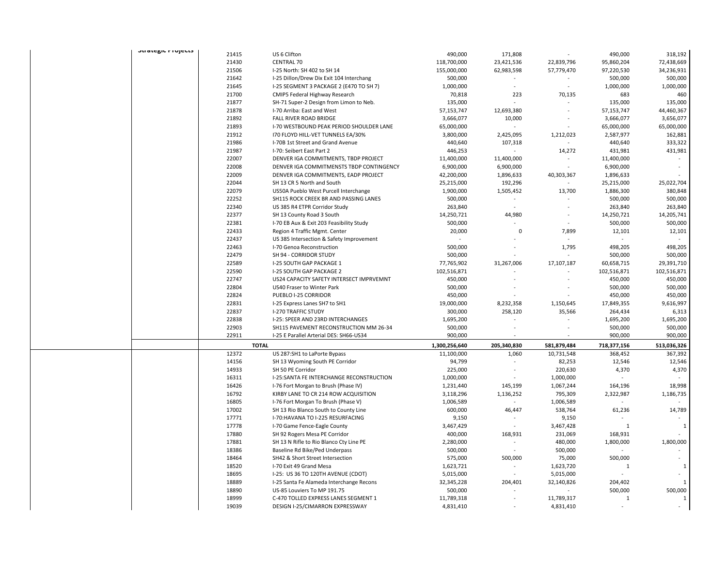| | Strategic Projects | | | | | | | |
|---|---|---|---|---|---|---|---|---|
| | | 21415 | US 6 Clifton | 490,000 | 171,808 | - | 490,000 | 318,192 |
| | | 21430 | CENTRAL 70 | 118,700,000 | 23,421,536 | 22,839,796 | 95,860,204 | 72,438,669 |
| | | 21506 | I-25 North: SH 402 to SH 14 | 155,000,000 | 62,983,598 | 57,779,470 | 97,220,530 | 34,236,931 |
| | | 21642 | I-25 Dillon/Drew Dix Exit 104 Interchang | 500,000 | - | - | 500,000 | 500,000 |
| | | 21645 | I-25 SEGMENT 3 PACKAGE 2 (E470 TO SH 7) | 1,000,000 | - | - | 1,000,000 | 1,000,000 |
| | | 21700 | CMIP5 Federal Highway Research | 70,818 | 223 | 70,135 | 683 | 460 |
| | | 21877 | SH-71 Super-2 Design from Limon to Neb. | 135,000 | - | - | 135,000 | 135,000 |
| | | 21878 | I-70 Arriba: East and West | 57,153,747 | 12,693,380 | - | 57,153,747 | 44,460,367 |
| | | 21892 | FALL RIVER ROAD BRIDGE | 3,666,077 | 10,000 | - | 3,666,077 | 3,656,077 |
| | | 21893 | I-70 WESTBOUND PEAK PERIOD SHOULDER LANE | 65,000,000 | - | - | 65,000,000 | 65,000,000 |
| | | 21912 | I70 FLOYD HILL-VET TUNNELS EA/30% | 3,800,000 | 2,425,095 | 1,212,023 | 2,587,977 | 162,881 |
| | | 21986 | I-70B 1st Street and Grand Avenue | 440,640 | 107,318 | - | 440,640 | 333,322 |
| | | 21987 | I-70: Seibert East Part 2 | 446,253 | - | 14,272 | 431,981 | 431,981 |
| | | 22007 | DENVER IGA COMMITMENTS, TBDP PROJECT | 11,400,000 | 11,400,000 | - | 11,400,000 | - |
| | | 22008 | DENVER IGA COMMITMENSTS TBDP CONTINGENCY | 6,900,000 | 6,900,000 | - | 6,900,000 | - |
| | | 22009 | DENVER IGA COMMITMENTS, EADP PROJECT | 42,200,000 | 1,896,633 | 40,303,367 | 1,896,633 | - |
| | | 22044 | SH 13 CR 5 North and South | 25,215,000 | 192,296 | - | 25,215,000 | 25,022,704 |
| | | 22079 | US50A Pueblo West Purcell Interchange | 1,900,000 | 1,505,452 | 13,700 | 1,886,300 | 380,848 |
| | | 22252 | SH115 ROCK CREEK BR AND PASSING LANES | 500,000 | - | - | 500,000 | 500,000 |
| | | 22340 | US 385 R4 ETPR Corridor Study | 263,840 | - | - | 263,840 | 263,840 |
| | | 22377 | SH 13 County Road 3 South | 14,250,721 | 44,980 | - | 14,250,721 | 14,205,741 |
| | | 22381 | I-70 EB Aux & Exit 203 Feasibility Study | 500,000 | - | - | 500,000 | 500,000 |
| | | 22433 | Region 4 Traffic Mgmt. Center | 20,000 | 0 | 7,899 | 12,101 | 12,101 |
| | | 22437 | US 385 Intersection & Safety Improvement | - | - | - | - | - |
| | | 22463 | I-70 Genoa Reconstruction | 500,000 | - | 1,795 | 498,205 | 498,205 |
| | | 22479 | SH 94 - CORRIDOR STUDY | 500,000 | - | - | 500,000 | 500,000 |
| | | 22589 | I-25 SOUTH GAP PACKAGE 1 | 77,765,902 | 31,267,006 | 17,107,187 | 60,658,715 | 29,391,710 |
| | | 22590 | I-25 SOUTH GAP PACKAGE 2 | 102,516,871 | - | - | 102,516,871 | 102,516,871 |
| | | 22747 | US24 CAPACITY SAFETY INTERSECT IMPRVEMNT | 450,000 | - | - | 450,000 | 450,000 |
| | | 22804 | US40 Fraser to Winter Park | 500,000 | - | - | 500,000 | 500,000 |
| | | 22824 | PUEBLO I-25 CORRIDOR | 450,000 | - | - | 450,000 | 450,000 |
| | | 22831 | I-25 Express Lanes SH7 to SH1 | 19,000,000 | 8,232,358 | 1,150,645 | 17,849,355 | 9,616,997 |
| | | 22837 | I-270 TRAFFIC STUDY | 300,000 | 258,120 | 35,566 | 264,434 | 6,313 |
| | | 22838 | I-25: SPEER AND 23RD INTERCHANGES | 1,695,200 | - | - | 1,695,200 | 1,695,200 |
| | | 22903 | SH115 PAVEMENT RECONSTRUCTION MM 26-34 | 500,000 | - | - | 500,000 | 500,000 |
| | | 22911 | I-25 E Parallel Arterial DES: SH66-US34 | 900,000 | - | - | 900,000 | 900,000 |
| | | **TOTAL** | | **1,300,256,640** | **205,340,830** | **581,879,484** | **718,377,156** | **513,036,326** |
| | | 12372 | US 287:SH1 to LaPorte Bypass | 11,100,000 | 1,060 | 10,731,548 | 368,452 | 367,392 |
| | | 14156 | SH 13 Wyoming South PE Corridor | 94,799 | - | 82,253 | 12,546 | 12,546 |
| | | 14933 | SH 50 PE Corridor | 225,000 | - | 220,630 | 4,370 | 4,370 |
| | | 16311 | I-25:SANTA FE INTERCHANGE RECONSTRUCTION | 1,000,000 | - | 1,000,000 | - | - |
| | | 16426 | I-76 Fort Morgan to Brush (Phase IV) | 1,231,440 | 145,199 | 1,067,244 | 164,196 | 18,998 |
| | | 16792 | KIRBY LANE TO CR 214 ROW ACQUISITION | 3,118,296 | 1,136,252 | 795,309 | 2,322,987 | 1,186,735 |
| | | 16805 | I-76 Fort Morgan To Brush (Phase V) | 1,006,589 | - | 1,006,589 | - | - |
| | | 17002 | SH 13 Rio Blanco South to County Line | 600,000 | 46,447 | 538,764 | 61,236 | 14,789 |
| | | 17771 | I-70:HAVANA TO I-225 RESURFACING | 9,150 | - | 9,150 | - | - |
| | | 17778 | I-70 Game Fence-Eagle County | 3,467,429 | - | 3,467,428 | 1 | 1 |
| | | 17880 | SH 92 Rogers Mesa PE Corridor | 400,000 | 168,931 | 231,069 | 168,931 | - |
| | | 17881 | SH 13 N Rifle to Rio Blanco Cty Line PE | 2,280,000 | - | 480,000 | 1,800,000 | 1,800,000 |
| | | 18386 | Baseline Rd Bike/Ped Underpass | 500,000 | - | 500,000 | - | - |
| | | 18464 | SH42 & Short Street Intersection | 575,000 | 500,000 | 75,000 | 500,000 | - |
| | | 18520 | I-70 Exit 49 Grand Mesa | 1,623,721 | - | 1,623,720 | 1 | 1 |
| | | 18695 | I-25: US 36 TO 120TH AVENUE (CDOT) | 5,015,000 | - | 5,015,000 | - | - |
| | | 18889 | I-25 Santa Fe Alameda Interchange Recons | 32,345,228 | 204,401 | 32,140,826 | 204,402 | 1 |
| | | 18890 | US-85 Louviers To MP 191.75 | 500,000 | - | - | 500,000 | 500,000 |
| | | 18999 | C-470 TOLLED EXPRESS LANES SEGMENT 1 | 11,789,318 | - | 11,789,317 | 1 | 1 |
| | | 19039 | DESIGN I-25/CIMARRON EXPRESSWAY | 4,831,410 | - | 4,831,410 | - | - |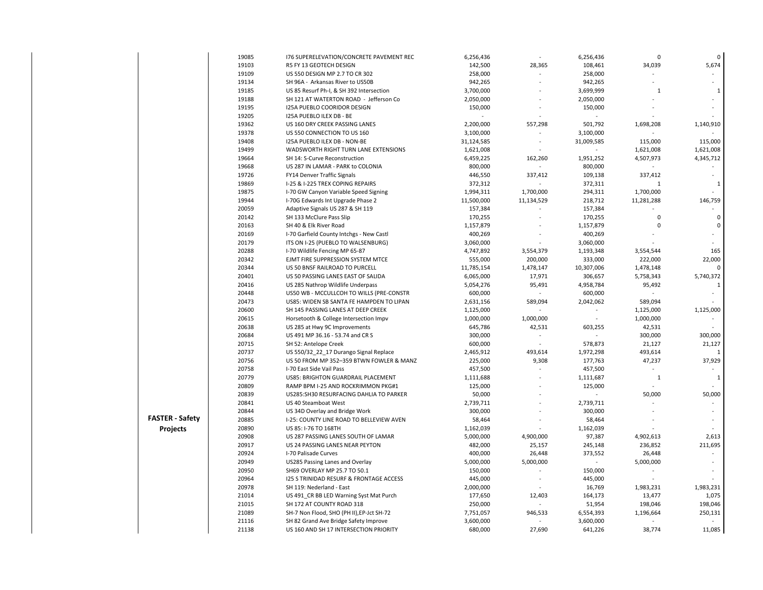| | | | | | | | |
|---|---|---|---|---|---|---|---|
| | 19085 | I76 SUPERELEVATION/CONCRETE PAVEMENT REC | 6,256,436 | - | 6,256,436 | 0 | 0 |
| | 19103 | R5 FY 13 GEOTECH DESIGN | 142,500 | 28,365 | 108,461 | 34,039 | 5,674 |
| | 19109 | US 550 DESIGN MP 2.7 TO CR 302 | 258,000 | - | 258,000 | - | - |
| | 19134 | SH 96A - Arkansas River to US50B | 942,265 | - | 942,265 | - | - |
| | 19185 | US 85 Resurf Ph-I, & SH 392 Intersection | 3,700,000 | - | 3,699,999 | 1 | 1 |
| | 19188 | SH 121 AT WATERTON ROAD - Jefferson Co | 2,050,000 | - | 2,050,000 | - | - |
| | 19195 | I25A PUEBLO COORIDOR DESIGN | 150,000 | - | 150,000 | - | - |
| | 19205 | I25A PUEBLO ILEX DB - BE | - | - | - | - | - |
| | 19362 | US 160 DRY CREEK PASSING LANES | 2,200,000 | 557,298 | 501,792 | 1,698,208 | 1,140,910 |
| | 19378 | US 550 CONNECTION TO US 160 | 3,100,000 | - | 3,100,000 | - | - |
| | 19408 | I25A PUEBLO ILEX DB - NON-BE | 31,124,585 | - | 31,009,585 | 115,000 | 115,000 |
| | 19499 | WADSWORTH RIGHT TURN LANE EXTENSIONS | 1,621,008 | - | - | 1,621,008 | 1,621,008 |
| | 19664 | SH 14: S-Curve Reconstruction | 6,459,225 | 162,260 | 1,951,252 | 4,507,973 | 4,345,712 |
| | 19668 | US 287 IN LAMAR - PARK to COLONIA | 800,000 | - | 800,000 | - | - |
| | 19726 | FY14 Denver Traffic Signals | 446,550 | 337,412 | 109,138 | 337,412 | - |
| | 19869 | I-25 & I-225 TREX COPING REPAIRS | 372,312 | - | 372,311 | 1 | 1 |
| | 19875 | I-70 GW Canyon Variable Speed Signing | 1,994,311 | 1,700,000 | 294,311 | 1,700,000 | - |
| | 19944 | I-70G Edwards Int Upgrade Phase 2 | 11,500,000 | 11,134,529 | 218,712 | 11,281,288 | 146,759 |
| | 20059 | Adaptive Signals US 287 & SH 119 | 157,384 | - | 157,384 | - | - |
| | 20142 | SH 133 McClure Pass Slip | 170,255 | - | 170,255 | 0 | 0 |
| | 20163 | SH 40 & Elk River Road | 1,157,879 | - | 1,157,879 | 0 | 0 |
| | 20169 | I-70 Garfield County Intchgs - New Castl | 400,269 | - | 400,269 | - | - |
| | 20179 | ITS ON I-25 (PUEBLO TO WALSENBURG) | 3,060,000 | - | 3,060,000 | - | - |
| | 20288 | I-70 Wildlife Fencing MP 65-87 | 4,747,892 | 3,554,379 | 1,193,348 | 3,554,544 | 165 |
| | 20342 | EJMT FIRE SUPPRESSION SYSTEM MTCE | 555,000 | 200,000 | 333,000 | 222,000 | 22,000 |
| | 20344 | US 50 BNSF RAILROAD TO PURCELL | 11,785,154 | 1,478,147 | 10,307,006 | 1,478,148 | 0 |
| | 20401 | US 50 PASSING LANES EAST OF SALIDA | 6,065,000 | 17,971 | 306,657 | 5,758,343 | 5,740,372 |
| | 20416 | US 285 Nathrop Wildlife Underpass | 5,054,276 | 95,491 | 4,958,784 | 95,492 | 1 |
| | 20448 | US50 WB - MCCULLCOH TO WILLS (PRE-CONSTR | 600,000 | - | 600,000 | - | - |
| | 20473 | US85: WIDEN SB SANTA FE HAMPDEN TO LIPAN | 2,631,156 | 589,094 | 2,042,062 | 589,094 | - |
| | 20600 | SH 145 PASSING LANES AT DEEP CREEK | 1,125,000 | - | - | 1,125,000 | 1,125,000 |
| | 20615 | Horsetooth & College Intersection Impv | 1,000,000 | 1,000,000 | - | 1,000,000 | - |
| | 20638 | US 285 at Hwy 9C Improvements | 645,786 | 42,531 | 603,255 | 42,531 | - |
| | 20684 | US 491 MP 36.16 - 53.74 and CR S | 300,000 | - | - | 300,000 | 300,000 |
| | 20715 | SH 52: Antelope Creek | 600,000 | - | 578,873 | 21,127 | 21,127 |
| | 20737 | US 550/32_22_17 Durango Signal Replace | 2,465,912 | 493,614 | 1,972,298 | 493,614 | 1 |
| | 20756 | US 50 FROM MP 352–359 BTWN FOWLER & MANZ | 225,000 | 9,308 | 177,763 | 47,237 | 37,929 |
| | 20758 | I-70 East Side Vail Pass | 457,500 | - | 457,500 | - | - |
| | 20779 | US85: BRIGHTON GUARDRAIL PLACEMENT | 1,111,688 | - | 1,111,687 | 1 | 1 |
| | 20809 | RAMP BPM I-25 AND ROCKRIMMON PKG#1 | 125,000 | - | 125,000 | - | - |
| | 20839 | US285:SH30 RESURFACING DAHLIA TO PARKER | 50,000 | - | - | 50,000 | 50,000 |
| | 20841 | US 40 Steamboat West | 2,739,711 | - | 2,739,711 | - | - |
| | 20844 | US 34D Overlay and Bridge Work | 300,000 | - | 300,000 | - | - |
| **FASTER - Safety Projects** | 20885 | I-25: COUNTY LINE ROAD TO BELLEVIEW AVEN | 58,464 | - | 58,464 | - | - |
| | 20890 | US 85: I-76 TO 168TH | 1,162,039 | - | 1,162,039 | - | - |
| | 20908 | US 287 PASSING LANES SOUTH OF LAMAR | 5,000,000 | 4,900,000 | 97,387 | 4,902,613 | 2,613 |
| | 20917 | US 24 PASSING LANES NEAR PEYTON | 482,000 | 25,157 | 245,148 | 236,852 | 211,695 |
| | 20924 | I-70 Palisade Curves | 400,000 | 26,448 | 373,552 | 26,448 | - |
| | 20949 | US285 Passing Lanes and Overlay | 5,000,000 | 5,000,000 | - | 5,000,000 | - |
| | 20950 | SH69 OVERLAY MP 25.7 TO 50.1 | 150,000 | - | 150,000 | - | - |
| | 20964 | I25 S TRINIDAD RESURF & FRONTAGE ACCESS | 445,000 | - | 445,000 | - | - |
| | 20978 | SH 119: Nederland - East | 2,000,000 | - | 16,769 | 1,983,231 | 1,983,231 |
| | 21014 | US 491_CR BB LED Warning Syst Mat Purch | 177,650 | 12,403 | 164,173 | 13,477 | 1,075 |
| | 21015 | SH 172 AT COUNTY ROAD 318 | 250,000 | - | 51,954 | 198,046 | 198,046 |
| | 21089 | SH-7 Non Flood, SHO (PH II),EP-Jct SH-72 | 7,751,057 | 946,533 | 6,554,393 | 1,196,664 | 250,131 |
| | 21116 | SH 82 Grand Ave Bridge Safety Improve | 3,600,000 | - | 3,600,000 | - | - |
| | 21138 | US 160 AND SH 17 INTERSECTION PRIORITY | 680,000 | 27,690 | 641,226 | 38,774 | 11,085 |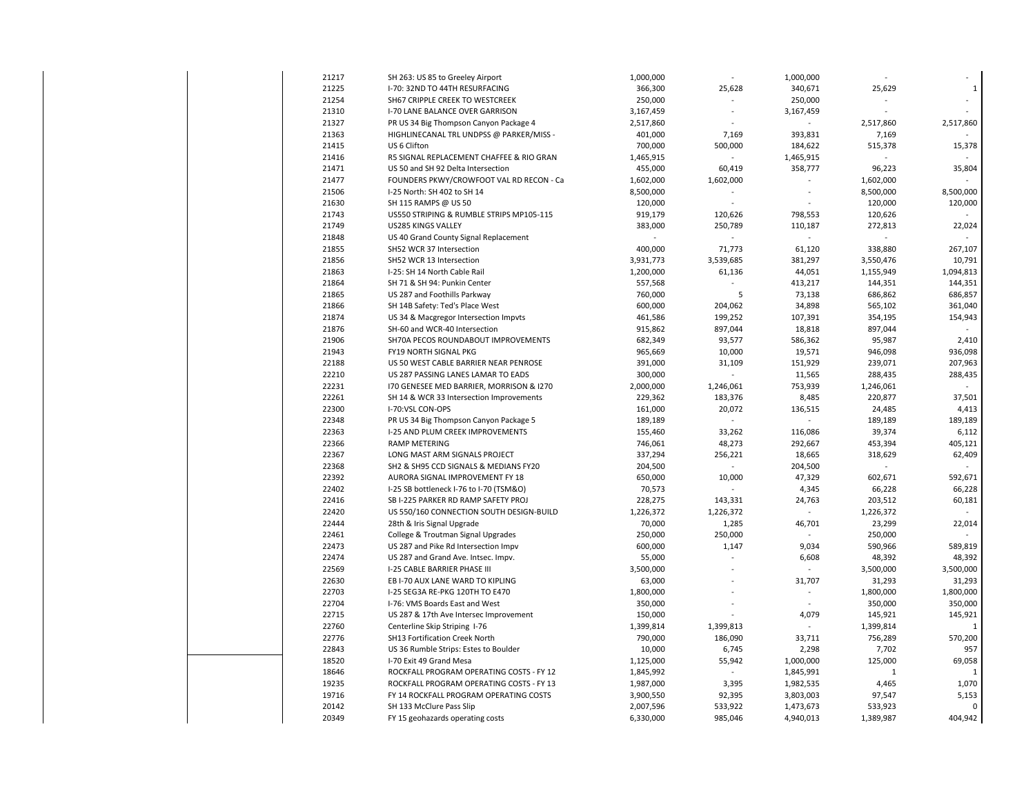| | | | | | | |
|---|---|---|---|---|---|---|
| 21217 | SH 263: US 85 to Greeley Airport | 1,000,000 | - | 1,000,000 | - | - |
| 21225 | I-70: 32ND TO 44TH RESURFACING | 366,300 | 25,628 | 340,671 | 25,629 | 1 |
| 21254 | SH67 CRIPPLE CREEK TO WESTCREEK | 250,000 | - | 250,000 | - | - |
| 21310 | I-70 LANE BALANCE OVER GARRISON | 3,167,459 | - | 3,167,459 | - | - |
| 21327 | PR US 34 Big Thompson Canyon Package 4 | 2,517,860 | - | - | 2,517,860 | 2,517,860 |
| 21363 | HIGHLINECANAL TRL UNDPSS @ PARKER/MISS - | 401,000 | 7,169 | 393,831 | 7,169 | - |
| 21415 | US 6 Clifton | 700,000 | 500,000 | 184,622 | 515,378 | 15,378 |
| 21416 | R5 SIGNAL REPLACEMENT CHAFFEE & RIO GRAN | 1,465,915 | - | 1,465,915 | - | - |
| 21471 | US 50 and SH 92 Delta Intersection | 455,000 | 60,419 | 358,777 | 96,223 | 35,804 |
| 21477 | FOUNDERS PKWY/CROWFOOT VAL RD RECON - Ca | 1,602,000 | 1,602,000 | - | 1,602,000 | - |
| 21506 | I-25 North: SH 402 to SH 14 | 8,500,000 | - | - | 8,500,000 | 8,500,000 |
| 21630 | SH 115 RAMPS @ US 50 | 120,000 | - | - | 120,000 | 120,000 |
| 21743 | US550 STRIPING & RUMBLE STRIPS MP105-115 | 919,179 | 120,626 | 798,553 | 120,626 | - |
| 21749 | US285 KINGS VALLEY | 383,000 | 250,789 | 110,187 | 272,813 | 22,024 |
| 21848 | US 40 Grand County Signal Replacement | - | - | - | - | - |
| 21855 | SH52 WCR 37 Intersection | 400,000 | 71,773 | 61,120 | 338,880 | 267,107 |
| 21856 | SH52 WCR 13 Intersection | 3,931,773 | 3,539,685 | 381,297 | 3,550,476 | 10,791 |
| 21863 | I-25: SH 14 North Cable Rail | 1,200,000 | 61,136 | 44,051 | 1,155,949 | 1,094,813 |
| 21864 | SH 71 & SH 94: Punkin Center | 557,568 | - | 413,217 | 144,351 | 144,351 |
| 21865 | US 287 and Foothills Parkway | 760,000 | 5 | 73,138 | 686,862 | 686,857 |
| 21866 | SH 14B Safety: Ted's Place West | 600,000 | 204,062 | 34,898 | 565,102 | 361,040 |
| 21874 | US 34 & Macgregor Intersection Impvts | 461,586 | 199,252 | 107,391 | 354,195 | 154,943 |
| 21876 | SH-60 and WCR-40 Intersection | 915,862 | 897,044 | 18,818 | 897,044 | - |
| 21906 | SH70A PECOS ROUNDABOUT IMPROVEMENTS | 682,349 | 93,577 | 586,362 | 95,987 | 2,410 |
| 21943 | FY19 NORTH SIGNAL PKG | 965,669 | 10,000 | 19,571 | 946,098 | 936,098 |
| 22188 | US 50 WEST CABLE BARRIER NEAR PENROSE | 391,000 | 31,109 | 151,929 | 239,071 | 207,963 |
| 22210 | US 287 PASSING LANES LAMAR TO EADS | 300,000 | - | 11,565 | 288,435 | 288,435 |
| 22231 | I70 GENESEE MED BARRIER, MORRISON & I270 | 2,000,000 | 1,246,061 | 753,939 | 1,246,061 | - |
| 22261 | SH 14 & WCR 33 Intersection Improvements | 229,362 | 183,376 | 8,485 | 220,877 | 37,501 |
| 22300 | I-70:VSL CON-OPS | 161,000 | 20,072 | 136,515 | 24,485 | 4,413 |
| 22348 | PR US 34 Big Thompson Canyon Package 5 | 189,189 | - | - | 189,189 | 189,189 |
| 22363 | I-25 AND PLUM CREEK IMPROVEMENTS | 155,460 | 33,262 | 116,086 | 39,374 | 6,112 |
| 22366 | RAMP METERING | 746,061 | 48,273 | 292,667 | 453,394 | 405,121 |
| 22367 | LONG MAST ARM SIGNALS PROJECT | 337,294 | 256,221 | 18,665 | 318,629 | 62,409 |
| 22368 | SH2 & SH95 CCD SIGNALS & MEDIANS FY20 | 204,500 | - | 204,500 | - | - |
| 22392 | AURORA SIGNAL IMPROVEMENT FY 18 | 650,000 | 10,000 | 47,329 | 602,671 | 592,671 |
| 22402 | I-25 SB bottleneck I-76 to I-70 (TSM&O) | 70,573 | - | 4,345 | 66,228 | 66,228 |
| 22416 | SB I-225 PARKER RD RAMP SAFETY PROJ | 228,275 | 143,331 | 24,763 | 203,512 | 60,181 |
| 22420 | US 550/160 CONNECTION SOUTH DESIGN-BUILD | 1,226,372 | 1,226,372 | - | 1,226,372 | - |
| 22444 | 28th & Iris Signal Upgrade | 70,000 | 1,285 | 46,701 | 23,299 | 22,014 |
| 22461 | College & Troutman Signal Upgrades | 250,000 | 250,000 | - | 250,000 | - |
| 22473 | US 287 and Pike Rd Intersection Impv | 600,000 | 1,147 | 9,034 | 590,966 | 589,819 |
| 22474 | US 287 and Grand Ave. Intsec. Impv. | 55,000 | - | 6,608 | 48,392 | 48,392 |
| 22569 | I-25 CABLE BARRIER PHASE III | 3,500,000 | - | - | 3,500,000 | 3,500,000 |
| 22630 | EB I-70 AUX LANE WARD TO KIPLING | 63,000 | - | 31,707 | 31,293 | 31,293 |
| 22703 | I-25 SEG3A RE-PKG 120TH TO E470 | 1,800,000 | - | - | 1,800,000 | 1,800,000 |
| 22704 | I-76: VMS Boards East and West | 350,000 | - | - | 350,000 | 350,000 |
| 22715 | US 287 & 17th Ave Intersec Improvement | 150,000 | - | 4,079 | 145,921 | 145,921 |
| 22760 | Centerline Skip Striping I-76 | 1,399,814 | 1,399,813 | - | 1,399,814 | 1 |
| 22776 | SH13 Fortification Creek North | 790,000 | 186,090 | 33,711 | 756,289 | 570,200 |
| 22843 | US 36 Rumble Strips: Estes to Boulder | 10,000 | 6,745 | 2,298 | 7,702 | 957 |
| 18520 | I-70 Exit 49 Grand Mesa | 1,125,000 | 55,942 | 1,000,000 | 125,000 | 69,058 |
| 18646 | ROCKFALL PROGRAM OPERATING COSTS - FY 12 | 1,845,992 | - | 1,845,991 | 1 | 1 |
| 19235 | ROCKFALL PROGRAM OPERATING COSTS - FY 13 | 1,987,000 | 3,395 | 1,982,535 | 4,465 | 1,070 |
| 19716 | FY 14 ROCKFALL PROGRAM OPERATING COSTS | 3,900,550 | 92,395 | 3,803,003 | 97,547 | 5,153 |
| 20142 | SH 133 McClure Pass Slip | 2,007,596 | 533,922 | 1,473,673 | 533,923 | 0 |
| 20349 | FY 15 geohazards operating costs | 6,330,000 | 985,046 | 4,940,013 | 1,389,987 | 404,942 |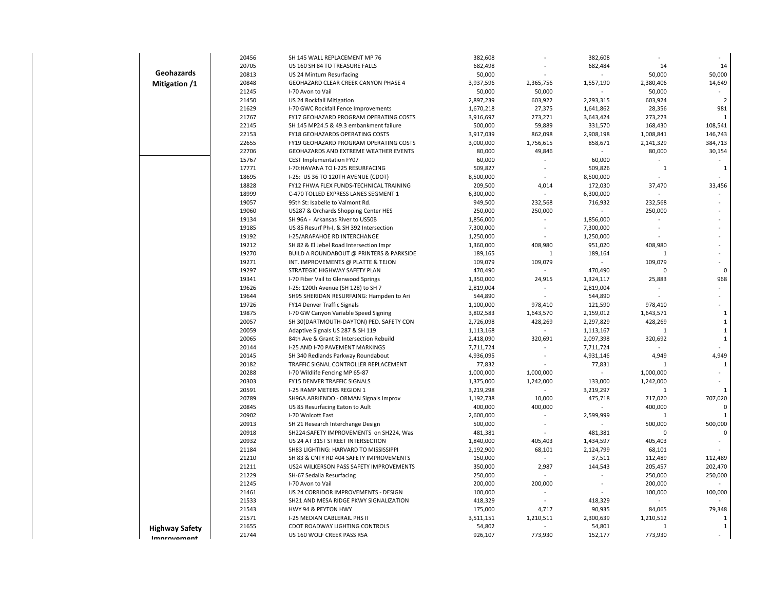| | | | | | | | |
|---|---|---|---|---|---|---|---|
| **Geohazards Mitigation /1** | 20456 | SH 145 WALL REPLACEMENT MP 76 | 382,608 | - | 382,608 | - | - |
| | 20705 | US 160 SH 84 TO TREASURE FALLS | 682,498 | - | 682,484 | 14 | 14 |
| | 20813 | US 24 Minturn Resurfacing | 50,000 | - | - | 50,000 | 50,000 |
| | 20848 | GEOHAZARD CLEAR CREEK CANYON PHASE 4 | 3,937,596 | 2,365,756 | 1,557,190 | 2,380,406 | 14,649 |
| | 21245 | I-70 Avon to Vail | 50,000 | 50,000 | - | 50,000 | - |
| | 21450 | US 24 Rockfall Mitigation | 2,897,239 | 603,922 | 2,293,315 | 603,924 | 2 |
| | 21629 | I-70 GWC Rockfall Fence Improvements | 1,670,218 | 27,375 | 1,641,862 | 28,356 | 981 |
| | 21767 | FY17 GEOHAZARD PROGRAM OPERATING COSTS | 3,916,697 | 273,271 | 3,643,424 | 273,273 | 1 |
| | 22145 | SH 145 MP24.5 & 49.3 embankment failure | 500,000 | 59,889 | 331,570 | 168,430 | 108,541 |
| | 22153 | FY18 GEOHAZARDS OPERATING COSTS | 3,917,039 | 862,098 | 2,908,198 | 1,008,841 | 146,743 |
| | 22655 | FY19 GEOHAZARD PROGRAM OPERATING COSTS | 3,000,000 | 1,756,615 | 858,671 | 2,141,329 | 384,713 |
| | 22706 | GEOHAZARDS AND EXTREME WEATHER EVENTS | 80,000 | 49,846 | - | 80,000 | 30,154 |
| **Highway Safety Improvement** | 15767 | CEST Implementation FY07 | 60,000 | - | 60,000 | - | - |
| | 17771 | I-70:HAVANA TO I-225 RESURFACING | 509,827 | - | 509,826 | 1 | 1 |
| | 18695 | I-25: US 36 TO 120TH AVENUE (CDOT) | 8,500,000 | - | 8,500,000 | - | - |
| | 18828 | FY12 FHWA FLEX FUNDS-TECHNICAL TRAINING | 209,500 | 4,014 | 172,030 | 37,470 | 33,456 |
| | 18999 | C-470 TOLLED EXPRESS LANES SEGMENT 1 | 6,300,000 | - | 6,300,000 | - | - |
| | 19057 | 95th St: Isabelle to Valmont Rd. | 949,500 | 232,568 | 716,932 | 232,568 | - |
| | 19060 | US287 & Orchards Shopping Center HES | 250,000 | 250,000 | - | 250,000 | - |
| | 19134 | SH 96A - Arkansas River to US50B | 1,856,000 | - | 1,856,000 | - | - |
| | 19185 | US 85 Resurf Ph-I, & SH 392 Intersection | 7,300,000 | - | 7,300,000 | - | - |
| | 19192 | I-25/ARAPAHOE RD INTERCHANGE | 1,250,000 | - | 1,250,000 | - | - |
| | 19212 | SH 82 & El Jebel Road Intersection Impr | 1,360,000 | 408,980 | 951,020 | 408,980 | - |
| | 19270 | BUILD A ROUNDABOUT @ PRINTERS & PARKSIDE | 189,165 | 1 | 189,164 | 1 | - |
| | 19271 | INT. IMPROVEMENTS @ PLATTE & TEJON | 109,079 | 109,079 | - | 109,079 | - |
| | 19297 | STRATEGIC HIGHWAY SAFETY PLAN | 470,490 | - | 470,490 | 0 | 0 |
| | 19341 | I-70 Fiber Vail to Glenwood Springs | 1,350,000 | 24,915 | 1,324,117 | 25,883 | 968 |
| | 19626 | I-25: 120th Avenue (SH 128) to SH 7 | 2,819,004 | - | 2,819,004 | - | - |
| | 19644 | SH95 SHERIDAN RESURFAING: Hampden to Ari | 544,890 | - | 544,890 | - | - |
| | 19726 | FY14 Denver Traffic Signals | 1,100,000 | 978,410 | 121,590 | 978,410 | - |
| | 19875 | I-70 GW Canyon Variable Speed Signing | 3,802,583 | 1,643,570 | 2,159,012 | 1,643,571 | 1 |
| | 20057 | SH 30(DARTMOUTH-DAYTON) PED. SAFETY CON | 2,726,098 | 428,269 | 2,297,829 | 428,269 | 1 |
| | 20059 | Adaptive Signals US 287 & SH 119 | 1,113,168 | - | 1,113,167 | 1 | 1 |
| | 20065 | 84th Ave & Grant St Intersection Rebuild | 2,418,090 | 320,691 | 2,097,398 | 320,692 | 1 |
| | 20144 | I-25 AND I-70 PAVEMENT MARKINGS | 7,711,724 | - | 7,711,724 | - | - |
| | 20145 | SH 340 Redlands Parkway Roundabout | 4,936,095 | - | 4,931,146 | 4,949 | 4,949 |
| | 20182 | TRAFFIC SIGNAL CONTROLLER REPLACEMENT | 77,832 | - | 77,831 | 1 | 1 |
| | 20288 | I-70 Wildlife Fencing MP 65-87 | 1,000,000 | 1,000,000 | - | 1,000,000 | - |
| | 20303 | FY15 DENVER TRAFFIC SIGNALS | 1,375,000 | 1,242,000 | 133,000 | 1,242,000 | - |
| | 20591 | I-25 RAMP METERS REGION 1 | 3,219,298 | - | 3,219,297 | 1 | 1 |
| | 20789 | SH96A ABRIENDO - ORMAN Signals Improv | 1,192,738 | 10,000 | 475,718 | 717,020 | 707,020 |
| | 20845 | US 85 Resurfacing Eaton to Ault | 400,000 | 400,000 | - | 400,000 | 0 |
| | 20902 | I-70 Wolcott East | 2,600,000 | - | 2,599,999 | 1 | 1 |
| | 20913 | SH 21 Research Interchange Design | 500,000 | - | - | 500,000 | 500,000 |
| | 20918 | SH224:SAFETY IMPROVEMENTS on SH224, Was | 481,381 | - | 481,381 | 0 | 0 |
| | 20932 | US 24 AT 31ST STREET INTERSECTION | 1,840,000 | 405,403 | 1,434,597 | 405,403 | - |
| | 21184 | SH83 LIGHTING: HARVARD TO MISSISSIPPI | 2,192,900 | 68,101 | 2,124,799 | 68,101 | - |
| | 21210 | SH 83 & CNTY RD 404 SAFETY IMPROVEMENTS | 150,000 | - | 37,511 | 112,489 | 112,489 |
| | 21211 | US24 WILKERSON PASS SAFETY IMPROVEMENTS | 350,000 | 2,987 | 144,543 | 205,457 | 202,470 |
| | 21229 | SH-67 Sedalia Resurfacing | 250,000 | - | - | 250,000 | 250,000 |
| | 21245 | I-70 Avon to Vail | 200,000 | 200,000 | - | 200,000 | - |
| | 21461 | US 24 CORRIDOR IMPROVEMENTS - DESIGN | 100,000 | - | - | 100,000 | 100,000 |
| | 21533 | SH21 AND MESA RIDGE PKWY SIGNALIZATION | 418,329 | - | 418,329 | - | - |
| | 21543 | HWY 94 & PEYTON HWY | 175,000 | 4,717 | 90,935 | 84,065 | 79,348 |
| | 21571 | I-25 MEDIAN CABLERAIL PHS II | 3,511,151 | 1,210,511 | 2,300,639 | 1,210,512 | 1 |
| | 21655 | CDOT ROADWAY LIGHTING CONTROLS | 54,802 | - | 54,801 | 1 | 1 |
| | 21744 | US 160 WOLF CREEK PASS RSA | 926,107 | 773,930 | 152,177 | 773,930 | - |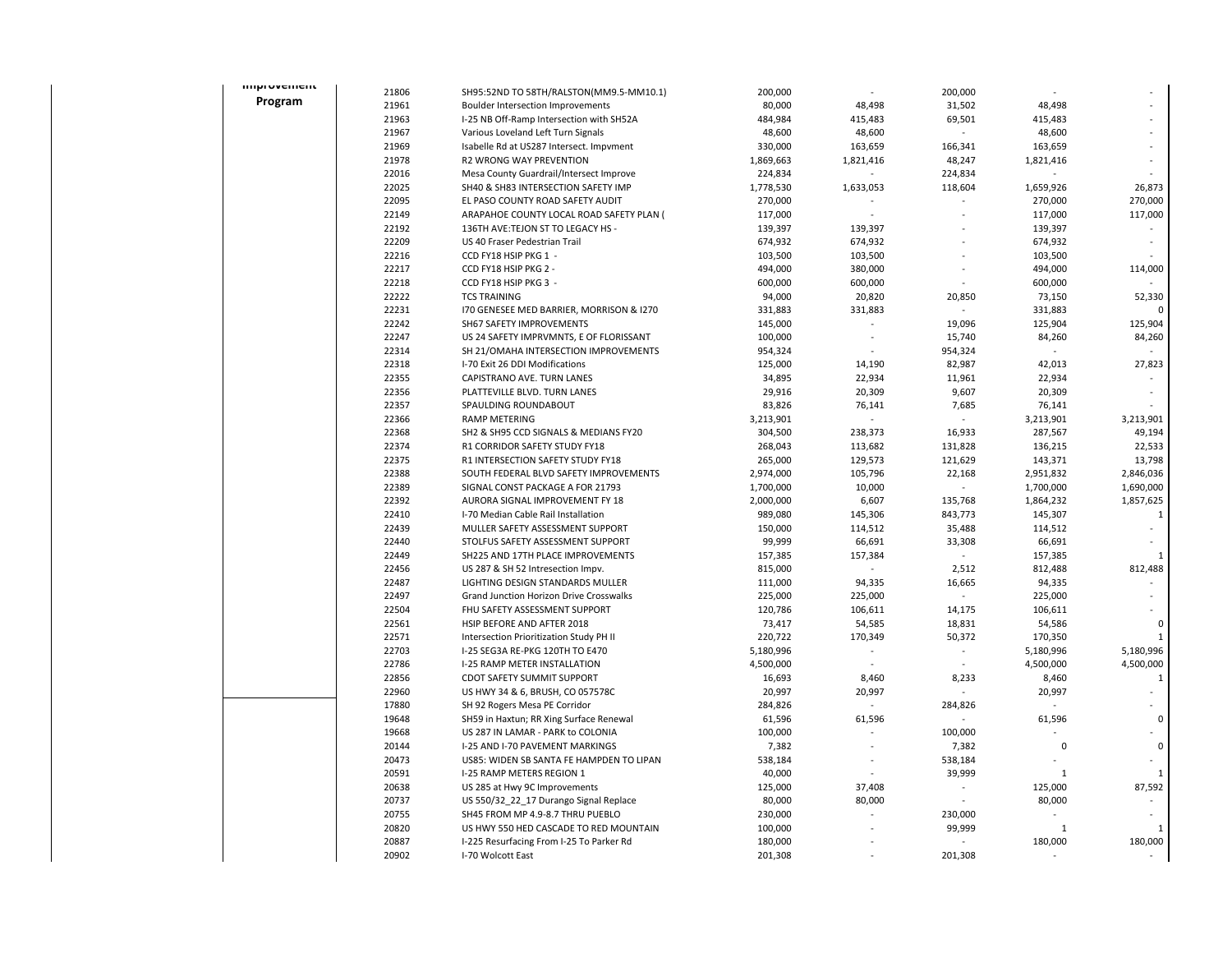| | | | | | | | |
|---|---|---|---|---|---|---|---|
| Improvement Program | 21806 | SH95:52ND TO 58TH/RALSTON(MM9.5-MM10.1) | 200,000 | - | 200,000 | - | - |
| | 21961 | Boulder Intersection Improvements | 80,000 | 48,498 | 31,502 | 48,498 | - |
| | 21963 | I-25 NB Off-Ramp Intersection with SH52A | 484,984 | 415,483 | 69,501 | 415,483 | - |
| | 21967 | Various Loveland Left Turn Signals | 48,600 | 48,600 | - | 48,600 | - |
| | 21969 | Isabelle Rd at US287 Intersect. Impvment | 330,000 | 163,659 | 166,341 | 163,659 | - |
| | 21978 | R2 WRONG WAY PREVENTION | 1,869,663 | 1,821,416 | 48,247 | 1,821,416 | - |
| | 22016 | Mesa County Guardrail/Intersect Improve | 224,834 | - | 224,834 | - | - |
| | 22025 | SH40 & SH83 INTERSECTION SAFETY IMP | 1,778,530 | 1,633,053 | 118,604 | 1,659,926 | 26,873 |
| | 22095 | EL PASO COUNTY ROAD SAFETY AUDIT | 270,000 | - | - | 270,000 | 270,000 |
| | 22149 | ARAPAHOE COUNTY LOCAL ROAD SAFETY PLAN ( | 117,000 | - | - | 117,000 | 117,000 |
| | 22192 | 136TH AVE:TEJON ST TO LEGACY HS - | 139,397 | 139,397 | - | 139,397 | - |
| | 22209 | US 40 Fraser Pedestrian Trail | 674,932 | 674,932 | - | 674,932 | - |
| | 22216 | CCD FY18 HSIP PKG 1 - | 103,500 | 103,500 | - | 103,500 | - |
| | 22217 | CCD FY18 HSIP PKG 2 - | 494,000 | 380,000 | - | 494,000 | 114,000 |
| | 22218 | CCD FY18 HSIP PKG 3 - | 600,000 | 600,000 | - | 600,000 | - |
| | 22222 | TCS TRAINING | 94,000 | 20,820 | 20,850 | 73,150 | 52,330 |
| | 22231 | I70 GENESEE MED BARRIER, MORRISON & I270 | 331,883 | 331,883 | - | 331,883 | 0 |
| | 22242 | SH67 SAFETY IMPROVEMENTS | 145,000 | - | 19,096 | 125,904 | 125,904 |
| | 22247 | US 24 SAFETY IMPRVMNTS, E OF FLORISSANT | 100,000 | - | 15,740 | 84,260 | 84,260 |
| | 22314 | SH 21/OMAHA INTERSECTION IMPROVEMENTS | 954,324 | - | 954,324 | - | - |
| | 22318 | I-70 Exit 26 DDI Modifications | 125,000 | 14,190 | 82,987 | 42,013 | 27,823 |
| | 22355 | CAPISTRANO AVE. TURN LANES | 34,895 | 22,934 | 11,961 | 22,934 | - |
| | 22356 | PLATTEVILLE BLVD. TURN LANES | 29,916 | 20,309 | 9,607 | 20,309 | - |
| | 22357 | SPAULDING ROUNDABOUT | 83,826 | 76,141 | 7,685 | 76,141 | - |
| | 22366 | RAMP METERING | 3,213,901 | - | - | 3,213,901 | 3,213,901 |
| | 22368 | SH2 & SH95 CCD SIGNALS & MEDIANS FY20 | 304,500 | 238,373 | 16,933 | 287,567 | 49,194 |
| | 22374 | R1 CORRIDOR SAFETY STUDY FY18 | 268,043 | 113,682 | 131,828 | 136,215 | 22,533 |
| | 22375 | R1 INTERSECTION SAFETY STUDY FY18 | 265,000 | 129,573 | 121,629 | 143,371 | 13,798 |
| | 22388 | SOUTH FEDERAL BLVD SAFETY IMPROVEMENTS | 2,974,000 | 105,796 | 22,168 | 2,951,832 | 2,846,036 |
| | 22389 | SIGNAL CONST PACKAGE A FOR 21793 | 1,700,000 | 10,000 | - | 1,700,000 | 1,690,000 |
| | 22392 | AURORA SIGNAL IMPROVEMENT FY 18 | 2,000,000 | 6,607 | 135,768 | 1,864,232 | 1,857,625 |
| | 22410 | I-70 Median Cable Rail Installation | 989,080 | 145,306 | 843,773 | 145,307 | 1 |
| | 22439 | MULLER SAFETY ASSESSMENT SUPPORT | 150,000 | 114,512 | 35,488 | 114,512 | - |
| | 22440 | STOLFUS SAFETY ASSESSMENT SUPPORT | 99,999 | 66,691 | 33,308 | 66,691 | - |
| | 22449 | SH225 AND 17TH PLACE IMPROVEMENTS | 157,385 | 157,384 | - | 157,385 | 1 |
| | 22456 | US 287 & SH 52 Intresection Impv. | 815,000 | - | 2,512 | 812,488 | 812,488 |
| | 22487 | LIGHTING DESIGN STANDARDS MULLER | 111,000 | 94,335 | 16,665 | 94,335 | - |
| | 22497 | Grand Junction Horizon Drive Crosswalks | 225,000 | 225,000 | - | 225,000 | - |
| | 22504 | FHU SAFETY ASSESSMENT SUPPORT | 120,786 | 106,611 | 14,175 | 106,611 | - |
| | 22561 | HSIP BEFORE AND AFTER 2018 | 73,417 | 54,585 | 18,831 | 54,586 | 0 |
| | 22571 | Intersection Prioritization Study PH II | 220,722 | 170,349 | 50,372 | 170,350 | 1 |
| | 22703 | I-25 SEG3A RE-PKG 120TH TO E470 | 5,180,996 | - | - | 5,180,996 | 5,180,996 |
| | 22786 | I-25 RAMP METER INSTALLATION | 4,500,000 | - | - | 4,500,000 | 4,500,000 |
| | 22856 | CDOT SAFETY SUMMIT SUPPORT | 16,693 | 8,460 | 8,233 | 8,460 | 1 |
| | 22960 | US HWY 34 & 6, BRUSH, CO 057578C | 20,997 | 20,997 | - | 20,997 | - |
| | 17880 | SH 92 Rogers Mesa PE Corridor | 284,826 | - | 284,826 | - | - |
| | 19648 | SH59 in Haxtun; RR Xing Surface Renewal | 61,596 | 61,596 | - | 61,596 | 0 |
| | 19668 | US 287 IN LAMAR - PARK to COLONIA | 100,000 | - | 100,000 | - | - |
| | 20144 | I-25 AND I-70 PAVEMENT MARKINGS | 7,382 | - | 7,382 | 0 | 0 |
| | 20473 | US85: WIDEN SB SANTA FE HAMPDEN TO LIPAN | 538,184 | - | 538,184 | - | - |
| | 20591 | I-25 RAMP METERS REGION 1 | 40,000 | - | 39,999 | 1 | 1 |
| | 20638 | US 285 at Hwy 9C Improvements | 125,000 | 37,408 | - | 125,000 | 87,592 |
| | 20737 | US 550/32_22_17 Durango Signal Replace | 80,000 | 80,000 | - | 80,000 | - |
| | 20755 | SH45 FROM MP 4.9-8.7 THRU PUEBLO | 230,000 | - | 230,000 | - | - |
| | 20820 | US HWY 550 HED CASCADE TO RED MOUNTAIN | 100,000 | - | 99,999 | 1 | 1 |
| | 20887 | I-225 Resurfacing From I-25 To Parker Rd | 180,000 | - | - | 180,000 | 180,000 |
| | 20902 | I-70 Wolcott East | 201,308 | - | 201,308 | - | - |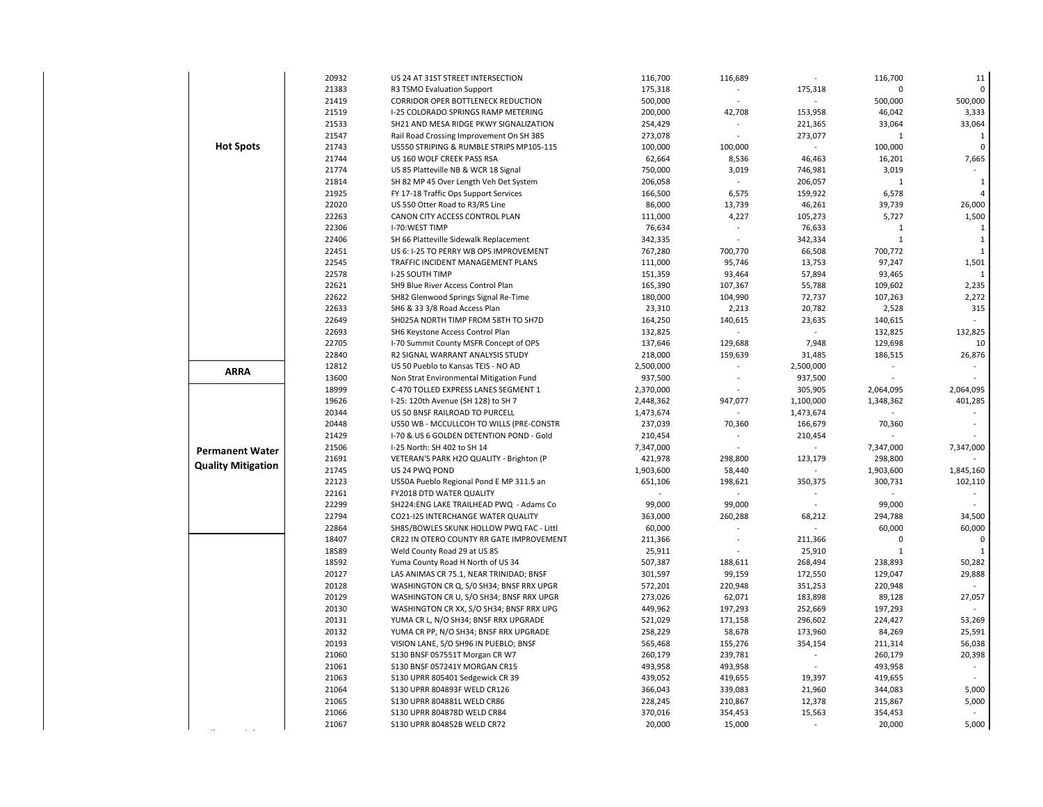| | | | | | | | |
|---|---|---|---|---|---|---|---|
| | 20932 | US 24 AT 31ST STREET INTERSECTION | 116,700 | 116,689 | - | 116,700 | 11 |
| | 21383 | R3 TSMO Evaluation Support | 175,318 | - | 175,318 | 0 | 0 |
| | 21419 | CORRIDOR OPER BOTTLENECK REDUCTION | 500,000 | - | - | 500,000 | 500,000 |
| | 21519 | I-25 COLORADO SPRINGS RAMP METERING | 200,000 | 42,708 | 153,958 | 46,042 | 3,333 |
| | 21533 | SH21 AND MESA RIDGE PKWY SIGNALIZATION | 254,429 | - | 221,365 | 33,064 | 33,064 |
| | 21547 | Rail Road Crossing Improvement On SH 385 | 273,078 | - | 273,077 | 1 | 1 |
| **Hot Spots** | 21743 | US550 STRIPING & RUMBLE STRIPS MP105-115 | 100,000 | 100,000 | - | 100,000 | 0 |
| | 21744 | US 160 WOLF CREEK PASS RSA | 62,664 | 8,536 | 46,463 | 16,201 | 7,665 |
| | 21774 | US 85 Platteville NB & WCR 18 Signal | 750,000 | 3,019 | 746,981 | 3,019 | - |
| | 21814 | SH 82 MP 45 Over Length Veh Det System | 206,058 | - | 206,057 | 1 | 1 |
| | 21925 | FY 17-18 Traffic Ops Support Services | 166,500 | 6,575 | 159,922 | 6,578 | 4 |
| | 22020 | US 550 Otter Road to R3/R5 Line | 86,000 | 13,739 | 46,261 | 39,739 | 26,000 |
| | 22263 | CANON CITY ACCESS CONTROL PLAN | 111,000 | 4,227 | 105,273 | 5,727 | 1,500 |
| | 22306 | I-70:WEST TIMP | 76,634 | - | 76,633 | 1 | 1 |
| | 22406 | SH 66 Platteville Sidewalk Replacement | 342,335 | - | 342,334 | 1 | 1 |
| | 22451 | US 6: I-25 TO PERRY WB OPS IMPROVEMENT | 767,280 | 700,770 | 66,508 | 700,772 | 1 |
| | 22545 | TRAFFIC INCIDENT MANAGEMENT PLANS | 111,000 | 95,746 | 13,753 | 97,247 | 1,501 |
| | 22578 | I-25 SOUTH TIMP | 151,359 | 93,464 | 57,894 | 93,465 | 1 |
| | 22621 | SH9 Blue River Access Control Plan | 165,390 | 107,367 | 55,788 | 109,602 | 2,235 |
| | 22622 | SH82 Glenwood Springs Signal Re-Time | 180,000 | 104,990 | 72,737 | 107,263 | 2,272 |
| | 22633 | SH6 & 33 3/8 Road Access Plan | 23,310 | 2,213 | 20,782 | 2,528 | 315 |
| | 22649 | SH025A NORTH TIMP FROM 58TH TO SH7D | 164,250 | 140,615 | 23,635 | 140,615 | - |
| | 22693 | SH6 Keystone Access Control Plan | 132,825 | - | - | 132,825 | 132,825 |
| | 22705 | I-70 Summit County MSFR Concept of OPS | 137,646 | 129,688 | 7,948 | 129,698 | 10 |
| | 22840 | R2 SIGNAL WARRANT ANALYSIS STUDY | 218,000 | 159,639 | 31,485 | 186,515 | 26,876 |
| **ARRA** | 12812 | US 50 Pueblo to Kansas TEIS - NO AD | 2,500,000 | - | 2,500,000 | - | - |
| | 13600 | Non Strat Environmental Mitigation Fund | 937,500 | - | 937,500 | - | - |
| | 18999 | C-470 TOLLED EXPRESS LANES SEGMENT 1 | 2,370,000 | - | 305,905 | 2,064,095 | 2,064,095 |
| | 19626 | I-25: 120th Avenue (SH 128) to SH 7 | 2,448,362 | 947,077 | 1,100,000 | 1,348,362 | 401,285 |
| | 20344 | US 50 BNSF RAILROAD TO PURCELL | 1,473,674 | - | 1,473,674 | - | - |
| | 20448 | US50 WB - MCCULLCOH TO WILLS (PRE-CONSTR | 237,039 | 70,360 | 166,679 | 70,360 | - |
| | 21429 | I-70 & US 6 GOLDEN DETENTION POND - Gold | 210,454 | - | 210,454 | - | - |
| **Permanent Water Quality Mitigation** | 21506 | I-25 North: SH 402 to SH 14 | 7,347,000 | - | - | 7,347,000 | 7,347,000 |
| | 21691 | VETERAN'S PARK H2O QUALITY - Brighton (P | 421,978 | 298,800 | 123,179 | 298,800 | - |
| | 21745 | US 24 PWQ POND | 1,903,600 | 58,440 | - | 1,903,600 | 1,845,160 |
| | 22123 | US50A Pueblo Regional Pond E MP 311.5 an | 651,106 | 198,621 | 350,375 | 300,731 | 102,110 |
| | 22161 | FY2018 DTD WATER QUALITY | - | - | - | - | - |
| | 22299 | SH224:ENG LAKE TRAILHEAD PWQ - Adams Co | 99,000 | 99,000 | - | 99,000 | - |
| | 22794 | CO21-I25 INTERCHANGE WATER QUALITY | 363,000 | 260,288 | 68,212 | 294,788 | 34,500 |
| | 22864 | SH85/BOWLES SKUNK HOLLOW PWQ FAC - Littl | 60,000 | - | - | 60,000 | 60,000 |
| | 18407 | CR22 IN OTERO COUNTY RR GATE IMPROVEMENT | 211,366 | - | 211,366 | 0 | 0 |
| | 18589 | Weld County Road 29 at US 85 | 25,911 | - | 25,910 | 1 | 1 |
| | 18592 | Yuma County Road H North of US 34 | 507,387 | 188,611 | 268,494 | 238,893 | 50,282 |
| | 20127 | LAS ANIMAS CR 75.1, NEAR TRINIDAD; BNSF | 301,597 | 99,159 | 172,550 | 129,047 | 29,888 |
| | 20128 | WASHINGTON CR Q, S/O SH34; BNSF RRX UPGR | 572,201 | 220,948 | 351,253 | 220,948 | - |
| | 20129 | WASHINGTON CR U, S/O SH34; BNSF RRX UPGR | 273,026 | 62,071 | 183,898 | 89,128 | 27,057 |
| | 20130 | WASHINGTON CR XX, S/O SH34; BNSF RRX UPG | 449,962 | 197,293 | 252,669 | 197,293 | - |
| | 20131 | YUMA CR L, N/O SH34; BNSF RRX UPGRADE | 521,029 | 171,158 | 296,602 | 224,427 | 53,269 |
| | 20132 | YUMA CR PP, N/O SH34; BNSF RRX UPGRADE | 258,229 | 58,678 | 173,960 | 84,269 | 25,591 |
| | 20193 | VISION LANE, S/O SH96 IN PUEBLO; BNSF | 565,468 | 155,276 | 354,154 | 211,314 | 56,038 |
| | 21060 | S130 BNSF 057551T Morgan CR W7 | 260,179 | 239,781 | - | 260,179 | 20,398 |
| | 21061 | S130 BNSF 057241Y MORGAN CR15 | 493,958 | 493,958 | - | 493,958 | - |
| | 21063 | S130 UPRR 805401 Sedgewick CR 39 | 439,052 | 419,655 | 19,397 | 419,655 | - |
| | 21064 | S130 UPRR 804893F WELD CR126 | 366,043 | 339,083 | 21,960 | 344,083 | 5,000 |
| | 21065 | S130 UPRR 804881L WELD CR86 | 228,245 | 210,867 | 12,378 | 215,867 | 5,000 |
| | 21066 | S130 UPRR 804878D WELD CR84 | 370,016 | 354,453 | 15,563 | 354,453 | - |
| | 21067 | S130 UPRR 804852B WELD CR72 | 20,000 | 15,000 | - | 20,000 | 5,000 |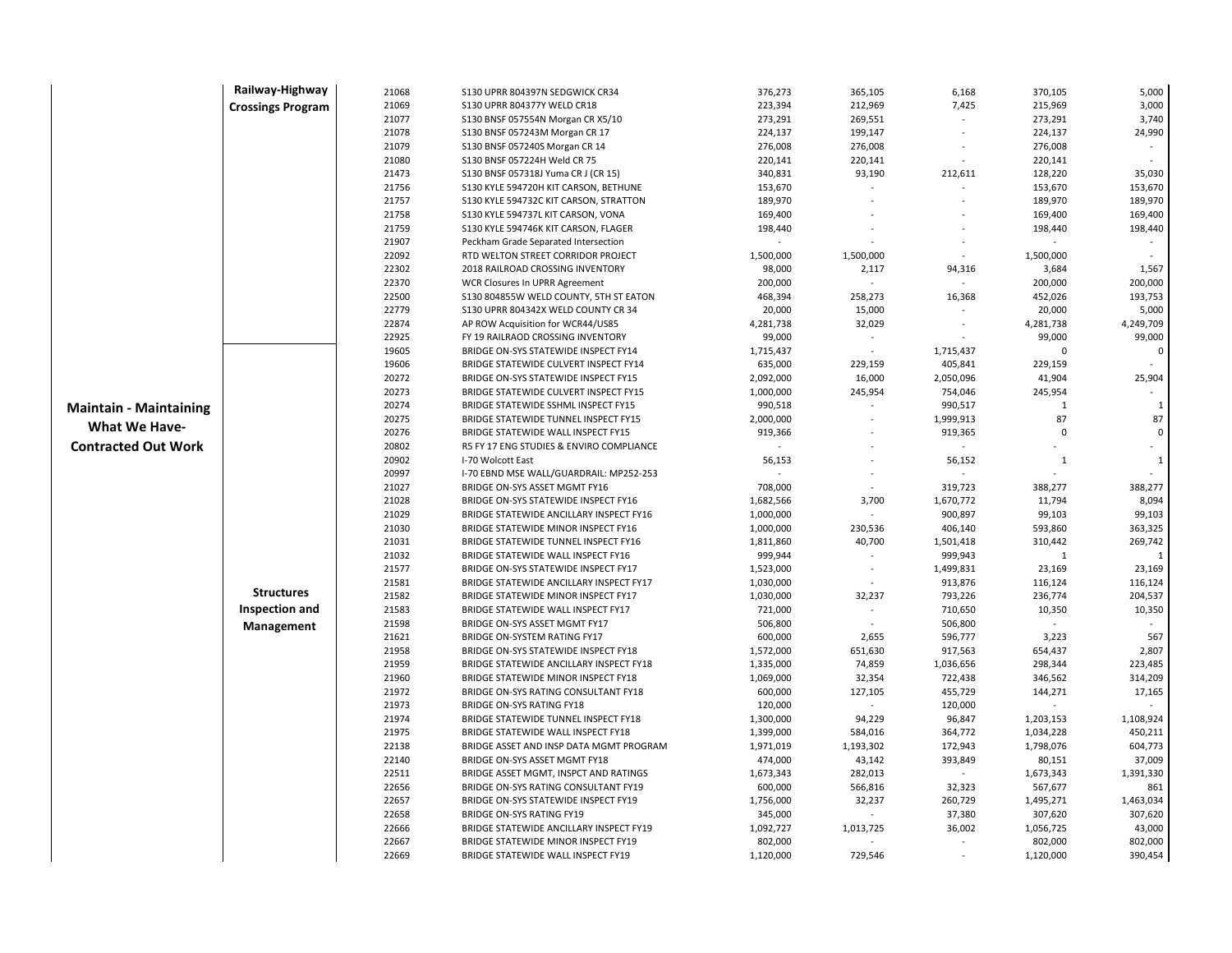| | | | | | | | | |
|---|---|---|---|---|---|---|---|---|
| Maintain - Maintaining What We Have- Contracted Out Work | Railway-Highway Crossings Program | 21068 | S130 UPRR 804397N SEDGWICK CR34 | 376,273 | 365,105 | 6,168 | 370,105 | 5,000 |
| | | 21069 | S130 UPRR 804377Y WELD CR18 | 223,394 | 212,969 | 7,425 | 215,969 | 3,000 |
| | | 21077 | S130 BNSF 057554N Morgan CR X5/10 | 273,291 | 269,551 | - | 273,291 | 3,740 |
| | | 21078 | S130 BNSF 057243M Morgan CR 17 | 224,137 | 199,147 | - | 224,137 | 24,990 |
| | | 21079 | S130 BNSF 057240S Morgan CR 14 | 276,008 | 276,008 | - | 276,008 | - |
| | | 21080 | S130 BNSF 057224H Weld CR 75 | 220,141 | 220,141 | - | 220,141 | - |
| | | 21473 | S130 BNSF 057318J Yuma CR J (CR 15) | 340,831 | 93,190 | 212,611 | 128,220 | 35,030 |
| | | 21756 | S130 KYLE 594720H KIT CARSON, BETHUNE | 153,670 | - | - | 153,670 | 153,670 |
| | | 21757 | S130 KYLE 594732C KIT CARSON, STRATTON | 189,970 | - | - | 189,970 | 189,970 |
| | | 21758 | S130 KYLE 594737L KIT CARSON, VONA | 169,400 | - | - | 169,400 | 169,400 |
| | | 21759 | S130 KYLE 594746K KIT CARSON, FLAGER | 198,440 | - | - | 198,440 | 198,440 |
| | | 21907 | Peckham Grade Separated Intersection | - | - | - | - | - |
| | | 22092 | RTD WELTON STREET CORRIDOR PROJECT | 1,500,000 | 1,500,000 | - | 1,500,000 | - |
| | | 22302 | 2018 RAILROAD CROSSING INVENTORY | 98,000 | 2,117 | 94,316 | 3,684 | 1,567 |
| | | 22370 | WCR Closures In UPRR Agreement | 200,000 | - | - | 200,000 | 200,000 |
| | | 22500 | S130 804855W WELD COUNTY, 5TH ST EATON | 468,394 | 258,273 | 16,368 | 452,026 | 193,753 |
| | | 22779 | S130 UPRR 804342X WELD COUNTY CR 34 | 20,000 | 15,000 | - | 20,000 | 5,000 |
| | | 22874 | AP ROW Acquisition for WCR44/US85 | 4,281,738 | 32,029 | - | 4,281,738 | 4,249,709 |
| | | 22925 | FY 19 RAILROAD CROSSING INVENTORY | 99,000 | - | - | 99,000 | 99,000 |
| | Structures Inspection and Management | 19605 | BRIDGE ON-SYS STATEWIDE INSPECT FY14 | 1,715,437 | - | 1,715,437 | 0 | 0 |
| | | 19606 | BRIDGE STATEWIDE CULVERT INSPECT FY14 | 635,000 | 229,159 | 405,841 | 229,159 | - |
| | | 20272 | BRIDGE ON-SYS STATEWIDE INSPECT FY15 | 2,092,000 | 16,000 | 2,050,096 | 41,904 | 25,904 |
| | | 20273 | BRIDGE STATEWIDE CULVERT INSPECT FY15 | 1,000,000 | 245,954 | 754,046 | 245,954 | - |
| | | 20274 | BRIDGE STATEWIDE SSHML INSPECT FY15 | 990,518 | - | 990,517 | 1 | 1 |
| | | 20275 | BRIDGE STATEWIDE TUNNEL INSPECT FY15 | 2,000,000 | - | 1,999,913 | 87 | 87 |
| | | 20276 | BRIDGE STATEWIDE WALL INSPECT FY15 | 919,366 | - | 919,365 | 0 | 0 |
| | | 20802 | R5 FY 17 ENG STUDIES & ENVIRO COMPLIANCE | - | - | - | - | - |
| | | 20902 | I-70 Wolcott East | 56,153 | - | 56,152 | 1 | 1 |
| | | 20997 | I-70 EBND MSE WALL/GUARDRAIL: MP252-253 | - | - | - | - | - |
| | | 21027 | BRIDGE ON-SYS ASSET MGMT FY16 | 708,000 | - | 319,723 | 388,277 | 388,277 |
| | | 21028 | BRIDGE ON-SYS STATEWIDE INSPECT FY16 | 1,682,566 | 3,700 | 1,670,772 | 11,794 | 8,094 |
| | | 21029 | BRIDGE STATEWIDE ANCILLARY INSPECT FY16 | 1,000,000 | - | 900,897 | 99,103 | 99,103 |
| | | 21030 | BRIDGE STATEWIDE MINOR INSPECT FY16 | 1,000,000 | 230,536 | 406,140 | 593,860 | 363,325 |
| | | 21031 | BRIDGE STATEWIDE TUNNEL INSPECT FY16 | 1,811,860 | 40,700 | 1,501,418 | 310,442 | 269,742 |
| | | 21032 | BRIDGE STATEWIDE WALL INSPECT FY16 | 999,944 | - | 999,943 | 1 | 1 |
| | | 21577 | BRIDGE ON-SYS STATEWIDE INSPECT FY17 | 1,523,000 | - | 1,499,831 | 23,169 | 23,169 |
| | | 21581 | BRIDGE STATEWIDE ANCILLARY INSPECT FY17 | 1,030,000 | - | 913,876 | 116,124 | 116,124 |
| | | 21582 | BRIDGE STATEWIDE MINOR INSPECT FY17 | 1,030,000 | 32,237 | 793,226 | 236,774 | 204,537 |
| | | 21583 | BRIDGE STATEWIDE WALL INSPECT FY17 | 721,000 | - | 710,650 | 10,350 | 10,350 |
| | | 21598 | BRIDGE ON-SYS ASSET MGMT FY17 | 506,800 | - | 506,800 | - | - |
| | | 21621 | BRIDGE ON-SYSTEM RATING FY17 | 600,000 | 2,655 | 596,777 | 3,223 | 567 |
| | | 21958 | BRIDGE ON-SYS STATEWIDE INSPECT FY18 | 1,572,000 | 651,630 | 917,563 | 654,437 | 2,807 |
| | | 21959 | BRIDGE STATEWIDE ANCILLARY INSPECT FY18 | 1,335,000 | 74,859 | 1,036,656 | 298,344 | 223,485 |
| | | 21960 | BRIDGE STATEWIDE MINOR INSPECT FY18 | 1,069,000 | 32,354 | 722,438 | 346,562 | 314,209 |
| | | 21972 | BRIDGE ON-SYS RATING CONSULTANT FY18 | 600,000 | 127,105 | 455,729 | 144,271 | 17,165 |
| | | 21973 | BRIDGE ON-SYS RATING FY18 | 120,000 | - | 120,000 | - | - |
| | | 21974 | BRIDGE STATEWIDE TUNNEL INSPECT FY18 | 1,300,000 | 94,229 | 96,847 | 1,203,153 | 1,108,924 |
| | | 21975 | BRIDGE STATEWIDE WALL INSPECT FY18 | 1,399,000 | 584,016 | 364,772 | 1,034,228 | 450,211 |
| | | 22138 | BRIDGE ASSET AND INSP DATA MGMT PROGRAM | 1,971,019 | 1,193,302 | 172,943 | 1,798,076 | 604,773 |
| | | 22140 | BRIDGE ON-SYS ASSET MGMT FY18 | 474,000 | 43,142 | 393,849 | 80,151 | 37,009 |
| | | 22511 | BRIDGE ASSET MGMT, INSPCT AND RATINGS | 1,673,343 | 282,013 | - | 1,673,343 | 1,391,330 |
| | | 22656 | BRIDGE ON-SYS RATING CONSULTANT FY19 | 600,000 | 566,816 | 32,323 | 567,677 | 861 |
| | | 22657 | BRIDGE ON-SYS STATEWIDE INSPECT FY19 | 1,756,000 | 32,237 | 260,729 | 1,495,271 | 1,463,034 |
| | | 22658 | BRIDGE ON-SYS RATING FY19 | 345,000 | - | 37,380 | 307,620 | 307,620 |
| | | 22666 | BRIDGE STATEWIDE ANCILLARY INSPECT FY19 | 1,092,727 | 1,013,725 | 36,002 | 1,056,725 | 43,000 |
| | | 22667 | BRIDGE STATEWIDE MINOR INSPECT FY19 | 802,000 | - | - | 802,000 | 802,000 |
| | | 22669 | BRIDGE STATEWIDE WALL INSPECT FY19 | 1,120,000 | 729,546 | - | 1,120,000 | 390,454 |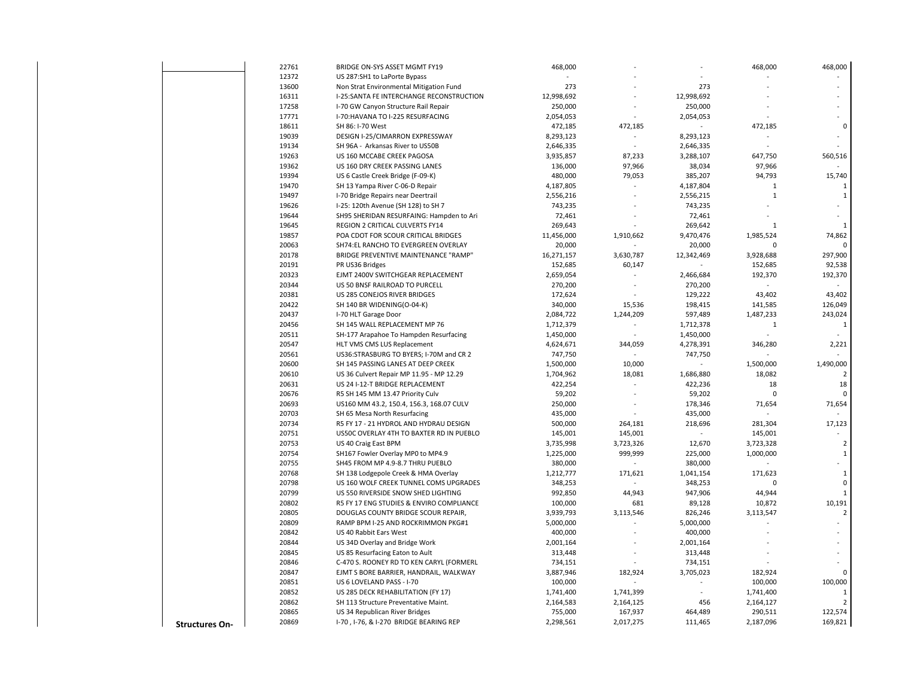| | | | | | | | |
|---|---|---|---|---|---|---|---|
| | 22761 | BRIDGE ON-SYS ASSET MGMT FY19 | 468,000 | - | - | 468,000 | 468,000 |
| | 12372 | US 287:SH1 to LaPorte Bypass | - | - | - | - | - |
| | 13600 | Non Strat Environmental Mitigation Fund | 273 | - | 273 | - | - |
| | 16311 | I-25:SANTA FE INTERCHANGE RECONSTRUCTION | 12,998,692 | - | 12,998,692 | - | - |
| | 17258 | I-70 GW Canyon Structure Rail Repair | 250,000 | - | 250,000 | - | - |
| | 17771 | I-70:HAVANA TO I-225 RESURFACING | 2,054,053 | - | 2,054,053 | - | - |
| | 18611 | SH 86: I-70 West | 472,185 | 472,185 | - | 472,185 | 0 |
| | 19039 | DESIGN I-25/CIMARRON EXPRESSWAY | 8,293,123 | - | 8,293,123 | - | - |
| | 19134 | SH 96A - Arkansas River to US50B | 2,646,335 | - | 2,646,335 | - | - |
| | 19263 | US 160 MCCABE CREEK PAGOSA | 3,935,857 | 87,233 | 3,288,107 | 647,750 | 560,516 |
| | 19362 | US 160 DRY CREEK PASSING LANES | 136,000 | 97,966 | 38,034 | 97,966 | - |
| | 19394 | US 6 Castle Creek Bridge (F-09-K) | 480,000 | 79,053 | 385,207 | 94,793 | 15,740 |
| | 19470 | SH 13 Yampa River C-06-D Repair | 4,187,805 | - | 4,187,804 | 1 | 1 |
| | 19497 | I-70 Bridge Repairs near Deertrail | 2,556,216 | - | 2,556,215 | 1 | 1 |
| | 19626 | I-25: 120th Avenue (SH 128) to SH 7 | 743,235 | - | 743,235 | - | - |
| | 19644 | SH95 SHERIDAN RESURFAING: Hampden to Ari | 72,461 | - | 72,461 | - | - |
| | 19645 | REGION 2 CRITICAL CULVERTS FY14 | 269,643 | - | 269,642 | 1 | 1 |
| | 19857 | POA CDOT FOR SCOUR CRITICAL BRIDGES | 11,456,000 | 1,910,662 | 9,470,476 | 1,985,524 | 74,862 |
| | 20063 | SH74:EL RANCHO TO EVERGREEN OVERLAY | 20,000 | - | 20,000 | 0 | 0 |
| | 20178 | BRIDGE PREVENTIVE MAINTENANCE "RAMP" | 16,271,157 | 3,630,787 | 12,342,469 | 3,928,688 | 297,900 |
| | 20191 | PR US36 Bridges | 152,685 | 60,147 | - | 152,685 | 92,538 |
| | 20323 | EJMT 2400V SWITCHGEAR REPLACEMENT | 2,659,054 | - | 2,466,684 | 192,370 | 192,370 |
| | 20344 | US 50 BNSF RAILROAD TO PURCELL | 270,200 | - | 270,200 | - | - |
| | 20381 | US 285 CONEJOS RIVER BRIDGES | 172,624 | - | 129,222 | 43,402 | 43,402 |
| | 20422 | SH 140 BR WIDENING(O-04-K) | 340,000 | 15,536 | 198,415 | 141,585 | 126,049 |
| | 20437 | I-70 HLT Garage Door | 2,084,722 | 1,244,209 | 597,489 | 1,487,233 | 243,024 |
| | 20456 | SH 145 WALL REPLACEMENT MP 76 | 1,712,379 | - | 1,712,378 | 1 | 1 |
| | 20511 | SH-177 Arapahoe To Hampden Resurfacing | 1,450,000 | - | 1,450,000 | - | - |
| | 20547 | HLT VMS CMS LUS Replacement | 4,624,671 | 344,059 | 4,278,391 | 346,280 | 2,221 |
| | 20561 | US36:STRASBURG TO BYERS; I-70M and CR 2 | 747,750 | - | 747,750 | - | - |
| | 20600 | SH 145 PASSING LANES AT DEEP CREEK | 1,500,000 | 10,000 | - | 1,500,000 | 1,490,000 |
| | 20610 | US 36 Culvert Repair MP 11.95 - MP 12.29 | 1,704,962 | 18,081 | 1,686,880 | 18,082 | 2 |
| | 20631 | US 24 I-12-T BRIDGE REPLACEMENT | 422,254 | - | 422,236 | 18 | 18 |
| | 20676 | R5 SH 145 MM 13.47 Priority Culv | 59,202 | - | 59,202 | 0 | 0 |
| | 20693 | US160 MM 43.2, 150.4, 156.3, 168.07 CULV | 250,000 | - | 178,346 | 71,654 | 71,654 |
| | 20703 | SH 65 Mesa North Resurfacing | 435,000 | - | 435,000 | - | - |
| | 20734 | R5 FY 17 - 21 HYDROL AND HYDRAU DESIGN | 500,000 | 264,181 | 218,696 | 281,304 | 17,123 |
| | 20751 | US50C OVERLAY 4TH TO BAXTER RD IN PUEBLO | 145,001 | 145,001 | - | 145,001 | - |
| | 20753 | US 40 Craig East BPM | 3,735,998 | 3,723,326 | 12,670 | 3,723,328 | 2 |
| | 20754 | SH167 Fowler Overlay MP0 to MP4.9 | 1,225,000 | 999,999 | 225,000 | 1,000,000 | 1 |
| | 20755 | SH45 FROM MP 4.9-8.7 THRU PUEBLO | 380,000 | - | 380,000 | - | - |
| | 20768 | SH 138 Lodgepole Creek & HMA Overlay | 1,212,777 | 171,621 | 1,041,154 | 171,623 | 1 |
| | 20798 | US 160 WOLF CREEK TUNNEL COMS UPGRADES | 348,253 | - | 348,253 | 0 | 0 |
| | 20799 | US 550 RIVERSIDE SNOW SHED LIGHTING | 992,850 | 44,943 | 947,906 | 44,944 | 1 |
| | 20802 | R5 FY 17 ENG STUDIES & ENVIRO COMPLIANCE | 100,000 | 681 | 89,128 | 10,872 | 10,191 |
| | 20805 | DOUGLAS COUNTY BRIDGE SCOUR REPAIR, | 3,939,793 | 3,113,546 | 826,246 | 3,113,547 | 2 |
| | 20809 | RAMP BPM I-25 AND ROCKRIMMON PKG#1 | 5,000,000 | - | 5,000,000 | - | - |
| | 20842 | US 40 Rabbit Ears West | 400,000 | - | 400,000 | - | - |
| | 20844 | US 34D Overlay and Bridge Work | 2,001,164 | - | 2,001,164 | - | - |
| | 20845 | US 85 Resurfacing Eaton to Ault | 313,448 | - | 313,448 | - | - |
| | 20846 | C-470 S. ROONEY RD TO KEN CARYL (FORMERL | 734,151 | - | 734,151 | - | - |
| | 20847 | EJMT S BORE BARRIER, HANDRAIL, WALKWAY | 3,887,946 | 182,924 | 3,705,023 | 182,924 | 0 |
| | 20851 | US 6 LOVELAND PASS - I-70 | 100,000 | - | - | 100,000 | 100,000 |
| | 20852 | US 285 DECK REHABILITATION (FY 17) | 1,741,400 | 1,741,399 | - | 1,741,400 | 1 |
| | 20862 | SH 113 Structure Preventative Maint. | 2,164,583 | 2,164,125 | 456 | 2,164,127 | 2 |
| | 20865 | US 34 Republican River Bridges | 755,000 | 167,937 | 464,489 | 290,511 | 122,574 |
| **Structures On-** | 20869 | I-70 , I-76, & I-270 BRIDGE BEARING REP | 2,298,561 | 2,017,275 | 111,465 | 2,187,096 | 169,821 |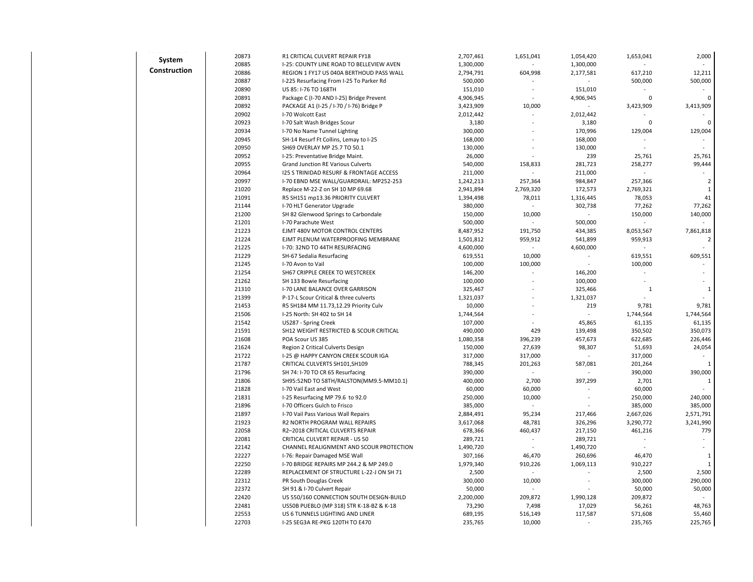| | | | | | | | |
|---|---|---|---|---|---|---|---|
| **System Construction** | 20873 | R1 CRITICAL CULVERT REPAIR FY18 | 2,707,461 | 1,651,041 | 1,054,420 | 1,653,041 | 2,000 |
| | 20885 | I-25: COUNTY LINE ROAD TO BELLEVIEW AVEN | 1,300,000 | - | 1,300,000 | - | - |
| | 20886 | REGION 1 FY17 US 040A BERTHOUD PASS WALL | 2,794,791 | 604,998 | 2,177,581 | 617,210 | 12,211 |
| | 20887 | I-225 Resurfacing From I-25 To Parker Rd | 500,000 | - | - | 500,000 | 500,000 |
| | 20890 | US 85: I-76 TO 168TH | 151,010 | - | 151,010 | - | - |
| | 20891 | Package C (I-70 AND I-25) Bridge Prevent | 4,906,945 | - | 4,906,945 | 0 | 0 |
| | 20892 | PACKAGE A1 (I-25 / I-70 / I-76) Bridge P | 3,423,909 | 10,000 | - | 3,423,909 | 3,413,909 |
| | 20902 | I-70 Wolcott East | 2,012,442 | - | 2,012,442 | - | - |
| | 20923 | I-70 Salt Wash Bridges Scour | 3,180 | - | 3,180 | 0 | 0 |
| | 20934 | I-70 No Name Tunnel Lighting | 300,000 | - | 170,996 | 129,004 | 129,004 |
| | 20945 | SH-14 Resurf Ft Collins, Lemay to I-25 | 168,000 | - | 168,000 | - | - |
| | 20950 | SH69 OVERLAY MP 25.7 TO 50.1 | 130,000 | - | 130,000 | - | - |
| | 20952 | I-25: Preventative Bridge Maint. | 26,000 | - | 239 | 25,761 | 25,761 |
| | 20955 | Grand Junction RE Various Culverts | 540,000 | 158,833 | 281,723 | 258,277 | 99,444 |
| | 20964 | I25 S TRINIDAD RESURF & FRONTAGE ACCESS | 211,000 | - | 211,000 | - | - |
| | 20997 | I-70 EBND MSE WALL/GUARDRAIL: MP252-253 | 1,242,213 | 257,364 | 984,847 | 257,366 | 2 |
| | 21020 | Replace M-22-Z on SH 10 MP 69.68 | 2,941,894 | 2,769,320 | 172,573 | 2,769,321 | 1 |
| | 21091 | R5 SH151 mp13.36 PRIORITY CULVERT | 1,394,498 | 78,011 | 1,316,445 | 78,053 | 41 |
| | 21144 | I-70 HLT Generator Upgrade | 380,000 | - | 302,738 | 77,262 | 77,262 |
| | 21200 | SH 82 Glenwood Springs to Carbondale | 150,000 | 10,000 | - | 150,000 | 140,000 |
| | 21201 | I-70 Parachute West | 500,000 | - | 500,000 | - | - |
| | 21223 | EJMT 480V MOTOR CONTROL CENTERS | 8,487,952 | 191,750 | 434,385 | 8,053,567 | 7,861,818 |
| | 21224 | EJMT PLENUM WATERPROOFING MEMBRANE | 1,501,812 | 959,912 | 541,899 | 959,913 | 2 |
| | 21225 | I-70: 32ND TO 44TH RESURFACING | 4,600,000 | - | 4,600,000 | - | - |
| | 21229 | SH-67 Sedalia Resurfacing | 619,551 | 10,000 | - | 619,551 | 609,551 |
| | 21245 | I-70 Avon to Vail | 100,000 | 100,000 | - | 100,000 | - |
| | 21254 | SH67 CRIPPLE CREEK TO WESTCREEK | 146,200 | - | 146,200 | - | - |
| | 21262 | SH 133 Bowie Resurfacing | 100,000 | - | 100,000 | - | - |
| | 21310 | I-70 LANE BALANCE OVER GARRISON | 325,467 | - | 325,466 | 1 | 1 |
| | 21399 | P-17-L Scour Critical & three culverts | 1,321,037 | - | 1,321,037 | - | - |
| | 21453 | R5 SH184 MM 11.73,12.29 Priority Culv | 10,000 | - | 219 | 9,781 | 9,781 |
| | 21506 | I-25 North: SH 402 to SH 14 | 1,744,564 | - | - | 1,744,564 | 1,744,564 |
| | 21542 | US287 - Spring Creek | 107,000 | - | 45,865 | 61,135 | 61,135 |
| | 21591 | SH12 WEIGHT RESTRICTED & SCOUR CRITICAL | 490,000 | 429 | 139,498 | 350,502 | 350,073 |
| | 21608 | POA Scour US 385 | 1,080,358 | 396,239 | 457,673 | 622,685 | 226,446 |
| | 21624 | Region 2 Critical Culverts Design | 150,000 | 27,639 | 98,307 | 51,693 | 24,054 |
| | 21722 | I-25 @ HAPPY CANYON CREEK SCOUR IGA | 317,000 | 317,000 | - | 317,000 | - |
| | 21787 | CRITICAL CULVERTS SH101,SH109 | 788,345 | 201,263 | 587,081 | 201,264 | 1 |
| | 21796 | SH 74: I-70 TO CR 65 Resurfacing | 390,000 | - | - | 390,000 | 390,000 |
| | 21806 | SH95:52ND TO 58TH/RALSTON(MM9.5-MM10.1) | 400,000 | 2,700 | 397,299 | 2,701 | 1 |
| | 21828 | I-70 Vail East and West | 60,000 | 60,000 | - | 60,000 | - |
| | 21831 | I-25 Resurfacing MP 79.6 to 92.0 | 250,000 | 10,000 | - | 250,000 | 240,000 |
| | 21896 | I-70 Officers Gulch to Frisco | 385,000 | - | - | 385,000 | 385,000 |
| | 21897 | I-70 Vail Pass Various Wall Repairs | 2,884,491 | 95,234 | 217,466 | 2,667,026 | 2,571,791 |
| | 21923 | R2 NORTH PROGRAM WALL REPAIRS | 3,617,068 | 48,781 | 326,296 | 3,290,772 | 3,241,990 |
| | 22058 | R2–2018 CRITICAL CULVERTS REPAIR | 678,366 | 460,437 | 217,150 | 461,216 | 779 |
| | 22081 | CRITICAL CULVERT REPAIR - US 50 | 289,721 | - | 289,721 | - | - |
| | 22142 | CHANNEL REALIGNMENT AND SCOUR PROTECTION | 1,490,720 | - | 1,490,720 | - | - |
| | 22227 | I-76: Repair Damaged MSE Wall | 307,166 | 46,470 | 260,696 | 46,470 | 1 |
| | 22250 | I-70 BRIDGE REPAIRS MP 244.2 & MP 249.0 | 1,979,340 | 910,226 | 1,069,113 | 910,227 | 1 |
| | 22289 | REPLACEMENT OF STRUCTURE L-22-J ON SH 71 | 2,500 | - | - | 2,500 | 2,500 |
| | 22312 | PR South Douglas Creek | 300,000 | 10,000 | - | 300,000 | 290,000 |
| | 22372 | SH 91 & I-70 Culvert Repair | 50,000 | - | - | 50,000 | 50,000 |
| | 22420 | US 550/160 CONNECTION SOUTH DESIGN-BUILD | 2,200,000 | 209,872 | 1,990,128 | 209,872 | - |
| | 22481 | US50B PUEBLO (MP 318) STR K-18-BZ & K-18 | 73,290 | 7,498 | 17,029 | 56,261 | 48,763 |
| | 22553 | US 6 TUNNELS LIGHTING AND LINER | 689,195 | 516,149 | 117,587 | 571,608 | 55,460 |
| | 22703 | I-25 SEG3A RE-PKG 120TH TO E470 | 235,765 | 10,000 | - | 235,765 | 225,765 |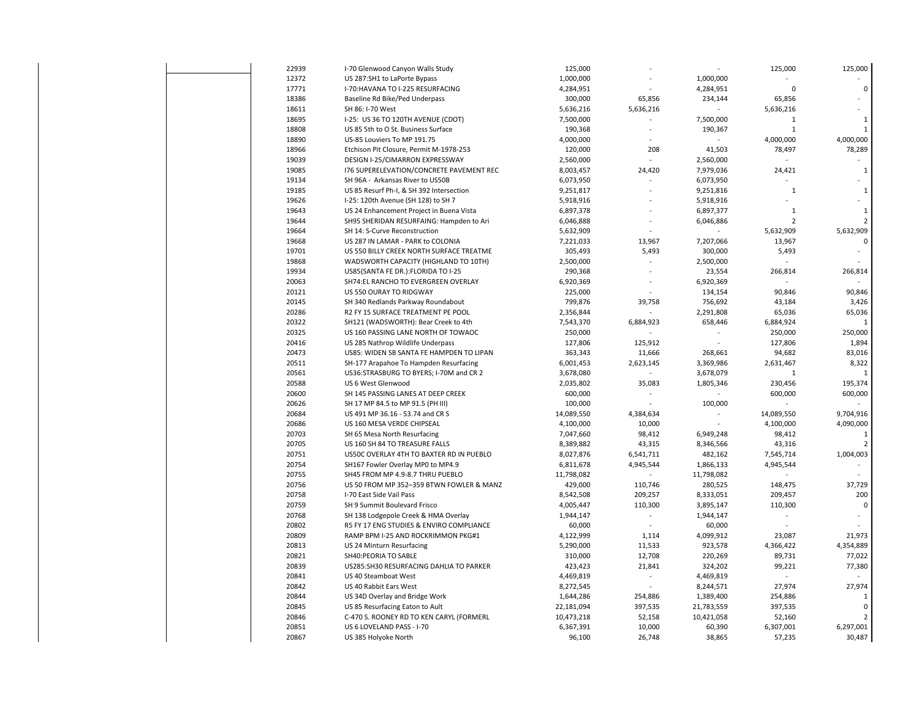| | | | | | | |
|---|---|---|---|---|---|---|
| 22939 | I-70 Glenwood Canyon Walls Study | 125,000 | - | - | 125,000 | 125,000 |
| 12372 | US 287:SH1 to LaPorte Bypass | 1,000,000 | - | 1,000,000 | - | - |
| 17771 | I-70:HAVANA TO I-225 RESURFACING | 4,284,951 | - | 4,284,951 | 0 | 0 |
| 18386 | Baseline Rd Bike/Ped Underpass | 300,000 | 65,856 | 234,144 | 65,856 | - |
| 18611 | SH 86: I-70 West | 5,636,216 | 5,636,216 | - | 5,636,216 | - |
| 18695 | I-25: US 36 TO 120TH AVENUE (CDOT) | 7,500,000 | - | 7,500,000 | 1 | 1 |
| 18808 | US 85 5th to O St. Business Surface | 190,368 | - | 190,367 | 1 | 1 |
| 18890 | US-85 Louviers To MP 191.75 | 4,000,000 | - | - | 4,000,000 | 4,000,000 |
| 18966 | Etchison Pit Closure, Permit M-1978-253 | 120,000 | 208 | 41,503 | 78,497 | 78,289 |
| 19039 | DESIGN I-25/CIMARRON EXPRESSWAY | 2,560,000 | - | 2,560,000 | - | - |
| 19085 | I76 SUPERELEVATION/CONCRETE PAVEMENT REC | 8,003,457 | 24,420 | 7,979,036 | 24,421 | 1 |
| 19134 | SH 96A - Arkansas River to US50B | 6,073,950 | - | 6,073,950 | - | - |
| 19185 | US 85 Resurf Ph-I, & SH 392 Intersection | 9,251,817 | - | 9,251,816 | 1 | 1 |
| 19626 | I-25: 120th Avenue (SH 128) to SH 7 | 5,918,916 | - | 5,918,916 | - | - |
| 19643 | US 24 Enhancement Project in Buena Vista | 6,897,378 | - | 6,897,377 | 1 | 1 |
| 19644 | SH95 SHERIDAN RESURFAING: Hampden to Ari | 6,046,888 | - | 6,046,886 | 2 | 2 |
| 19664 | SH 14: S-Curve Reconstruction | 5,632,909 | - | - | 5,632,909 | 5,632,909 |
| 19668 | US 287 IN LAMAR - PARK to COLONIA | 7,221,033 | 13,967 | 7,207,066 | 13,967 | 0 |
| 19701 | US 550 BILLY CREEK NORTH SURFACE TREATME | 305,493 | 5,493 | 300,000 | 5,493 | - |
| 19868 | WADSWORTH CAPACITY (HIGHLAND TO 10TH) | 2,500,000 | - | 2,500,000 | - | - |
| 19934 | US85(SANTA FE DR.):FLORIDA TO I-25 | 290,368 | - | 23,554 | 266,814 | 266,814 |
| 20063 | SH74:EL RANCHO TO EVERGREEN OVERLAY | 6,920,369 | - | 6,920,369 | - | - |
| 20121 | US 550 OURAY TO RIDGWAY | 225,000 | - | 134,154 | 90,846 | 90,846 |
| 20145 | SH 340 Redlands Parkway Roundabout | 799,876 | 39,758 | 756,692 | 43,184 | 3,426 |
| 20286 | R2 FY 15 SURFACE TREATMENT PE POOL | 2,356,844 | - | 2,291,808 | 65,036 | 65,036 |
| 20322 | SH121 (WADSWORTH): Bear Creek to 4th | 7,543,370 | 6,884,923 | 658,446 | 6,884,924 | 1 |
| 20325 | US 160 PASSING LANE NORTH OF TOWAOC | 250,000 | - | - | 250,000 | 250,000 |
| 20416 | US 285 Nathrop Wildlife Underpass | 127,806 | 125,912 | - | 127,806 | 1,894 |
| 20473 | US85: WIDEN SB SANTA FE HAMPDEN TO LIPAN | 363,343 | 11,666 | 268,661 | 94,682 | 83,016 |
| 20511 | SH-177 Arapahoe To Hampden Resurfacing | 6,001,453 | 2,623,145 | 3,369,986 | 2,631,467 | 8,322 |
| 20561 | US36:STRASBURG TO BYERS; I-70M and CR 2 | 3,678,080 | - | 3,678,079 | 1 | 1 |
| 20588 | US 6 West Glenwood | 2,035,802 | 35,083 | 1,805,346 | 230,456 | 195,374 |
| 20600 | SH 145 PASSING LANES AT DEEP CREEK | 600,000 | - | - | 600,000 | 600,000 |
| 20626 | SH 17 MP 84.5 to MP 91.5 (PH III) | 100,000 | - | 100,000 | - | - |
| 20684 | US 491 MP 36.16 - 53.74 and CR S | 14,089,550 | 4,384,634 | - | 14,089,550 | 9,704,916 |
| 20686 | US 160 MESA VERDE CHIPSEAL | 4,100,000 | 10,000 | - | 4,100,000 | 4,090,000 |
| 20703 | SH 65 Mesa North Resurfacing | 7,047,660 | 98,412 | 6,949,248 | 98,412 | 1 |
| 20705 | US 160 SH 84 TO TREASURE FALLS | 8,389,882 | 43,315 | 8,346,566 | 43,316 | 2 |
| 20751 | US50C OVERLAY 4TH TO BAXTER RD IN PUEBLO | 8,027,876 | 6,541,711 | 482,162 | 7,545,714 | 1,004,003 |
| 20754 | SH167 Fowler Overlay MP0 to MP4.9 | 6,811,678 | 4,945,544 | 1,866,133 | 4,945,544 | - |
| 20755 | SH45 FROM MP 4.9-8.7 THRU PUEBLO | 11,798,082 | - | 11,798,082 | - | - |
| 20756 | US 50 FROM MP 352–359 BTWN FOWLER & MANZ | 429,000 | 110,746 | 280,525 | 148,475 | 37,729 |
| 20758 | I-70 East Side Vail Pass | 8,542,508 | 209,257 | 8,333,051 | 209,457 | 200 |
| 20759 | SH 9 Summit Boulevard Frisco | 4,005,447 | 110,300 | 3,895,147 | 110,300 | 0 |
| 20768 | SH 138 Lodgepole Creek & HMA Overlay | 1,944,147 | - | 1,944,147 | - | - |
| 20802 | R5 FY 17 ENG STUDIES & ENVIRO COMPLIANCE | 60,000 | - | 60,000 | - | - |
| 20809 | RAMP BPM I-25 AND ROCKRIMMON PKG#1 | 4,122,999 | 1,114 | 4,099,912 | 23,087 | 21,973 |
| 20813 | US 24 Minturn Resurfacing | 5,290,000 | 11,533 | 923,578 | 4,366,422 | 4,354,889 |
| 20821 | SH40:PEORIA TO SABLE | 310,000 | 12,708 | 220,269 | 89,731 | 77,022 |
| 20839 | US285:SH30 RESURFACING DAHLIA TO PARKER | 423,423 | 21,841 | 324,202 | 99,221 | 77,380 |
| 20841 | US 40 Steamboat West | 4,469,819 | - | 4,469,819 | - | - |
| 20842 | US 40 Rabbit Ears West | 8,272,545 | - | 8,244,571 | 27,974 | 27,974 |
| 20844 | US 34D Overlay and Bridge Work | 1,644,286 | 254,886 | 1,389,400 | 254,886 | 1 |
| 20845 | US 85 Resurfacing Eaton to Ault | 22,181,094 | 397,535 | 21,783,559 | 397,535 | 0 |
| 20846 | C-470 S. ROONEY RD TO KEN CARYL (FORMERL | 10,473,218 | 52,158 | 10,421,058 | 52,160 | 2 |
| 20851 | US 6 LOVELAND PASS - I-70 | 6,367,391 | 10,000 | 60,390 | 6,307,001 | 6,297,001 |
| 20867 | US 385 Holyoke North | 96,100 | 26,748 | 38,865 | 57,235 | 30,487 |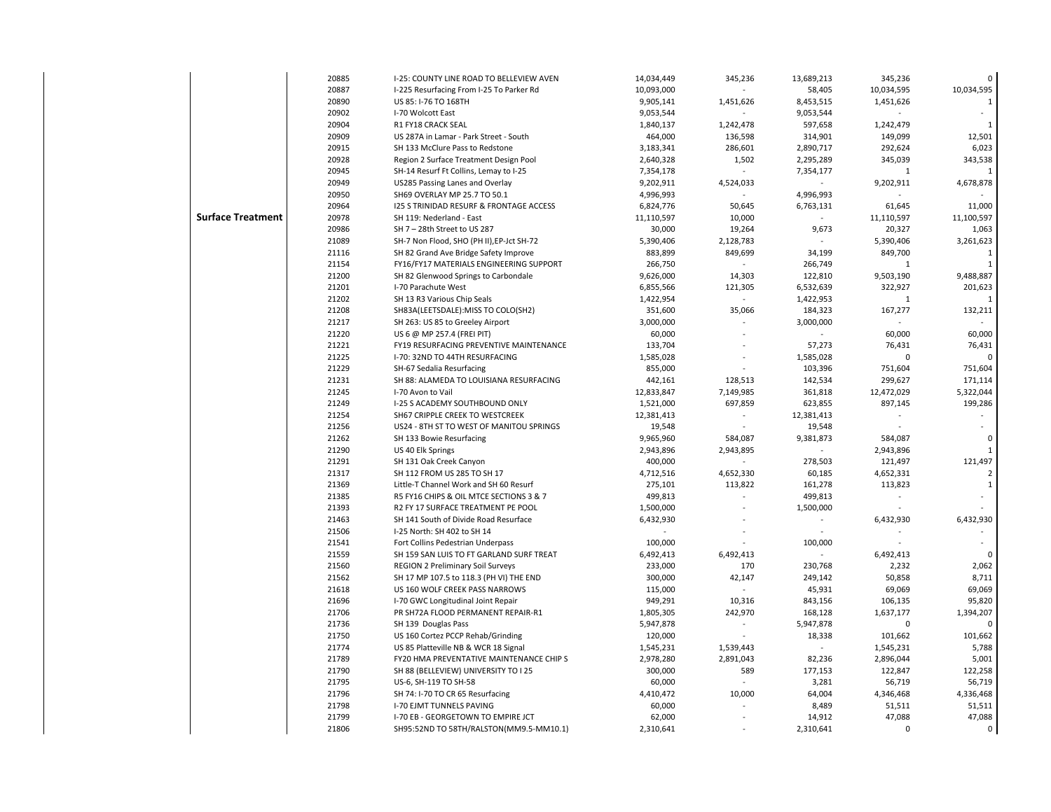| | | | | | | | |
|---|---|---|---|---|---|---|---|
| | 20885 | I-25: COUNTY LINE ROAD TO BELLEVIEW AVEN | 14,034,449 | 345,236 | 13,689,213 | 345,236 | 0 |
| | 20887 | I-225 Resurfacing From I-25 To Parker Rd | 10,093,000 | - | 58,405 | 10,034,595 | 10,034,595 |
| | 20890 | US 85: I-76 TO 168TH | 9,905,141 | 1,451,626 | 8,453,515 | 1,451,626 | 1 |
| | 20902 | I-70 Wolcott East | 9,053,544 | - | 9,053,544 | - | - |
| | 20904 | R1 FY18 CRACK SEAL | 1,840,137 | 1,242,478 | 597,658 | 1,242,479 | 1 |
| | 20909 | US 287A in Lamar - Park Street - South | 464,000 | 136,598 | 314,901 | 149,099 | 12,501 |
| | 20915 | SH 133 McClure Pass to Redstone | 3,183,341 | 286,601 | 2,890,717 | 292,624 | 6,023 |
| | 20928 | Region 2 Surface Treatment Design Pool | 2,640,328 | 1,502 | 2,295,289 | 345,039 | 343,538 |
| | 20945 | SH-14 Resurf Ft Collins, Lemay to I-25 | 7,354,178 | - | 7,354,177 | 1 | 1 |
| | 20949 | US285 Passing Lanes and Overlay | 9,202,911 | 4,524,033 | - | 9,202,911 | 4,678,878 |
| | 20950 | SH69 OVERLAY MP 25.7 TO 50.1 | 4,996,993 | - | 4,996,993 | - | - |
| | 20964 | I25 S TRINIDAD RESURF & FRONTAGE ACCESS | 6,824,776 | 50,645 | 6,763,131 | 61,645 | 11,000 |
| **Surface Treatment** | 20978 | SH 119: Nederland - East | 11,110,597 | 10,000 | - | 11,110,597 | 11,100,597 |
| | 20986 | SH 7 – 28th Street to US 287 | 30,000 | 19,264 | 9,673 | 20,327 | 1,063 |
| | 21089 | SH-7 Non Flood, SHO (PH II),EP-Jct SH-72 | 5,390,406 | 2,128,783 | - | 5,390,406 | 3,261,623 |
| | 21116 | SH 82 Grand Ave Bridge Safety Improve | 883,899 | 849,699 | 34,199 | 849,700 | 1 |
| | 21154 | FY16/FY17 MATERIALS ENGINEERING SUPPORT | 266,750 | - | 266,749 | 1 | 1 |
| | 21200 | SH 82 Glenwood Springs to Carbondale | 9,626,000 | 14,303 | 122,810 | 9,503,190 | 9,488,887 |
| | 21201 | I-70 Parachute West | 6,855,566 | 121,305 | 6,532,639 | 322,927 | 201,623 |
| | 21202 | SH 13 R3 Various Chip Seals | 1,422,954 | - | 1,422,953 | 1 | 1 |
| | 21208 | SH83A(LEETSDALE):MISS TO COLO(SH2) | 351,600 | 35,066 | 184,323 | 167,277 | 132,211 |
| | 21217 | SH 263: US 85 to Greeley Airport | 3,000,000 | - | 3,000,000 | - | - |
| | 21220 | US 6 @ MP 257.4 (FREI PIT) | 60,000 | - | - | 60,000 | 60,000 |
| | 21221 | FY19 RESURFACING PREVENTIVE MAINTENANCE | 133,704 | - | 57,273 | 76,431 | 76,431 |
| | 21225 | I-70: 32ND TO 44TH RESURFACING | 1,585,028 | - | 1,585,028 | 0 | 0 |
| | 21229 | SH-67 Sedalia Resurfacing | 855,000 | - | 103,396 | 751,604 | 751,604 |
| | 21231 | SH 88: ALAMEDA TO LOUISIANA RESURFACING | 442,161 | 128,513 | 142,534 | 299,627 | 171,114 |
| | 21245 | I-70 Avon to Vail | 12,833,847 | 7,149,985 | 361,818 | 12,472,029 | 5,322,044 |
| | 21249 | I-25 S ACADEMY SOUTHBOUND ONLY | 1,521,000 | 697,859 | 623,855 | 897,145 | 199,286 |
| | 21254 | SH67 CRIPPLE CREEK TO WESTCREEK | 12,381,413 | - | 12,381,413 | - | - |
| | 21256 | US24 - 8TH ST TO WEST OF MANITOU SPRINGS | 19,548 | - | 19,548 | - | - |
| | 21262 | SH 133 Bowie Resurfacing | 9,965,960 | 584,087 | 9,381,873 | 584,087 | 0 |
| | 21290 | US 40 Elk Springs | 2,943,896 | 2,943,895 | - | 2,943,896 | 1 |
| | 21291 | SH 131 Oak Creek Canyon | 400,000 | - | 278,503 | 121,497 | 121,497 |
| | 21317 | SH 112 FROM US 285 TO SH 17 | 4,712,516 | 4,652,330 | 60,185 | 4,652,331 | 2 |
| | 21369 | Little-T Channel Work and SH 60 Resurf | 275,101 | 113,822 | 161,278 | 113,823 | 1 |
| | 21385 | R5 FY16 CHIPS & OIL MTCE SECTIONS 3 & 7 | 499,813 | - | 499,813 | - | - |
| | 21393 | R2 FY 17 SURFACE TREATMENT PE POOL | 1,500,000 | - | 1,500,000 | - | - |
| | 21463 | SH 141 South of Divide Road Resurface | 6,432,930 | - | - | 6,432,930 | 6,432,930 |
| | 21506 | I-25 North: SH 402 to SH 14 | - | - | - | - | - |
| | 21541 | Fort Collins Pedestrian Underpass | 100,000 | - | 100,000 | - | - |
| | 21559 | SH 159 SAN LUIS TO FT GARLAND SURF TREAT | 6,492,413 | 6,492,413 | - | 6,492,413 | 0 |
| | 21560 | REGION 2 Preliminary Soil Surveys | 233,000 | 170 | 230,768 | 2,232 | 2,062 |
| | 21562 | SH 17 MP 107.5 to 118.3 (PH VI) THE END | 300,000 | 42,147 | 249,142 | 50,858 | 8,711 |
| | 21618 | US 160 WOLF CREEK PASS NARROWS | 115,000 | - | 45,931 | 69,069 | 69,069 |
| | 21696 | I-70 GWC Longitudinal Joint Repair | 949,291 | 10,316 | 843,156 | 106,135 | 95,820 |
| | 21706 | PR SH72A FLOOD PERMANENT REPAIR-R1 | 1,805,305 | 242,970 | 168,128 | 1,637,177 | 1,394,207 |
| | 21736 | SH 139 Douglas Pass | 5,947,878 | - | 5,947,878 | 0 | 0 |
| | 21750 | US 160 Cortez PCCP Rehab/Grinding | 120,000 | - | 18,338 | 101,662 | 101,662 |
| | 21774 | US 85 Platteville NB & WCR 18 Signal | 1,545,231 | 1,539,443 | - | 1,545,231 | 5,788 |
| | 21789 | FY20 HMA PREVENTATIVE MAINTENANCE CHIP S | 2,978,280 | 2,891,043 | 82,236 | 2,896,044 | 5,001 |
| | 21790 | SH 88 (BELLEVIEW) UNIVERSITY TO I 25 | 300,000 | 589 | 177,153 | 122,847 | 122,258 |
| | 21795 | US-6, SH-119 TO SH-58 | 60,000 | - | 3,281 | 56,719 | 56,719 |
| | 21796 | SH 74: I-70 TO CR 65 Resurfacing | 4,410,472 | 10,000 | 64,004 | 4,346,468 | 4,336,468 |
| | 21798 | I-70 EJMT TUNNELS PAVING | 60,000 | - | 8,489 | 51,511 | 51,511 |
| | 21799 | I-70 EB - GEORGETOWN TO EMPIRE JCT | 62,000 | - | 14,912 | 47,088 | 47,088 |
| | 21806 | SH95:52ND TO 58TH/RALSTON(MM9.5-MM10.1) | 2,310,641 | - | 2,310,641 | 0 | 0 |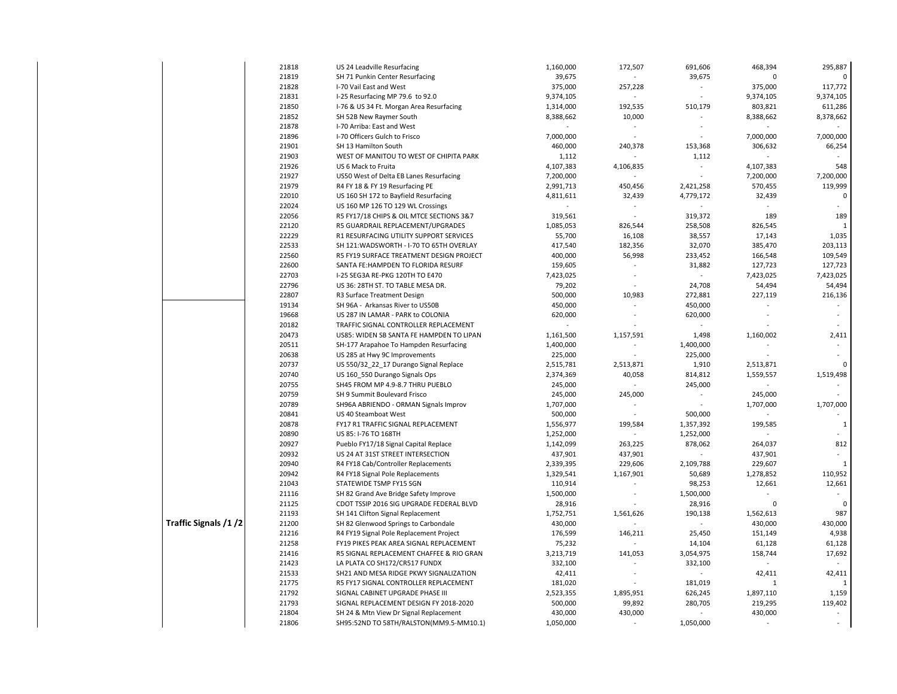| | | | | | | | |
|---|---|---|---|---|---|---|---|
| | 21818 | US 24 Leadville Resurfacing | 1,160,000 | 172,507 | 691,606 | 468,394 | 295,887 |
| | 21819 | SH 71 Punkin Center Resurfacing | 39,675 | - | 39,675 | 0 | 0 |
| | 21828 | I-70 Vail East and West | 375,000 | 257,228 | - | 375,000 | 117,772 |
| | 21831 | I-25 Resurfacing MP 79.6 to 92.0 | 9,374,105 | - | - | 9,374,105 | 9,374,105 |
| | 21850 | I-76 & US 34 Ft. Morgan Area Resurfacing | 1,314,000 | 192,535 | 510,179 | 803,821 | 611,286 |
| | 21852 | SH 52B New Raymer South | 8,388,662 | 10,000 | - | 8,388,662 | 8,378,662 |
| | 21878 | I-70 Arriba: East and West | - | - | - | - | - |
| | 21896 | I-70 Officers Gulch to Frisco | 7,000,000 | - | - | 7,000,000 | 7,000,000 |
| | 21901 | SH 13 Hamilton South | 460,000 | 240,378 | 153,368 | 306,632 | 66,254 |
| | 21903 | WEST OF MANITOU TO WEST OF CHIPITA PARK | 1,112 | - | 1,112 | - | - |
| | 21926 | US 6 Mack to Fruita | 4,107,383 | 4,106,835 | - | 4,107,383 | 548 |
| | 21927 | US50 West of Delta EB Lanes Resurfacing | 7,200,000 | - | - | 7,200,000 | 7,200,000 |
| | 21979 | R4 FY 18 & FY 19 Resurfacing PE | 2,991,713 | 450,456 | 2,421,258 | 570,455 | 119,999 |
| | 22010 | US 160 SH 172 to Bayfield Resurfacing | 4,811,611 | 32,439 | 4,779,172 | 32,439 | 0 |
| | 22024 | US 160 MP 126 TO 129 WL Crossings | - | - | - | - | - |
| | 22056 | R5 FY17/18 CHIPS & OIL MTCE SECTIONS 3&7 | 319,561 | - | 319,372 | 189 | 189 |
| | 22120 | R5 GUARDRAIL REPLACEMENT/UPGRADES | 1,085,053 | 826,544 | 258,508 | 826,545 | 1 |
| | 22229 | R1 RESURFACING UTILITY SUPPORT SERVICES | 55,700 | 16,108 | 38,557 | 17,143 | 1,035 |
| | 22533 | SH 121:WADSWORTH - I-70 TO 65TH OVERLAY | 417,540 | 182,356 | 32,070 | 385,470 | 203,113 |
| | 22560 | R5 FY19 SURFACE TREATMENT DESIGN PROJECT | 400,000 | 56,998 | 233,452 | 166,548 | 109,549 |
| | 22600 | SANTA FE:HAMPDEN TO FLORIDA RESURF | 159,605 | - | 31,882 | 127,723 | 127,723 |
| | 22703 | I-25 SEG3A RE-PKG 120TH TO E470 | 7,423,025 | - | - | 7,423,025 | 7,423,025 |
| | 22796 | US 36: 28TH ST. TO TABLE MESA DR. | 79,202 | - | 24,708 | 54,494 | 54,494 |
| | 22807 | R3 Surface Treatment Design | 500,000 | 10,983 | 272,881 | 227,119 | 216,136 |
| Traffic Signals /1 /2 | 19134 | SH 96A - Arkansas River to US50B | 450,000 | - | 450,000 | - | - |
| | 19668 | US 287 IN LAMAR - PARK to COLONIA | 620,000 | - | 620,000 | - | - |
| | 20182 | TRAFFIC SIGNAL CONTROLLER REPLACEMENT | - | - | - | - | - |
| | 20473 | US85: WIDEN SB SANTA FE HAMPDEN TO LIPAN | 1,161,500 | 1,157,591 | 1,498 | 1,160,002 | 2,411 |
| | 20511 | SH-177 Arapahoe To Hampden Resurfacing | 1,400,000 | - | 1,400,000 | - | - |
| | 20638 | US 285 at Hwy 9C Improvements | 225,000 | - | 225,000 | - | - |
| | 20737 | US 550/32_22_17 Durango Signal Replace | 2,515,781 | 2,513,871 | 1,910 | 2,513,871 | 0 |
| | 20740 | US 160_550 Durango Signals Ops | 2,374,369 | 40,058 | 814,812 | 1,559,557 | 1,519,498 |
| | 20755 | SH45 FROM MP 4.9-8.7 THRU PUEBLO | 245,000 | - | 245,000 | - | - |
| | 20759 | SH 9 Summit Boulevard Frisco | 245,000 | 245,000 | - | 245,000 | - |
| | 20789 | SH96A ABRIENDO - ORMAN Signals Improv | 1,707,000 | - | - | 1,707,000 | 1,707,000 |
| | 20841 | US 40 Steamboat West | 500,000 | - | 500,000 | - | - |
| | 20878 | FY17 R1 TRAFFIC SIGNAL REPLACEMENT | 1,556,977 | 199,584 | 1,357,392 | 199,585 | 1 |
| | 20890 | US 85: I-76 TO 168TH | 1,252,000 | - | 1,252,000 | - | - |
| | 20927 | Pueblo FY17/18 Signal Capital Replace | 1,142,099 | 263,225 | 878,062 | 264,037 | 812 |
| | 20932 | US 24 AT 31ST STREET INTERSECTION | 437,901 | 437,901 | - | 437,901 | - |
| | 20940 | R4 FY18 Cab/Controller Replacements | 2,339,395 | 229,606 | 2,109,788 | 229,607 | 1 |
| | 20942 | R4 FY18 Signal Pole Replacements | 1,329,541 | 1,167,901 | 50,689 | 1,278,852 | 110,952 |
| | 21043 | STATEWIDE TSMP FY15 SGN | 110,914 | - | 98,253 | 12,661 | 12,661 |
| | 21116 | SH 82 Grand Ave Bridge Safety Improve | 1,500,000 | - | 1,500,000 | - | - |
| | 21125 | CDOT TSSIP 2016 SIG UPGRADE FEDERAL BLVD | 28,916 | - | 28,916 | 0 | 0 |
| | 21193 | SH 141 Clifton Signal Replacement | 1,752,751 | 1,561,626 | 190,138 | 1,562,613 | 987 |
| | 21200 | SH 82 Glenwood Springs to Carbondale | 430,000 | - | - | 430,000 | 430,000 |
| | 21216 | R4 FY19 Signal Pole Replacement Project | 176,599 | 146,211 | 25,450 | 151,149 | 4,938 |
| | 21258 | FY19 PIKES PEAK AREA SIGNAL REPLACEMENT | 75,232 | - | 14,104 | 61,128 | 61,128 |
| | 21416 | R5 SIGNAL REPLACEMENT CHAFFEE & RIO GRAN | 3,213,719 | 141,053 | 3,054,975 | 158,744 | 17,692 |
| | 21423 | LA PLATA CO SH172/CR517 FUNDX | 332,100 | - | 332,100 | - | - |
| | 21533 | SH21 AND MESA RIDGE PKWY SIGNALIZATION | 42,411 | - | - | 42,411 | 42,411 |
| | 21775 | R5 FY17 SIGNAL CONTROLLER REPLACEMENT | 181,020 | - | 181,019 | 1 | 1 |
| | 21792 | SIGNAL CABINET UPGRADE PHASE III | 2,523,355 | 1,895,951 | 626,245 | 1,897,110 | 1,159 |
| | 21793 | SIGNAL REPLACEMENT DESIGN FY 2018-2020 | 500,000 | 99,892 | 280,705 | 219,295 | 119,402 |
| | 21804 | SH 24 & Mtn View Dr Signal Replacement | 430,000 | 430,000 | - | 430,000 | - |
| | 21806 | SH95:52ND TO 58TH/RALSTON(MM9.5-MM10.1) | 1,050,000 | - | 1,050,000 | - | - |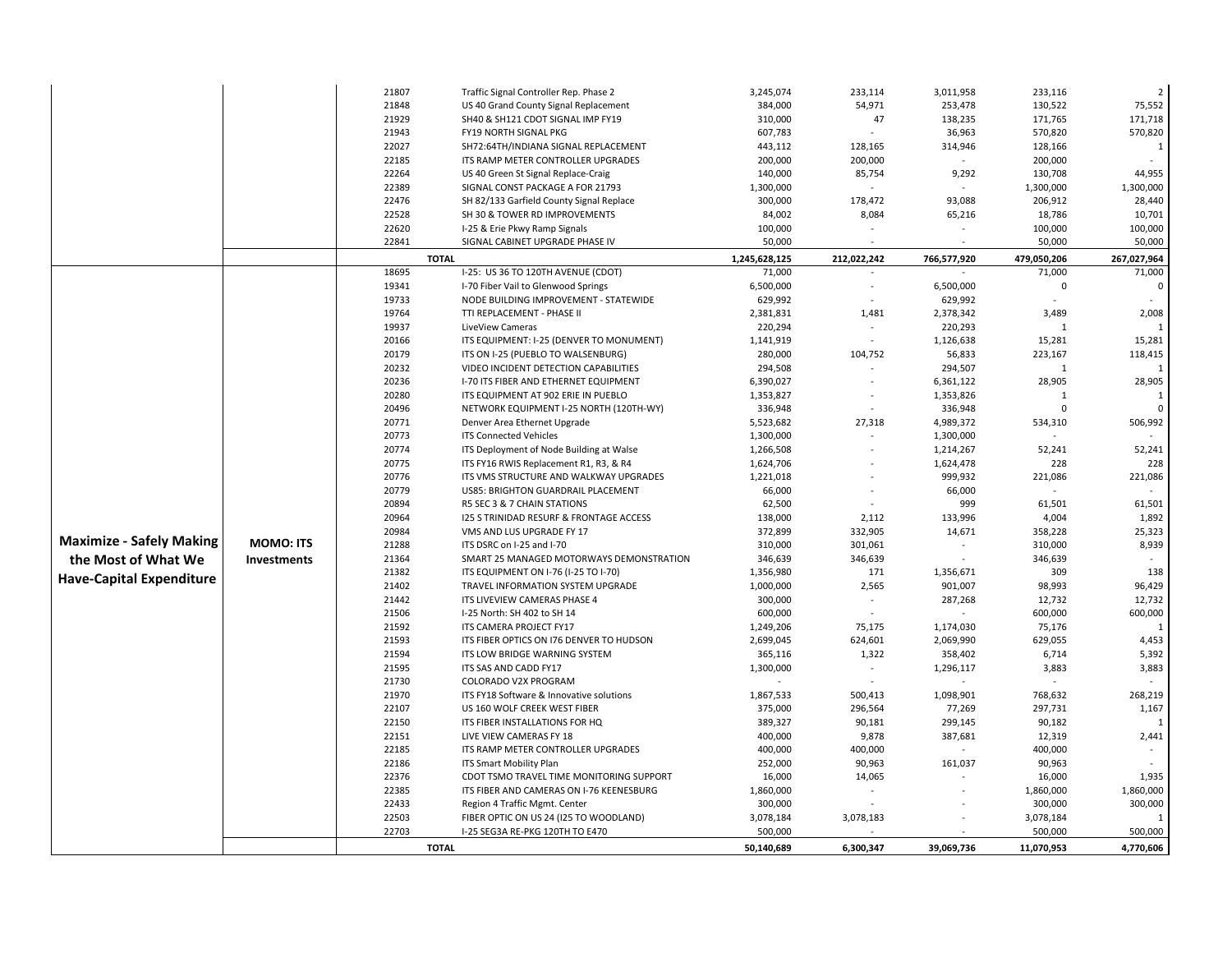| | | | | | | | | |
|---|---|---|---|---|---|---|---|---|
| | | 21807 | Traffic Signal Controller Rep. Phase 2 | 3,245,074 | 233,114 | 3,011,958 | 233,116 | 2 |
| | | 21848 | US 40 Grand County Signal Replacement | 384,000 | 54,971 | 253,478 | 130,522 | 75,552 |
| | | 21929 | SH40 & SH121 CDOT SIGNAL IMP FY19 | 310,000 | 47 | 138,235 | 171,765 | 171,718 |
| | | 21943 | FY19 NORTH SIGNAL PKG | 607,783 | - | 36,963 | 570,820 | 570,820 |
| | | 22027 | SH72:64TH/INDIANA SIGNAL REPLACEMENT | 443,112 | 128,165 | 314,946 | 128,166 | 1 |
| | | 22185 | ITS RAMP METER CONTROLLER UPGRADES | 200,000 | 200,000 | - | 200,000 | - |
| | | 22264 | US 40 Green St Signal Replace-Craig | 140,000 | 85,754 | 9,292 | 130,708 | 44,955 |
| | | 22389 | SIGNAL CONST PACKAGE A FOR 21793 | 1,300,000 | - | - | 1,300,000 | 1,300,000 |
| | | 22476 | SH 82/133 Garfield County Signal Replace | 300,000 | 178,472 | 93,088 | 206,912 | 28,440 |
| | | 22528 | SH 30 & TOWER RD IMPROVEMENTS | 84,002 | 8,084 | 65,216 | 18,786 | 10,701 |
| | | 22620 | I-25 & Erie Pkwy Ramp Signals | 100,000 | - | - | 100,000 | 100,000 |
| | | 22841 | SIGNAL CABINET UPGRADE PHASE IV | 50,000 | - | - | 50,000 | 50,000 |
| | | **TOTAL** | | **1,245,628,125** | **212,022,242** | **766,577,920** | **479,050,206** | **267,027,964** |
| **Maximize - Safely Making the Most of What We Have-Capital Expenditure** | **MOMO: ITS Investments** | 18695 | I-25: US 36 TO 120TH AVENUE (CDOT) | 71,000 | - | - | 71,000 | 71,000 |
| | | 19341 | I-70 Fiber Vail to Glenwood Springs | 6,500,000 | - | 6,500,000 | 0 | 0 |
| | | 19733 | NODE BUILDING IMPROVEMENT - STATEWIDE | 629,992 | - | 629,992 | - | - |
| | | 19764 | TTI REPLACEMENT - PHASE II | 2,381,831 | 1,481 | 2,378,342 | 3,489 | 2,008 |
| | | 19937 | LiveView Cameras | 220,294 | - | 220,293 | 1 | 1 |
| | | 20166 | ITS EQUIPMENT: I-25 (DENVER TO MONUMENT) | 1,141,919 | - | 1,126,638 | 15,281 | 15,281 |
| | | 20179 | ITS ON I-25 (PUEBLO TO WALSENBURG) | 280,000 | 104,752 | 56,833 | 223,167 | 118,415 |
| | | 20232 | VIDEO INCIDENT DETECTION CAPABILITIES | 294,508 | - | 294,507 | 1 | 1 |
| | | 20236 | I-70 ITS FIBER AND ETHERNET EQUIPMENT | 6,390,027 | - | 6,361,122 | 28,905 | 28,905 |
| | | 20280 | ITS EQUIPMENT AT 902 ERIE IN PUEBLO | 1,353,827 | - | 1,353,826 | 1 | 1 |
| | | 20496 | NETWORK EQUIPMENT I-25 NORTH (120TH-WY) | 336,948 | - | 336,948 | 0 | 0 |
| | | 20771 | Denver Area Ethernet Upgrade | 5,523,682 | 27,318 | 4,989,372 | 534,310 | 506,992 |
| | | 20773 | ITS Connected Vehicles | 1,300,000 | - | 1,300,000 | - | - |
| | | 20774 | ITS Deployment of Node Building at Walse | 1,266,508 | - | 1,214,267 | 52,241 | 52,241 |
| | | 20775 | ITS FY16 RWIS Replacement R1, R3, & R4 | 1,624,706 | - | 1,624,478 | 228 | 228 |
| | | 20776 | ITS VMS STRUCTURE AND WALKWAY UPGRADES | 1,221,018 | - | 999,932 | 221,086 | 221,086 |
| | | 20779 | US85: BRIGHTON GUARDRAIL PLACEMENT | 66,000 | - | 66,000 | - | - |
| | | 20894 | R5 SEC 3 & 7 CHAIN STATIONS | 62,500 | - | 999 | 61,501 | 61,501 |
| | | 20964 | I25 S TRINIDAD RESURF & FRONTAGE ACCESS | 138,000 | 2,112 | 133,996 | 4,004 | 1,892 |
| | | 20984 | VMS AND LUS UPGRADE FY 17 | 372,899 | 332,905 | 14,671 | 358,228 | 25,323 |
| | | 21288 | ITS DSRC on I-25 and I-70 | 310,000 | 301,061 | - | 310,000 | 8,939 |
| | | 21364 | SMART 25 MANAGED MOTORWAYS DEMONSTRATION | 346,639 | 346,639 | - | 346,639 | - |
| | | 21382 | ITS EQUIPMENT ON I-76 (I-25 TO I-70) | 1,356,980 | 171 | 1,356,671 | 309 | 138 |
| | | 21402 | TRAVEL INFORMATION SYSTEM UPGRADE | 1,000,000 | 2,565 | 901,007 | 98,993 | 96,429 |
| | | 21442 | ITS LIVEVIEW CAMERAS PHASE 4 | 300,000 | - | 287,268 | 12,732 | 12,732 |
| | | 21506 | I-25 North: SH 402 to SH 14 | 600,000 | - | - | 600,000 | 600,000 |
| | | 21592 | ITS CAMERA PROJECT FY17 | 1,249,206 | 75,175 | 1,174,030 | 75,176 | 1 |
| | | 21593 | ITS FIBER OPTICS ON I76 DENVER TO HUDSON | 2,699,045 | 624,601 | 2,069,990 | 629,055 | 4,453 |
| | | 21594 | ITS LOW BRIDGE WARNING SYSTEM | 365,116 | 1,322 | 358,402 | 6,714 | 5,392 |
| | | 21595 | ITS SAS AND CADD FY17 | 1,300,000 | - | 1,296,117 | 3,883 | 3,883 |
| | | 21730 | COLORADO V2X PROGRAM | - | - | - | - | - |
| | | 21970 | ITS FY18 Software & Innovative solutions | 1,867,533 | 500,413 | 1,098,901 | 768,632 | 268,219 |
| | | 22107 | US 160 WOLF CREEK WEST FIBER | 375,000 | 296,564 | 77,269 | 297,731 | 1,167 |
| | | 22150 | ITS FIBER INSTALLATIONS FOR HQ | 389,327 | 90,181 | 299,145 | 90,182 | 1 |
| | | 22151 | LIVE VIEW CAMERAS FY 18 | 400,000 | 9,878 | 387,681 | 12,319 | 2,441 |
| | | 22185 | ITS RAMP METER CONTROLLER UPGRADES | 400,000 | 400,000 | - | 400,000 | - |
| | | 22186 | ITS Smart Mobility Plan | 252,000 | 90,963 | 161,037 | 90,963 | - |
| | | 22376 | CDOT TSMO TRAVEL TIME MONITORING SUPPORT | 16,000 | 14,065 | - | 16,000 | 1,935 |
| | | 22385 | ITS FIBER AND CAMERAS ON I-76 KEENESBURG | 1,860,000 | - | - | 1,860,000 | 1,860,000 |
| | | 22433 | Region 4 Traffic Mgmt. Center | 300,000 | - | - | 300,000 | 300,000 |
| | | 22503 | FIBER OPTIC ON US 24 (I25 TO WOODLAND) | 3,078,184 | 3,078,183 | - | 3,078,184 | 1 |
| | | 22703 | I-25 SEG3A RE-PKG 120TH TO E470 | 500,000 | - | - | 500,000 | 500,000 |
| | | **TOTAL** | | **50,140,689** | **6,300,347** | **39,069,736** | **11,070,953** | **4,770,606** |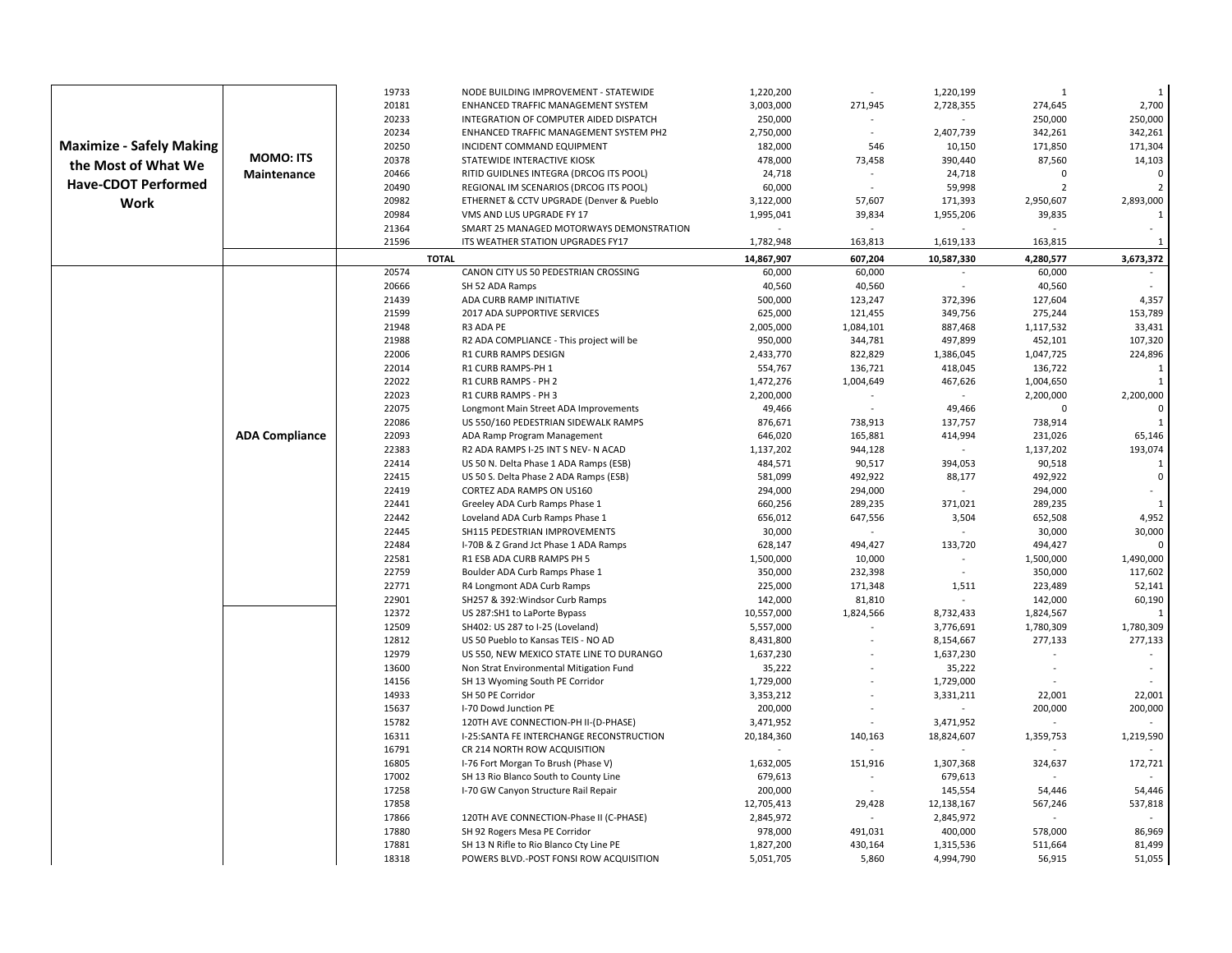| | | | | | | | | |
|---|---|---|---|---|---|---|---|---|
| **Maximize - Safely Making the Most of What We Have-CDOT Performed Work** | **MOMO: ITS Maintenance** | 19733 | NODE BUILDING IMPROVEMENT - STATEWIDE | 1,220,200 | - | 1,220,199 | 1 | 1 |
| | | 20181 | ENHANCED TRAFFIC MANAGEMENT SYSTEM | 3,003,000 | 271,945 | 2,728,355 | 274,645 | 2,700 |
| | | 20233 | INTEGRATION OF COMPUTER AIDED DISPATCH | 250,000 | - | - | 250,000 | 250,000 |
| | | 20234 | ENHANCED TRAFFIC MANAGEMENT SYSTEM PH2 | 2,750,000 | - | 2,407,739 | 342,261 | 342,261 |
| | | 20250 | INCIDENT COMMAND EQUIPMENT | 182,000 | 546 | 10,150 | 171,850 | 171,304 |
| | | 20378 | STATEWIDE INTERACTIVE KIOSK | 478,000 | 73,458 | 390,440 | 87,560 | 14,103 |
| | | 20466 | RITID GUIDLNES INTEGRA (DRCOG ITS POOL) | 24,718 | - | 24,718 | 0 | 0 |
| | | 20490 | REGIONAL IM SCENARIOS (DRCOG ITS POOL) | 60,000 | - | 59,998 | 2 | 2 |
| | | 20982 | ETHERNET & CCTV UPGRADE (Denver & Pueblo | 3,122,000 | 57,607 | 171,393 | 2,950,607 | 2,893,000 |
| | | 20984 | VMS AND LUS UPGRADE FY 17 | 1,995,041 | 39,834 | 1,955,206 | 39,835 | 1 |
| | | 21364 | SMART 25 MANAGED MOTORWAYS DEMONSTRATION | - | - | - | - | - |
| | | 21596 | ITS WEATHER STATION UPGRADES FY17 | 1,782,948 | 163,813 | 1,619,133 | 163,815 | 1 |
| | | **TOTAL** | | **14,867,907** | **607,204** | **10,587,330** | **4,280,577** | **3,673,372** |
| | **ADA Compliance** | 20574 | CANON CITY US 50 PEDESTRIAN CROSSING | 60,000 | 60,000 | - | 60,000 | - |
| | | 20666 | SH 52 ADA Ramps | 40,560 | 40,560 | - | 40,560 | - |
| | | 21439 | ADA CURB RAMP INITIATIVE | 500,000 | 123,247 | 372,396 | 127,604 | 4,357 |
| | | 21599 | 2017 ADA SUPPORTIVE SERVICES | 625,000 | 121,455 | 349,756 | 275,244 | 153,789 |
| | | 21948 | R3 ADA PE | 2,005,000 | 1,084,101 | 887,468 | 1,117,532 | 33,431 |
| | | 21988 | R2 ADA COMPLIANCE - This project will be | 950,000 | 344,781 | 497,899 | 452,101 | 107,320 |
| | | 22006 | R1 CURB RAMPS DESIGN | 2,433,770 | 822,829 | 1,386,045 | 1,047,725 | 224,896 |
| | | 22014 | R1 CURB RAMPS-PH 1 | 554,767 | 136,721 | 418,045 | 136,722 | 1 |
| | | 22022 | R1 CURB RAMPS - PH 2 | 1,472,276 | 1,004,649 | 467,626 | 1,004,650 | 1 |
| | | 22023 | R1 CURB RAMPS - PH 3 | 2,200,000 | - | - | 2,200,000 | 2,200,000 |
| | | 22075 | Longmont Main Street ADA Improvements | 49,466 | - | 49,466 | 0 | 0 |
| | | 22086 | US 550/160 PEDESTRIAN SIDEWALK RAMPS | 876,671 | 738,913 | 137,757 | 738,914 | 1 |
| | | 22093 | ADA Ramp Program Management | 646,020 | 165,881 | 414,994 | 231,026 | 65,146 |
| | | 22383 | R2 ADA RAMPS I-25 INT S NEV- N ACAD | 1,137,202 | 944,128 | - | 1,137,202 | 193,074 |
| | | 22414 | US 50 N. Delta Phase 1 ADA Ramps (ESB) | 484,571 | 90,517 | 394,053 | 90,518 | 1 |
| | | 22415 | US 50 S. Delta Phase 2 ADA Ramps (ESB) | 581,099 | 492,922 | 88,177 | 492,922 | 0 |
| | | 22419 | CORTEZ ADA RAMPS ON US160 | 294,000 | 294,000 | - | 294,000 | - |
| | | 22441 | Greeley ADA Curb Ramps Phase 1 | 660,256 | 289,235 | 371,021 | 289,235 | 1 |
| | | 22442 | Loveland ADA Curb Ramps Phase 1 | 656,012 | 647,556 | 3,504 | 652,508 | 4,952 |
| | | 22445 | SH115 PEDESTRIAN IMPROVEMENTS | 30,000 | - | - | 30,000 | 30,000 |
| | | 22484 | I-70B & Z Grand Jct Phase 1 ADA Ramps | 628,147 | 494,427 | 133,720 | 494,427 | 0 |
| | | 22581 | R1 ESB ADA CURB RAMPS PH 5 | 1,500,000 | 10,000 | - | 1,500,000 | 1,490,000 |
| | | 22759 | Boulder ADA Curb Ramps Phase 1 | 350,000 | 232,398 | - | 350,000 | 117,602 |
| | | 22771 | R4 Longmont ADA Curb Ramps | 225,000 | 171,348 | 1,511 | 223,489 | 52,141 |
| | | 22901 | SH257 & 392:Windsor Curb Ramps | 142,000 | 81,810 | - | 142,000 | 60,190 |
| | | 12372 | US 287:SH1 to LaPorte Bypass | 10,557,000 | 1,824,566 | 8,732,433 | 1,824,567 | 1 |
| | | 12509 | SH402: US 287 to I-25 (Loveland) | 5,557,000 | - | 3,776,691 | 1,780,309 | 1,780,309 |
| | | 12812 | US 50 Pueblo to Kansas TEIS - NO AD | 8,431,800 | - | 8,154,667 | 277,133 | 277,133 |
| | | 12979 | US 550, NEW MEXICO STATE LINE TO DURANGO | 1,637,230 | - | 1,637,230 | - | - |
| | | 13600 | Non Strat Environmental Mitigation Fund | 35,222 | - | 35,222 | - | - |
| | | 14156 | SH 13 Wyoming South PE Corridor | 1,729,000 | - | 1,729,000 | - | - |
| | | 14933 | SH 50 PE Corridor | 3,353,212 | - | 3,331,211 | 22,001 | 22,001 |
| | | 15637 | I-70 Dowd Junction PE | 200,000 | - | - | 200,000 | 200,000 |
| | | 15782 | 120TH AVE CONNECTION-PH II-(D-PHASE) | 3,471,952 | - | 3,471,952 | - | - |
| | | 16311 | I-25:SANTA FE INTERCHANGE RECONSTRUCTION | 20,184,360 | 140,163 | 18,824,607 | 1,359,753 | 1,219,590 |
| | | 16791 | CR 214 NORTH ROW ACQUISITION | - | - | - | - | - |
| | | 16805 | I-76 Fort Morgan To Brush (Phase V) | 1,632,005 | 151,916 | 1,307,368 | 324,637 | 172,721 |
| | | 17002 | SH 13 Rio Blanco South to County Line | 679,613 | - | 679,613 | - | - |
| | | 17258 | I-70 GW Canyon Structure Rail Repair | 200,000 | - | 145,554 | 54,446 | 54,446 |
| | | 17858 | | 12,705,413 | 29,428 | 12,138,167 | 567,246 | 537,818 |
| | | 17866 | 120TH AVE CONNECTION-Phase II (C-PHASE) | 2,845,972 | - | 2,845,972 | - | - |
| | | 17880 | SH 92 Rogers Mesa PE Corridor | 978,000 | 491,031 | 400,000 | 578,000 | 86,969 |
| | | 17881 | SH 13 N Rifle to Rio Blanco Cty Line PE | 1,827,200 | 430,164 | 1,315,536 | 511,664 | 81,499 |
| | | 18318 | POWERS BLVD.-POST FONSI ROW ACQUISITION | 5,051,705 | 5,860 | 4,994,790 | 56,915 | 51,055 |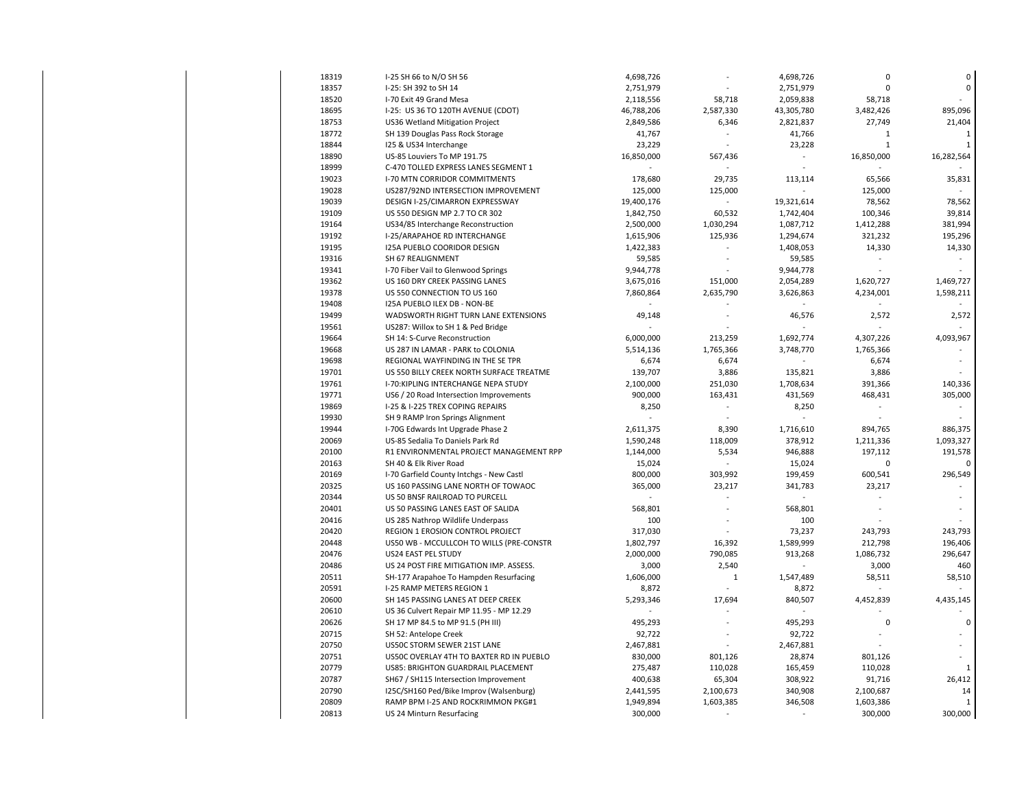| | | | | | | |
|---|---|---|---|---|---|---|
| 18319 | I-25 SH 66 to N/O SH 56 | 4,698,726 | - | 4,698,726 | 0 | 0 |
| 18357 | I-25: SH 392 to SH 14 | 2,751,979 | - | 2,751,979 | 0 | 0 |
| 18520 | I-70 Exit 49 Grand Mesa | 2,118,556 | 58,718 | 2,059,838 | 58,718 | - |
| 18695 | I-25: US 36 TO 120TH AVENUE (CDOT) | 46,788,206 | 2,587,330 | 43,305,780 | 3,482,426 | 895,096 |
| 18753 | US36 Wetland Mitigation Project | 2,849,586 | 6,346 | 2,821,837 | 27,749 | 21,404 |
| 18772 | SH 139 Douglas Pass Rock Storage | 41,767 | - | 41,766 | 1 | 1 |
| 18844 | I25 & US34 Interchange | 23,229 | - | 23,228 | 1 | 1 |
| 18890 | US-85 Louviers To MP 191.75 | 16,850,000 | 567,436 | - | 16,850,000 | 16,282,564 |
| 18999 | C-470 TOLLED EXPRESS LANES SEGMENT 1 | - | - | - | - | - |
| 19023 | I-70 MTN CORRIDOR COMMITMENTS | 178,680 | 29,735 | 113,114 | 65,566 | 35,831 |
| 19028 | US287/92ND INTERSECTION IMPROVEMENT | 125,000 | 125,000 | - | 125,000 | - |
| 19039 | DESIGN I-25/CIMARRON EXPRESSWAY | 19,400,176 | - | 19,321,614 | 78,562 | 78,562 |
| 19109 | US 550 DESIGN MP 2.7 TO CR 302 | 1,842,750 | 60,532 | 1,742,404 | 100,346 | 39,814 |
| 19164 | US34/85 Interchange Reconstruction | 2,500,000 | 1,030,294 | 1,087,712 | 1,412,288 | 381,994 |
| 19192 | I-25/ARAPAHOE RD INTERCHANGE | 1,615,906 | 125,936 | 1,294,674 | 321,232 | 195,296 |
| 19195 | I25A PUEBLO COORIDOR DESIGN | 1,422,383 | - | 1,408,053 | 14,330 | 14,330 |
| 19316 | SH 67 REALIGNMENT | 59,585 | - | 59,585 | - | - |
| 19341 | I-70 Fiber Vail to Glenwood Springs | 9,944,778 | - | 9,944,778 | - | - |
| 19362 | US 160 DRY CREEK PASSING LANES | 3,675,016 | 151,000 | 2,054,289 | 1,620,727 | 1,469,727 |
| 19378 | US 550 CONNECTION TO US 160 | 7,860,864 | 2,635,790 | 3,626,863 | 4,234,001 | 1,598,211 |
| 19408 | I25A PUEBLO ILEX DB - NON-BE | - | - | - | - | - |
| 19499 | WADSWORTH RIGHT TURN LANE EXTENSIONS | 49,148 | - | 46,576 | 2,572 | 2,572 |
| 19561 | US287: Willox to SH 1 & Ped Bridge | - | - | - | - | - |
| 19664 | SH 14: S-Curve Reconstruction | 6,000,000 | 213,259 | 1,692,774 | 4,307,226 | 4,093,967 |
| 19668 | US 287 IN LAMAR - PARK to COLONIA | 5,514,136 | 1,765,366 | 3,748,770 | 1,765,366 | - |
| 19698 | REGIONAL WAYFINDING IN THE SE TPR | 6,674 | 6,674 | - | 6,674 | - |
| 19701 | US 550 BILLY CREEK NORTH SURFACE TREATME | 139,707 | 3,886 | 135,821 | 3,886 | - |
| 19761 | I-70:KIPLING INTERCHANGE NEPA STUDY | 2,100,000 | 251,030 | 1,708,634 | 391,366 | 140,336 |
| 19771 | US6 / 20 Road Intersection Improvements | 900,000 | 163,431 | 431,569 | 468,431 | 305,000 |
| 19869 | I-25 & I-225 TREX COPING REPAIRS | 8,250 | - | 8,250 | - | - |
| 19930 | SH 9 RAMP Iron Springs Alignment | - | - | - | - | - |
| 19944 | I-70G Edwards Int Upgrade Phase 2 | 2,611,375 | 8,390 | 1,716,610 | 894,765 | 886,375 |
| 20069 | US-85 Sedalia To Daniels Park Rd | 1,590,248 | 118,009 | 378,912 | 1,211,336 | 1,093,327 |
| 20100 | R1 ENVIRONMENTAL PROJECT MANAGEMENT RPP | 1,144,000 | 5,534 | 946,888 | 197,112 | 191,578 |
| 20163 | SH 40 & Elk River Road | 15,024 | - | 15,024 | 0 | 0 |
| 20169 | I-70 Garfield County Intchgs - New Castl | 800,000 | 303,992 | 199,459 | 600,541 | 296,549 |
| 20325 | US 160 PASSING LANE NORTH OF TOWAOC | 365,000 | 23,217 | 341,783 | 23,217 | - |
| 20344 | US 50 BNSF RAILROAD TO PURCELL | - | - | - | - | - |
| 20401 | US 50 PASSING LANES EAST OF SALIDA | 568,801 | - | 568,801 | - | - |
| 20416 | US 285 Nathrop Wildlife Underpass | 100 | - | 100 | - | - |
| 20420 | REGION 1 EROSION CONTROL PROJECT | 317,030 | - | 73,237 | 243,793 | 243,793 |
| 20448 | US50 WB - MCCULLCOH TO WILLS (PRE-CONSTR | 1,802,797 | 16,392 | 1,589,999 | 212,798 | 196,406 |
| 20476 | US24 EAST PEL STUDY | 2,000,000 | 790,085 | 913,268 | 1,086,732 | 296,647 |
| 20486 | US 24 POST FIRE MITIGATION IMP. ASSESS. | 3,000 | 2,540 | - | 3,000 | 460 |
| 20511 | SH-177 Arapahoe To Hampden Resurfacing | 1,606,000 | 1 | 1,547,489 | 58,511 | 58,510 |
| 20591 | I-25 RAMP METERS REGION 1 | 8,872 | - | 8,872 | - | - |
| 20600 | SH 145 PASSING LANES AT DEEP CREEK | 5,293,346 | 17,694 | 840,507 | 4,452,839 | 4,435,145 |
| 20610 | US 36 Culvert Repair MP 11.95 - MP 12.29 | - | - | - | - | - |
| 20626 | SH 17 MP 84.5 to MP 91.5 (PH III) | 495,293 | - | 495,293 | 0 | 0 |
| 20715 | SH 52: Antelope Creek | 92,722 | - | 92,722 | - | - |
| 20750 | US50C STORM SEWER 21ST LANE | 2,467,881 | - | 2,467,881 | - | - |
| 20751 | US50C OVERLAY 4TH TO BAXTER RD IN PUEBLO | 830,000 | 801,126 | 28,874 | 801,126 | - |
| 20779 | US85: BRIGHTON GUARDRAIL PLACEMENT | 275,487 | 110,028 | 165,459 | 110,028 | 1 |
| 20787 | SH67 / SH115 Intersection Improvement | 400,638 | 65,304 | 308,922 | 91,716 | 26,412 |
| 20790 | I25C/SH160 Ped/Bike Improv (Walsenburg) | 2,441,595 | 2,100,673 | 340,908 | 2,100,687 | 14 |
| 20809 | RAMP BPM I-25 AND ROCKRIMMON PKG#1 | 1,949,894 | 1,603,385 | 346,508 | 1,603,386 | 1 |
| 20813 | US 24 Minturn Resurfacing | 300,000 | - | - | 300,000 | 300,000 |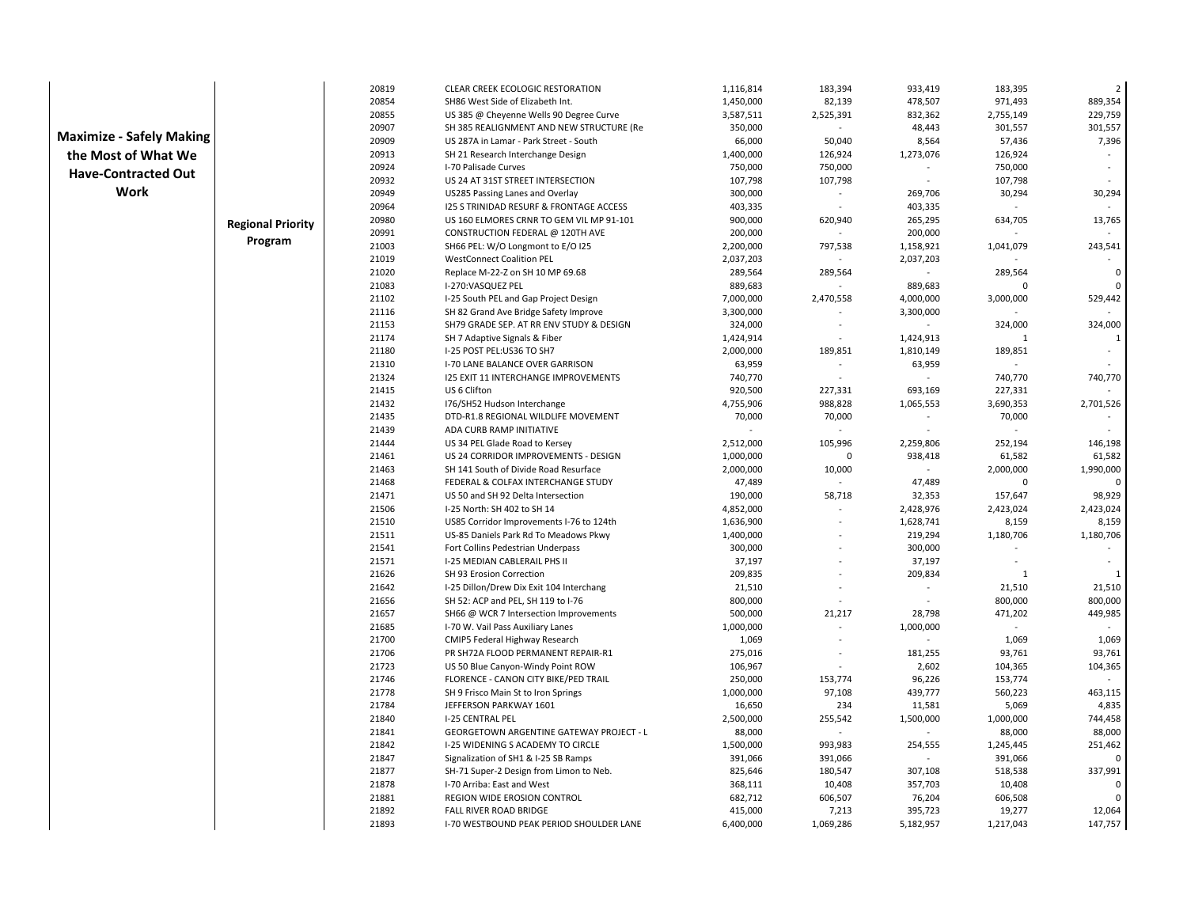| | | | | | | | | |
|---|---|---|---|---|---|---|---|---|
| **Maximize - Safely Making the Most of What We Have-Contracted Out Work** | **Regional Priority Program** | 20819 | CLEAR CREEK ECOLOGIC RESTORATION | 1,116,814 | 183,394 | 933,419 | 183,395 | 2 |
| | | 20854 | SH86 West Side of Elizabeth Int. | 1,450,000 | 82,139 | 478,507 | 971,493 | 889,354 |
| | | 20855 | US 385 @ Cheyenne Wells 90 Degree Curve | 3,587,511 | 2,525,391 | 832,362 | 2,755,149 | 229,759 |
| | | 20907 | SH 385 REALIGNMENT AND NEW STRUCTURE (Re | 350,000 | - | 48,443 | 301,557 | 301,557 |
| | | 20909 | US 287A in Lamar - Park Street - South | 66,000 | 50,040 | 8,564 | 57,436 | 7,396 |
| | | 20913 | SH 21 Research Interchange Design | 1,400,000 | 126,924 | 1,273,076 | 126,924 | - |
| | | 20924 | I-70 Palisade Curves | 750,000 | 750,000 | - | 750,000 | - |
| | | 20932 | US 24 AT 31ST STREET INTERSECTION | 107,798 | 107,798 | - | 107,798 | - |
| | | 20949 | US285 Passing Lanes and Overlay | 300,000 | - | 269,706 | 30,294 | 30,294 |
| | | 20964 | I25 S TRINIDAD RESURF & FRONTAGE ACCESS | 403,335 | - | 403,335 | - | - |
| | | 20980 | US 160 ELMORES CRNR TO GEM VIL MP 91-101 | 900,000 | 620,940 | 265,295 | 634,705 | 13,765 |
| | | 20991 | CONSTRUCTION FEDERAL @ 120TH AVE | 200,000 | - | 200,000 | - | - |
| | | 21003 | SH66 PEL: W/O Longmont to E/O I25 | 2,200,000 | 797,538 | 1,158,921 | 1,041,079 | 243,541 |
| | | 21019 | WestConnect Coalition PEL | 2,037,203 | - | 2,037,203 | - | - |
| | | 21020 | Replace M-22-Z on SH 10 MP 69.68 | 289,564 | 289,564 | - | 289,564 | 0 |
| | | 21083 | I-270:VASQUEZ PEL | 889,683 | - | 889,683 | 0 | 0 |
| | | 21102 | I-25 South PEL and Gap Project Design | 7,000,000 | 2,470,558 | 4,000,000 | 3,000,000 | 529,442 |
| | | 21116 | SH 82 Grand Ave Bridge Safety Improve | 3,300,000 | - | 3,300,000 | - | - |
| | | 21153 | SH79 GRADE SEP. AT RR ENV STUDY & DESIGN | 324,000 | - | - | 324,000 | 324,000 |
| | | 21174 | SH 7 Adaptive Signals & Fiber | 1,424,914 | - | 1,424,913 | 1 | 1 |
| | | 21180 | I-25 POST PEL:US36 TO SH7 | 2,000,000 | 189,851 | 1,810,149 | 189,851 | - |
| | | 21310 | I-70 LANE BALANCE OVER GARRISON | 63,959 | - | 63,959 | - | - |
| | | 21324 | I25 EXIT 11 INTERCHANGE IMPROVEMENTS | 740,770 | - | - | 740,770 | 740,770 |
| | | 21415 | US 6 Clifton | 920,500 | 227,331 | 693,169 | 227,331 | - |
| | | 21432 | I76/SH52 Hudson Interchange | 4,755,906 | 988,828 | 1,065,553 | 3,690,353 | 2,701,526 |
| | | 21435 | DTD-R1.8 REGIONAL WILDLIFE MOVEMENT | 70,000 | 70,000 | - | 70,000 | - |
| | | 21439 | ADA CURB RAMP INITIATIVE | - | - | - | - | - |
| | | 21444 | US 34 PEL Glade Road to Kersey | 2,512,000 | 105,996 | 2,259,806 | 252,194 | 146,198 |
| | | 21461 | US 24 CORRIDOR IMPROVEMENTS - DESIGN | 1,000,000 | 0 | 938,418 | 61,582 | 61,582 |
| | | 21463 | SH 141 South of Divide Road Resurface | 2,000,000 | 10,000 | - | 2,000,000 | 1,990,000 |
| | | 21468 | FEDERAL & COLFAX INTERCHANGE STUDY | 47,489 | - | 47,489 | 0 | 0 |
| | | 21471 | US 50 and SH 92 Delta Intersection | 190,000 | 58,718 | 32,353 | 157,647 | 98,929 |
| | | 21506 | I-25 North: SH 402 to SH 14 | 4,852,000 | - | 2,428,976 | 2,423,024 | 2,423,024 |
| | | 21510 | US85 Corridor Improvements I-76 to 124th | 1,636,900 | - | 1,628,741 | 8,159 | 8,159 |
| | | 21511 | US-85 Daniels Park Rd To Meadows Pkwy | 1,400,000 | - | 219,294 | 1,180,706 | 1,180,706 |
| | | 21541 | Fort Collins Pedestrian Underpass | 300,000 | - | 300,000 | - | - |
| | | 21571 | I-25 MEDIAN CABLERAIL PHS II | 37,197 | - | 37,197 | - | - |
| | | 21626 | SH 93 Erosion Correction | 209,835 | - | 209,834 | 1 | 1 |
| | | 21642 | I-25 Dillon/Drew Dix Exit 104 Interchang | 21,510 | - | - | 21,510 | 21,510 |
| | | 21656 | SH 52: ACP and PEL, SH 119 to I-76 | 800,000 | - | - | 800,000 | 800,000 |
| | | 21657 | SH66 @ WCR 7 Intersection Improvements | 500,000 | 21,217 | 28,798 | 471,202 | 449,985 |
| | | 21685 | I-70 W. Vail Pass Auxiliary Lanes | 1,000,000 | - | 1,000,000 | - | - |
| | | 21700 | CMIP5 Federal Highway Research | 1,069 | - | - | 1,069 | 1,069 |
| | | 21706 | PR SH72A FLOOD PERMANENT REPAIR-R1 | 275,016 | - | 181,255 | 93,761 | 93,761 |
| | | 21723 | US 50 Blue Canyon-Windy Point ROW | 106,967 | - | 2,602 | 104,365 | 104,365 |
| | | 21746 | FLORENCE - CANON CITY BIKE/PED TRAIL | 250,000 | 153,774 | 96,226 | 153,774 | - |
| | | 21778 | SH 9 Frisco Main St to Iron Springs | 1,000,000 | 97,108 | 439,777 | 560,223 | 463,115 |
| | | 21784 | JEFFERSON PARKWAY 1601 | 16,650 | 234 | 11,581 | 5,069 | 4,835 |
| | | 21840 | I-25 CENTRAL PEL | 2,500,000 | 255,542 | 1,500,000 | 1,000,000 | 744,458 |
| | | 21841 | GEORGETOWN ARGENTINE GATEWAY PROJECT - L | 88,000 | - | - | 88,000 | 88,000 |
| | | 21842 | I-25 WIDENING S ACADEMY TO CIRCLE | 1,500,000 | 993,983 | 254,555 | 1,245,445 | 251,462 |
| | | 21847 | Signalization of SH1 & I-25 SB Ramps | 391,066 | 391,066 | - | 391,066 | 0 |
| | | 21877 | SH-71 Super-2 Design from Limon to Neb. | 825,646 | 180,547 | 307,108 | 518,538 | 337,991 |
| | | 21878 | I-70 Arriba: East and West | 368,111 | 10,408 | 357,703 | 10,408 | 0 |
| | | 21881 | REGION WIDE EROSION CONTROL | 682,712 | 606,507 | 76,204 | 606,508 | 0 |
| | | 21892 | FALL RIVER ROAD BRIDGE | 415,000 | 7,213 | 395,723 | 19,277 | 12,064 |
| | | 21893 | I-70 WESTBOUND PEAK PERIOD SHOULDER LANE | 6,400,000 | 1,069,286 | 5,182,957 | 1,217,043 | 147,757 |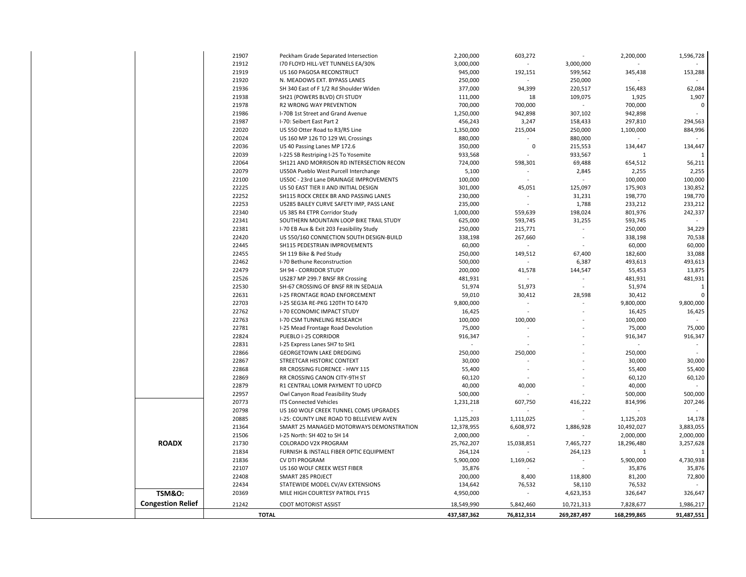| | | | | | | | | |
|---|---|---|---|---|---|---|---|---|
| | | 21907 | Peckham Grade Separated Intersection | 2,200,000 | 603,272 | - | 2,200,000 | 1,596,728 |
| | | 21912 | I70 FLOYD HILL-VET TUNNELS EA/30% | 3,000,000 | - | 3,000,000 | - | - |
| | | 21919 | US 160 PAGOSA RECONSTRUCT | 945,000 | 192,151 | 599,562 | 345,438 | 153,288 |
| | | 21920 | N. MEADOWS EXT. BYPASS LANES | 250,000 | - | 250,000 | - | - |
| | | 21936 | SH 340 East of F 1/2 Rd Shoulder Widen | 377,000 | 94,399 | 220,517 | 156,483 | 62,084 |
| | | 21938 | SH21 (POWERS BLVD) CFI STUDY | 111,000 | 18 | 109,075 | 1,925 | 1,907 |
| | | 21978 | R2 WRONG WAY PREVENTION | 700,000 | 700,000 | - | 700,000 | 0 |
| | | 21986 | I-70B 1st Street and Grand Avenue | 1,250,000 | 942,898 | 307,102 | 942,898 | - |
| | | 21987 | I-70: Seibert East Part 2 | 456,243 | 3,247 | 158,433 | 297,810 | 294,563 |
| | | 22020 | US 550 Otter Road to R3/R5 Line | 1,350,000 | 215,004 | 250,000 | 1,100,000 | 884,996 |
| | | 22024 | US 160 MP 126 TO 129 WL Crossings | 880,000 | - | 880,000 | - | - |
| | | 22036 | US 40 Passing Lanes MP 172.6 | 350,000 | 0 | 215,553 | 134,447 | 134,447 |
| | | 22039 | I-225 SB Restriping I-25 To Yosemite | 933,568 | - | 933,567 | 1 | 1 |
| | | 22064 | SH121 AND MORRISON RD INTERSECTION RECON | 724,000 | 598,301 | 69,488 | 654,512 | 56,211 |
| | | 22079 | US50A Pueblo West Purcell Interchange | 5,100 | - | 2,845 | 2,255 | 2,255 |
| | | 22100 | US50C - 23rd Lane DRAINAGE IMPROVEMENTS | 100,000 | - | - | 100,000 | 100,000 |
| | | 22225 | US 50 EAST TIER II AND INITIAL DESIGN | 301,000 | 45,051 | 125,097 | 175,903 | 130,852 |
| | | 22252 | SH115 ROCK CREEK BR AND PASSING LANES | 230,000 | - | 31,231 | 198,770 | 198,770 |
| | | 22253 | US285 BAILEY CURVE SAFETY IMP, PASS LANE | 235,000 | - | 1,788 | 233,212 | 233,212 |
| | | 22340 | US 385 R4 ETPR Corridor Study | 1,000,000 | 559,639 | 198,024 | 801,976 | 242,337 |
| | | 22341 | SOUTHERN MOUNTAIN LOOP BIKE TRAIL STUDY | 625,000 | 593,745 | 31,255 | 593,745 | - |
| | | 22381 | I-70 EB Aux & Exit 203 Feasibility Study | 250,000 | 215,771 | - | 250,000 | 34,229 |
| | | 22420 | US 550/160 CONNECTION SOUTH DESIGN-BUILD | 338,198 | 267,660 | - | 338,198 | 70,538 |
| | | 22445 | SH115 PEDESTRIAN IMPROVEMENTS | 60,000 | - | - | 60,000 | 60,000 |
| | | 22455 | SH 119 Bike & Ped Study | 250,000 | 149,512 | 67,400 | 182,600 | 33,088 |
| | | 22462 | I-70 Bethune Reconstruction | 500,000 | - | 6,387 | 493,613 | 493,613 |
| | | 22479 | SH 94 - CORRIDOR STUDY | 200,000 | 41,578 | 144,547 | 55,453 | 13,875 |
| | | 22526 | US287 MP 299.7 BNSF RR Crossing | 481,931 | - | - | 481,931 | 481,931 |
| | | 22530 | SH-67 CROSSING OF BNSF RR IN SEDALIA | 51,974 | 51,973 | - | 51,974 | 1 |
| | | 22631 | I-25 FRONTAGE ROAD ENFORCEMENT | 59,010 | 30,412 | 28,598 | 30,412 | 0 |
| | | 22703 | I-25 SEG3A RE-PKG 120TH TO E470 | 9,800,000 | - | - | 9,800,000 | 9,800,000 |
| | | 22762 | I-70 ECONOMIC IMPACT STUDY | 16,425 | - | - | 16,425 | 16,425 |
| | | 22763 | I-70 CSM TUNNELING RESEARCH | 100,000 | 100,000 | - | 100,000 | - |
| | | 22781 | I-25 Mead Frontage Road Devolution | 75,000 | - | - | 75,000 | 75,000 |
| | | 22824 | PUEBLO I-25 CORRIDOR | 916,347 | - | - | 916,347 | 916,347 |
| | | 22831 | I-25 Express Lanes SH7 to SH1 | - | - | - | - | - |
| | | 22866 | GEORGETOWN LAKE DREDGING | 250,000 | 250,000 | - | 250,000 | - |
| | | 22867 | STREETCAR HISTORIC CONTEXT | 30,000 | - | - | 30,000 | 30,000 |
| | | 22868 | RR CROSSING FLORENCE - HWY 115 | 55,400 | - | - | 55,400 | 55,400 |
| | | 22869 | RR CROSSING CANON CITY-9TH ST | 60,120 | - | - | 60,120 | 60,120 |
| | | 22879 | R1 CENTRAL LOMR PAYMENT TO UDFCD | 40,000 | 40,000 | - | 40,000 | - |
| | | 22957 | Owl Canyon Road Feasibility Study | 500,000 | - | - | 500,000 | 500,000 |
| | **ROADX** | 20773 | ITS Connected Vehicles | 1,231,218 | 607,750 | 416,222 | 814,996 | 207,246 |
| | | 20798 | US 160 WOLF CREEK TUNNEL COMS UPGRADES | - | - | - | - | - |
| | | 20885 | I-25: COUNTY LINE ROAD TO BELLEVIEW AVEN | 1,125,203 | 1,111,025 | - | 1,125,203 | 14,178 |
| | | 21364 | SMART 25 MANAGED MOTORWAYS DEMONSTRATION | 12,378,955 | 6,608,972 | 1,886,928 | 10,492,027 | 3,883,055 |
| | | 21506 | I-25 North: SH 402 to SH 14 | 2,000,000 | - | - | 2,000,000 | 2,000,000 |
| | | 21730 | COLORADO V2X PROGRAM | 25,762,207 | 15,038,851 | 7,465,727 | 18,296,480 | 3,257,628 |
| | | 21834 | FURNISH & INSTALL FIBER OPTIC EQUIPMENT | 264,124 | - | 264,123 | 1 | 1 |
| | | 21836 | CV DTI PROGRAM | 5,900,000 | 1,169,062 | - | 5,900,000 | 4,730,938 |
| | | 22107 | US 160 WOLF CREEK WEST FIBER | 35,876 | - | - | 35,876 | 35,876 |
| | | 22408 | SMART 285 PROJECT | 200,000 | 8,400 | 118,800 | 81,200 | 72,800 |
| | | 22434 | STATEWIDE MODEL CV/AV EXTENSIONS | 134,642 | 76,532 | 58,110 | 76,532 | - |
| | **TSM&O: Congestion Relief** | 20369 | MILE HIGH COURTESY PATROL FY15 | 4,950,000 | - | 4,623,353 | 326,647 | 326,647 |
| | | 21242 | CDOT MOTORIST ASSIST | 18,549,990 | 5,842,460 | 10,721,313 | 7,828,677 | 1,986,217 |
| | | **TOTAL** | | **437,587,362** | **76,812,314** | **269,287,497** | **168,299,865** | **91,487,551** |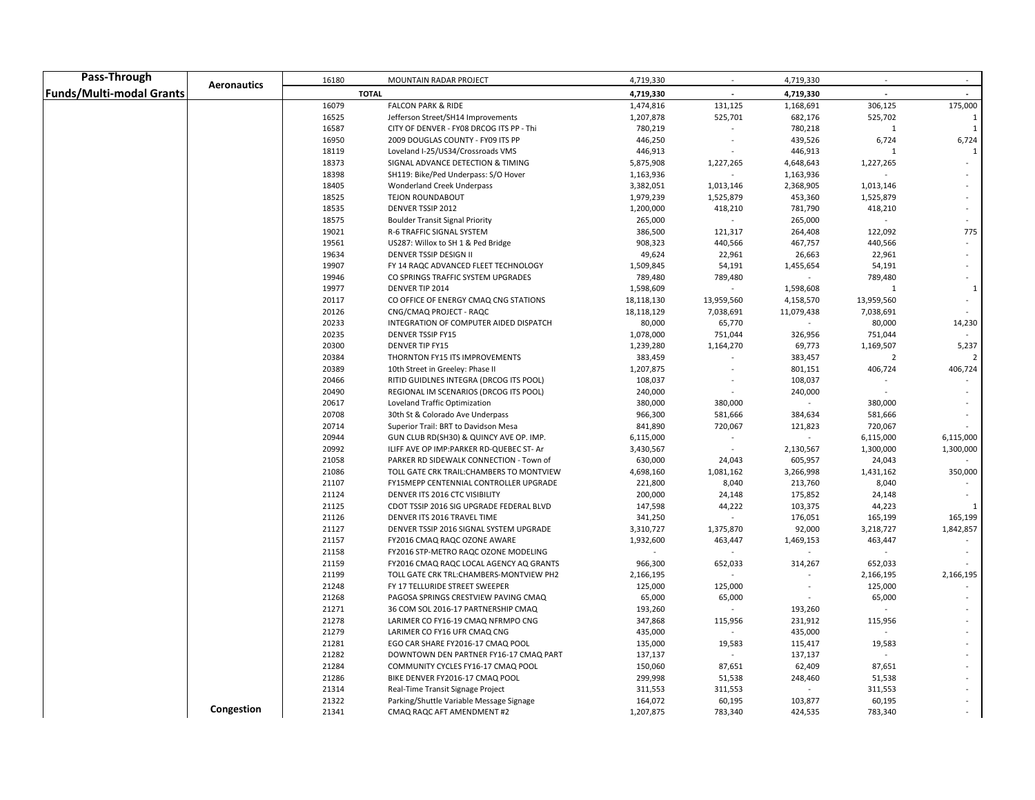| | | | | | | | | |
|---|---|---|---|---|---|---|---|---|
| **Pass-Through Funds/Multi-modal Grants** | **Aeronautics** | 16180 | MOUNTAIN RADAR PROJECT | 4,719,330 | - | 4,719,330 | - | - |
| | | **TOTAL** | | **4,719,330** | **-** | **4,719,330** | **-** | **-** |
| | | 16079 | FALCON PARK & RIDE | 1,474,816 | 131,125 | 1,168,691 | 306,125 | 175,000 |
| | | 16525 | Jefferson Street/SH14 Improvements | 1,207,878 | 525,701 | 682,176 | 525,702 | 1 |
| | | 16587 | CITY OF DENVER - FY08 DRCOG ITS PP - Thi | 780,219 | - | 780,218 | 1 | 1 |
| | | 16950 | 2009 DOUGLAS COUNTY - FY09 ITS PP | 446,250 | - | 439,526 | 6,724 | 6,724 |
| | | 18119 | Loveland I-25/US34/Crossroads VMS | 446,913 | - | 446,913 | 1 | 1 |
| | | 18373 | SIGNAL ADVANCE DETECTION & TIMING | 5,875,908 | 1,227,265 | 4,648,643 | 1,227,265 | - |
| | | 18398 | SH119: Bike/Ped Underpass: S/O Hover | 1,163,936 | - | 1,163,936 | - | - |
| | | 18405 | Wonderland Creek Underpass | 3,382,051 | 1,013,146 | 2,368,905 | 1,013,146 | - |
| | | 18525 | TEJON ROUNDABOUT | 1,979,239 | 1,525,879 | 453,360 | 1,525,879 | - |
| | | 18535 | DENVER TSSIP 2012 | 1,200,000 | 418,210 | 781,790 | 418,210 | - |
| | | 18575 | Boulder Transit Signal Priority | 265,000 | - | 265,000 | - | - |
| | | 19021 | R-6 TRAFFIC SIGNAL SYSTEM | 386,500 | 121,317 | 264,408 | 122,092 | 775 |
| | | 19561 | US287: Willox to SH 1 & Ped Bridge | 908,323 | 440,566 | 467,757 | 440,566 | - |
| | | 19634 | DENVER TSSIP DESIGN II | 49,624 | 22,961 | 26,663 | 22,961 | - |
| | | 19907 | FY 14 RAQC ADVANCED FLEET TECHNOLOGY | 1,509,845 | 54,191 | 1,455,654 | 54,191 | - |
| | | 19946 | CO SPRINGS TRAFFIC SYSTEM UPGRADES | 789,480 | 789,480 | - | 789,480 | - |
| | | 19977 | DENVER TIP 2014 | 1,598,609 | - | 1,598,608 | 1 | 1 |
| | | 20117 | CO OFFICE OF ENERGY CMAQ CNG STATIONS | 18,118,130 | 13,959,560 | 4,158,570 | 13,959,560 | - |
| | | 20126 | CNG/CMAQ PROJECT - RAQC | 18,118,129 | 7,038,691 | 11,079,438 | 7,038,691 | - |
| | | 20233 | INTEGRATION OF COMPUTER AIDED DISPATCH | 80,000 | 65,770 | - | 80,000 | 14,230 |
| | | 20235 | DENVER TSSIP FY15 | 1,078,000 | 751,044 | 326,956 | 751,044 | - |
| | | 20300 | DENVER TIP FY15 | 1,239,280 | 1,164,270 | 69,773 | 1,169,507 | 5,237 |
| | | 20384 | THORNTON FY15 ITS IMPROVEMENTS | 383,459 | - | 383,457 | 2 | 2 |
| | | 20389 | 10th Street in Greeley: Phase II | 1,207,875 | - | 801,151 | 406,724 | 406,724 |
| | | 20466 | RITID GUIDLNES INTEGRA (DRCOG ITS POOL) | 108,037 | - | 108,037 | - | - |
| | | 20490 | REGIONAL IM SCENARIOS (DRCOG ITS POOL) | 240,000 | - | 240,000 | - | - |
| | | 20617 | Loveland Traffic Optimization | 380,000 | 380,000 | - | 380,000 | - |
| | | 20708 | 30th St & Colorado Ave Underpass | 966,300 | 581,666 | 384,634 | 581,666 | - |
| | | 20714 | Superior Trail: BRT to Davidson Mesa | 841,890 | 720,067 | 121,823 | 720,067 | - |
| | | 20944 | GUN CLUB RD(SH30) & QUINCY AVE OP. IMP. | 6,115,000 | - | - | 6,115,000 | 6,115,000 |
| | | 20992 | ILIFF AVE OP IMP:PARKER RD-QUEBEC ST- Ar | 3,430,567 | - | 2,130,567 | 1,300,000 | 1,300,000 |
| | | 21058 | PARKER RD SIDEWALK CONNECTION - Town of | 630,000 | 24,043 | 605,957 | 24,043 | - |
| | | 21086 | TOLL GATE CRK TRAIL:CHAMBERS TO MONTVIEW | 4,698,160 | 1,081,162 | 3,266,998 | 1,431,162 | 350,000 |
| | | 21107 | FY15MEPP CENTENNIAL CONTROLLER UPGRADE | 221,800 | 8,040 | 213,760 | 8,040 | - |
| | | 21124 | DENVER ITS 2016 CTC VISIBILITY | 200,000 | 24,148 | 175,852 | 24,148 | - |
| | | 21125 | CDOT TSSIP 2016 SIG UPGRADE FEDERAL BLVD | 147,598 | 44,222 | 103,375 | 44,223 | 1 |
| | | 21126 | DENVER ITS 2016 TRAVEL TIME | 341,250 | - | 176,051 | 165,199 | 165,199 |
| | | 21127 | DENVER TSSIP 2016 SIGNAL SYSTEM UPGRADE | 3,310,727 | 1,375,870 | 92,000 | 3,218,727 | 1,842,857 |
| | | 21157 | FY2016 CMAQ RAQC OZONE AWARE | 1,932,600 | 463,447 | 1,469,153 | 463,447 | - |
| | | 21158 | FY2016 STP-METRO RAQC OZONE MODELING | - | - | - | - | - |
| | | 21159 | FY2016 CMAQ RAQC LOCAL AGENCY AQ GRANTS | 966,300 | 652,033 | 314,267 | 652,033 | - |
| | | 21199 | TOLL GATE CRK TRL:CHAMBERS-MONTVIEW PH2 | 2,166,195 | - | - | 2,166,195 | 2,166,195 |
| | | 21248 | FY 17 TELLURIDE STREET SWEEPER | 125,000 | 125,000 | - | 125,000 | - |
| | | 21268 | PAGOSA SPRINGS CRESTVIEW PAVING CMAQ | 65,000 | 65,000 | - | 65,000 | - |
| | | 21271 | 36 COM SOL 2016-17 PARTNERSHIP CMAQ | 193,260 | - | 193,260 | - | - |
| | | 21278 | LARIMER CO FY16-19 CMAQ NFRMPO CNG | 347,868 | 115,956 | 231,912 | 115,956 | - |
| | | 21279 | LARIMER CO FY16 UFR CMAQ CNG | 435,000 | - | 435,000 | - | - |
| | | 21281 | EGO CAR SHARE FY2016-17 CMAQ POOL | 135,000 | 19,583 | 115,417 | 19,583 | - |
| | | 21282 | DOWNTOWN DEN PARTNER FY16-17 CMAQ PART | 137,137 | - | 137,137 | - | - |
| | | 21284 | COMMUNITY CYCLES FY16-17 CMAQ POOL | 150,060 | 87,651 | 62,409 | 87,651 | - |
| | | 21286 | BIKE DENVER FY2016-17 CMAQ POOL | 299,998 | 51,538 | 248,460 | 51,538 | - |
| | | 21314 | Real-Time Transit Signage Project | 311,553 | 311,553 | - | 311,553 | - |
| | | 21322 | Parking/Shuttle Variable Message Signage | 164,072 | 60,195 | 103,877 | 60,195 | - |
| | **Congestion** | 21341 | CMAQ RAQC AFT AMENDMENT #2 | 1,207,875 | 783,340 | 424,535 | 783,340 | - |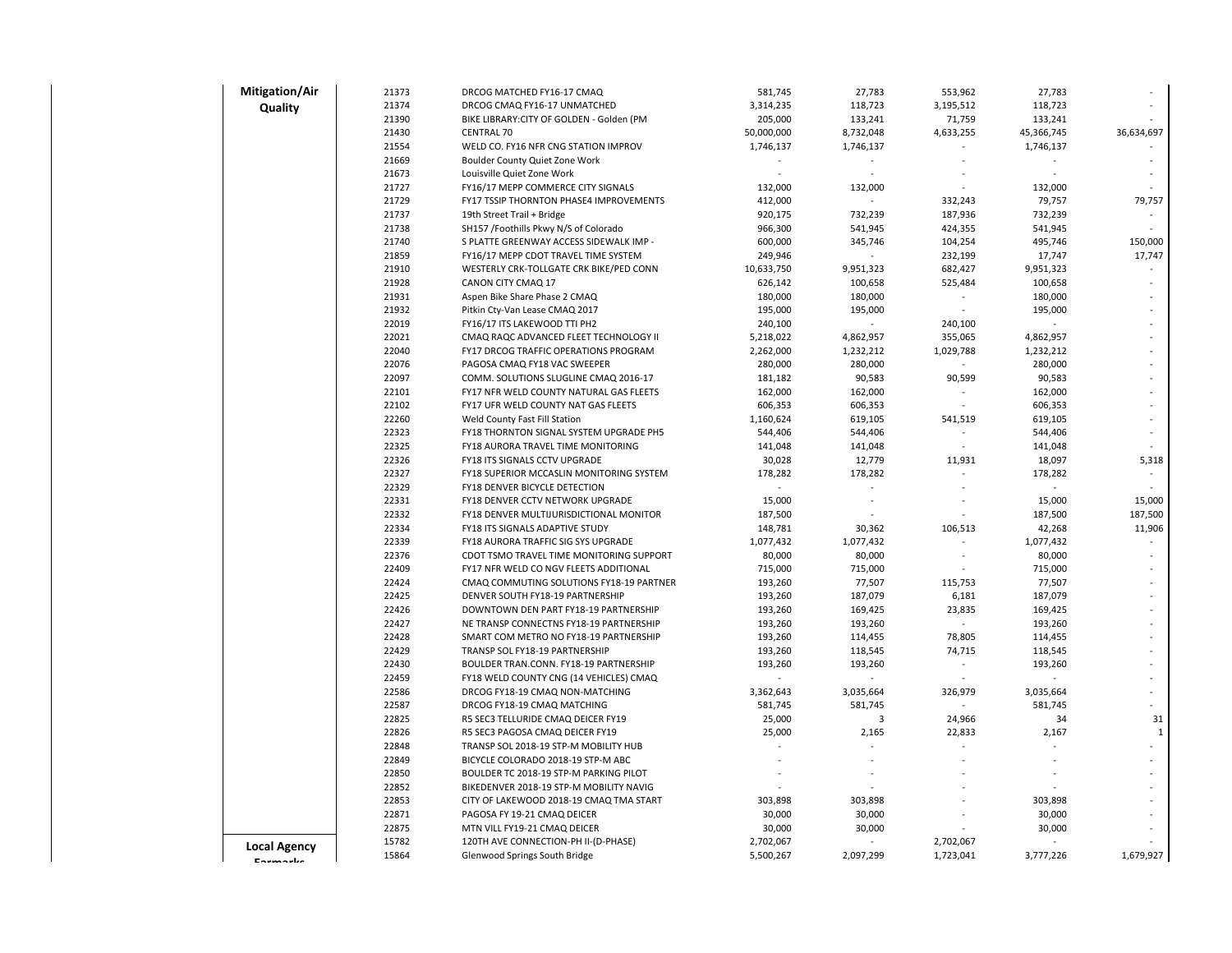| | | | | | | | |
|---|---|---|---|---|---|---|---|
| **Mitigation/Air Quality** | 21373 | DRCOG MATCHED FY16-17 CMAQ | 581,745 | 27,783 | 553,962 | 27,783 | - |
| | 21374 | DRCOG CMAQ FY16-17 UNMATCHED | 3,314,235 | 118,723 | 3,195,512 | 118,723 | - |
| | 21390 | BIKE LIBRARY:CITY OF GOLDEN - Golden (PM | 205,000 | 133,241 | 71,759 | 133,241 | - |
| | 21430 | CENTRAL 70 | 50,000,000 | 8,732,048 | 4,633,255 | 45,366,745 | 36,634,697 |
| | 21554 | WELD CO. FY16 NFR CNG STATION IMPROV | 1,746,137 | 1,746,137 | - | 1,746,137 | - |
| | 21669 | Boulder County Quiet Zone Work | - | - | - | - | - |
| | 21673 | Louisville Quiet Zone Work | - | - | - | - | - |
| | 21727 | FY16/17 MEPP COMMERCE CITY SIGNALS | 132,000 | 132,000 | - | 132,000 | - |
| | 21729 | FY17 TSSIP THORNTON PHASE4 IMPROVEMENTS | 412,000 | - | 332,243 | 79,757 | 79,757 |
| | 21737 | 19th Street Trail + Bridge | 920,175 | 732,239 | 187,936 | 732,239 | - |
| | 21738 | SH157 /Foothills Pkwy N/S of Colorado | 966,300 | 541,945 | 424,355 | 541,945 | - |
| | 21740 | S PLATTE GREENWAY ACCESS SIDEWALK IMP - | 600,000 | 345,746 | 104,254 | 495,746 | 150,000 |
| | 21859 | FY16/17 MEPP CDOT TRAVEL TIME SYSTEM | 249,946 | - | 232,199 | 17,747 | 17,747 |
| | 21910 | WESTERLY CRK-TOLLGATE CRK BIKE/PED CONN | 10,633,750 | 9,951,323 | 682,427 | 9,951,323 | - |
| | 21928 | CANON CITY CMAQ 17 | 626,142 | 100,658 | 525,484 | 100,658 | - |
| | 21931 | Aspen Bike Share Phase 2 CMAQ | 180,000 | 180,000 | - | 180,000 | - |
| | 21932 | Pitkin Cty-Van Lease CMAQ 2017 | 195,000 | 195,000 | - | 195,000 | - |
| | 22019 | FY16/17 ITS LAKEWOOD TTI PH2 | 240,100 | - | 240,100 | - | - |
| | 22021 | CMAQ RAQC ADVANCED FLEET TECHNOLOGY II | 5,218,022 | 4,862,957 | 355,065 | 4,862,957 | - |
| | 22040 | FY17 DRCOG TRAFFIC OPERATIONS PROGRAM | 2,262,000 | 1,232,212 | 1,029,788 | 1,232,212 | - |
| | 22076 | PAGOSA CMAQ FY18 VAC SWEEPER | 280,000 | 280,000 | - | 280,000 | - |
| | 22097 | COMM. SOLUTIONS SLUGLINE CMAQ 2016-17 | 181,182 | 90,583 | 90,599 | 90,583 | - |
| | 22101 | FY17 NFR WELD COUNTY NATURAL GAS FLEETS | 162,000 | 162,000 | - | 162,000 | - |
| | 22102 | FY17 UFR WELD COUNTY NAT GAS FLEETS | 606,353 | 606,353 | - | 606,353 | - |
| | 22260 | Weld County Fast Fill Station | 1,160,624 | 619,105 | 541,519 | 619,105 | - |
| | 22323 | FY18 THORNTON SIGNAL SYSTEM UPGRADE PH5 | 544,406 | 544,406 | - | 544,406 | - |
| | 22325 | FY18 AURORA TRAVEL TIME MONITORING | 141,048 | 141,048 | - | 141,048 | - |
| | 22326 | FY18 ITS SIGNALS CCTV UPGRADE | 30,028 | 12,779 | 11,931 | 18,097 | 5,318 |
| | 22327 | FY18 SUPERIOR MCCASLIN MONITORING SYSTEM | 178,282 | 178,282 | - | 178,282 | - |
| | 22329 | FY18 DENVER BICYCLE DETECTION | - | - | - | - | - |
| | 22331 | FY18 DENVER CCTV NETWORK UPGRADE | 15,000 | - | - | 15,000 | 15,000 |
| | 22332 | FY18 DENVER MULTIJURISDICTIONAL MONITOR | 187,500 | - | - | 187,500 | 187,500 |
| | 22334 | FY18 ITS SIGNALS ADAPTIVE STUDY | 148,781 | 30,362 | 106,513 | 42,268 | 11,906 |
| | 22339 | FY18 AURORA TRAFFIC SIG SYS UPGRADE | 1,077,432 | 1,077,432 | - | 1,077,432 | - |
| | 22376 | CDOT TSMO TRAVEL TIME MONITORING SUPPORT | 80,000 | 80,000 | - | 80,000 | - |
| | 22409 | FY17 NFR WELD CO NGV FLEETS ADDITIONAL | 715,000 | 715,000 | - | 715,000 | - |
| | 22424 | CMAQ COMMUTING SOLUTIONS FY18-19 PARTNER | 193,260 | 77,507 | 115,753 | 77,507 | - |
| | 22425 | DENVER SOUTH FY18-19 PARTNERSHIP | 193,260 | 187,079 | 6,181 | 187,079 | - |
| | 22426 | DOWNTOWN DEN PART FY18-19 PARTNERSHIP | 193,260 | 169,425 | 23,835 | 169,425 | - |
| | 22427 | NE TRANSP CONNECTNS FY18-19 PARTNERSHIP | 193,260 | 193,260 | - | 193,260 | - |
| | 22428 | SMART COM METRO NO FY18-19 PARTNERSHIP | 193,260 | 114,455 | 78,805 | 114,455 | - |
| | 22429 | TRANSP SOL FY18-19 PARTNERSHIP | 193,260 | 118,545 | 74,715 | 118,545 | - |
| | 22430 | BOULDER TRAN.CONN. FY18-19 PARTNERSHIP | 193,260 | 193,260 | - | 193,260 | - |
| | 22459 | FY18 WELD COUNTY CNG (14 VEHICLES) CMAQ | - | - | - | - | - |
| | 22586 | DRCOG FY18-19 CMAQ NON-MATCHING | 3,362,643 | 3,035,664 | 326,979 | 3,035,664 | - |
| | 22587 | DRCOG FY18-19 CMAQ MATCHING | 581,745 | 581,745 | - | 581,745 | - |
| | 22825 | R5 SEC3 TELLURIDE CMAQ DEICER FY19 | 25,000 | 3 | 24,966 | 34 | 31 |
| | 22826 | R5 SEC3 PAGOSA CMAQ DEICER FY19 | 25,000 | 2,165 | 22,833 | 2,167 | 1 |
| | 22848 | TRANSP SOL 2018-19 STP-M MOBILITY HUB | - | - | - | - | - |
| | 22849 | BICYCLE COLORADO 2018-19 STP-M ABC | - | - | - | - | - |
| | 22850 | BOULDER TC 2018-19 STP-M PARKING PILOT | - | - | - | - | - |
| | 22852 | BIKEDENVER 2018-19 STP-M MOBILITY NAVIG | - | - | - | - | - |
| | 22853 | CITY OF LAKEWOOD 2018-19 CMAQ TMA START | 303,898 | 303,898 | - | 303,898 | - |
| | 22871 | PAGOSA FY 19-21 CMAQ DEICER | 30,000 | 30,000 | - | 30,000 | - |
| | 22875 | MTN VILL FY19-21 CMAQ DEICER | 30,000 | 30,000 | - | 30,000 | - |
| **Local Agency Earmarks** | 15782 | 120TH AVE CONNECTION-PH II-(D-PHASE) | 2,702,067 | - | 2,702,067 | - | - |
| | 15864 | Glenwood Springs South Bridge | 5,500,267 | 2,097,299 | 1,723,041 | 3,777,226 | 1,679,927 |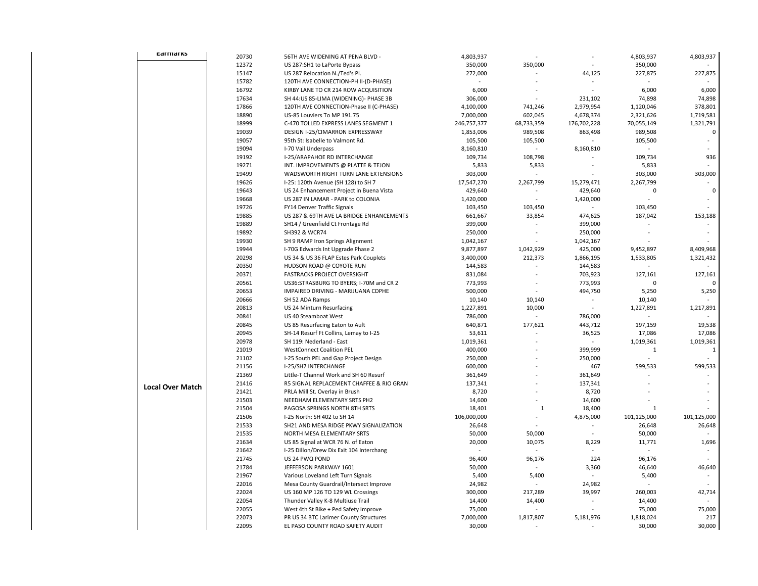| | | | | | | | |
|---|---|---|---|---|---|---|---|
| **Earmarks** | 20730 | 56TH AVE WIDENING AT PENA BLVD - | 4,803,937 | - | - | 4,803,937 | 4,803,937 |
| **Local Over Match** | 12372 | US 287:SH1 to LaPorte Bypass | 350,000 | 350,000 | - | 350,000 | - |
| | 15147 | US 287 Relocation N./Ted's Pl. | 272,000 | - | 44,125 | 227,875 | 227,875 |
| | 15782 | 120TH AVE CONNECTION-PH II-(D-PHASE) | - | - | - | - | - |
| | 16792 | KIRBY LANE TO CR 214 ROW ACQUISITION | 6,000 | - | - | 6,000 | 6,000 |
| | 17634 | SH 44:US 85-LIMA (WIDENING)- PHASE 3B | 306,000 | - | 231,102 | 74,898 | 74,898 |
| | 17866 | 120TH AVE CONNECTION-Phase II (C-PHASE) | 4,100,000 | 741,246 | 2,979,954 | 1,120,046 | 378,801 |
| | 18890 | US-85 Louviers To MP 191.75 | 7,000,000 | 602,045 | 4,678,374 | 2,321,626 | 1,719,581 |
| | 18999 | C-470 TOLLED EXPRESS LANES SEGMENT 1 | 246,757,377 | 68,733,359 | 176,702,228 | 70,055,149 | 1,321,791 |
| | 19039 | DESIGN I-25/CIMARRON EXPRESSWAY | 1,853,006 | 989,508 | 863,498 | 989,508 | 0 |
| | 19057 | 95th St: Isabelle to Valmont Rd. | 105,500 | 105,500 | - | 105,500 | - |
| | 19094 | I-70 Vail Underpass | 8,160,810 | - | 8,160,810 | - | - |
| | 19192 | I-25/ARAPAHOE RD INTERCHANGE | 109,734 | 108,798 | - | 109,734 | 936 |
| | 19271 | INT. IMPROVEMENTS @ PLATTE & TEJON | 5,833 | 5,833 | - | 5,833 | - |
| | 19499 | WADSWORTH RIGHT TURN LANE EXTENSIONS | 303,000 | - | - | 303,000 | 303,000 |
| | 19626 | I-25: 120th Avenue (SH 128) to SH 7 | 17,547,270 | 2,267,799 | 15,279,471 | 2,267,799 | - |
| | 19643 | US 24 Enhancement Project in Buena Vista | 429,640 | - | 429,640 | 0 | 0 |
| | 19668 | US 287 IN LAMAR - PARK to COLONIA | 1,420,000 | - | 1,420,000 | - | - |
| | 19726 | FY14 Denver Traffic Signals | 103,450 | 103,450 | - | 103,450 | - |
| | 19885 | US 287 & 69TH AVE LA BRIDGE ENHANCEMENTS | 661,667 | 33,854 | 474,625 | 187,042 | 153,188 |
| | 19889 | SH14 / Greenfield Ct Frontage Rd | 399,000 | - | 399,000 | - | - |
| | 19892 | SH392 & WCR74 | 250,000 | - | 250,000 | - | - |
| | 19930 | SH 9 RAMP Iron Springs Alignment | 1,042,167 | - | 1,042,167 | - | - |
| | 19944 | I-70G Edwards Int Upgrade Phase 2 | 9,877,897 | 1,042,929 | 425,000 | 9,452,897 | 8,409,968 |
| | 20298 | US 34 & US 36 FLAP Estes Park Couplets | 3,400,000 | 212,373 | 1,866,195 | 1,533,805 | 1,321,432 |
| | 20350 | HUDSON ROAD @ COYOTE RUN | 144,583 | - | 144,583 | - | - |
| | 20371 | FASTRACKS PROJECT OVERSIGHT | 831,084 | - | 703,923 | 127,161 | 127,161 |
| | 20561 | US36:STRASBURG TO BYERS; I-70M and CR 2 | 773,993 | - | 773,993 | 0 | 0 |
| | 20653 | IMPAIRED DRIVING - MARIJUANA CDPHE | 500,000 | - | 494,750 | 5,250 | 5,250 |
| | 20666 | SH 52 ADA Ramps | 10,140 | 10,140 | - | 10,140 | - |
| | 20813 | US 24 Minturn Resurfacing | 1,227,891 | 10,000 | - | 1,227,891 | 1,217,891 |
| | 20841 | US 40 Steamboat West | 786,000 | - | 786,000 | - | - |
| | 20845 | US 85 Resurfacing Eaton to Ault | 640,871 | 177,621 | 443,712 | 197,159 | 19,538 |
| | 20945 | SH-14 Resurf Ft Collins, Lemay to I-25 | 53,611 | - | 36,525 | 17,086 | 17,086 |
| | 20978 | SH 119: Nederland - East | 1,019,361 | - | - | 1,019,361 | 1,019,361 |
| | 21019 | WestConnect Coalition PEL | 400,000 | - | 399,999 | 1 | 1 |
| | 21102 | I-25 South PEL and Gap Project Design | 250,000 | - | 250,000 | - | - |
| | 21156 | I-25/SH7 INTERCHANGE | 600,000 | - | 467 | 599,533 | 599,533 |
| | 21369 | Little-T Channel Work and SH 60 Resurf | 361,649 | - | 361,649 | - | - |
| | 21416 | R5 SIGNAL REPLACEMENT CHAFFEE & RIO GRAN | 137,341 | - | 137,341 | - | - |
| | 21421 | PRLA Mill St. Overlay in Brush | 8,720 | - | 8,720 | - | - |
| | 21503 | NEEDHAM ELEMENTARY SRTS PH2 | 14,600 | - | 14,600 | - | - |
| | 21504 | PAGOSA SPRINGS NORTH 8TH SRTS | 18,401 | 1 | 18,400 | 1 | - |
| | 21506 | I-25 North: SH 402 to SH 14 | 106,000,000 | - | 4,875,000 | 101,125,000 | 101,125,000 |
| | 21533 | SH21 AND MESA RIDGE PKWY SIGNALIZATION | 26,648 | - | - | 26,648 | 26,648 |
| | 21535 | NORTH MESA ELEMENTARY SRTS | 50,000 | 50,000 | - | 50,000 | - |
| | 21634 | US 85 Signal at WCR 76 N. of Eaton | 20,000 | 10,075 | 8,229 | 11,771 | 1,696 |
| | 21642 | I-25 Dillon/Drew Dix Exit 104 Interchang | - | - | - | - | - |
| | 21745 | US 24 PWQ POND | 96,400 | 96,176 | 224 | 96,176 | - |
| | 21784 | JEFFERSON PARKWAY 1601 | 50,000 | - | 3,360 | 46,640 | 46,640 |
| | 21967 | Various Loveland Left Turn Signals | 5,400 | 5,400 | - | 5,400 | - |
| | 22016 | Mesa County Guardrail/Intersect Improve | 24,982 | - | 24,982 | - | - |
| | 22024 | US 160 MP 126 TO 129 WL Crossings | 300,000 | 217,289 | 39,997 | 260,003 | 42,714 |
| | 22054 | Thunder Valley K-8 Multiuse Trail | 14,400 | 14,400 | - | 14,400 | - |
| | 22055 | West 4th St Bike + Ped Safety Improve | 75,000 | - | - | 75,000 | 75,000 |
| | 22073 | PR US 34 BTC Larimer County Structures | 7,000,000 | 1,817,807 | 5,181,976 | 1,818,024 | 217 |
| | 22095 | EL PASO COUNTY ROAD SAFETY AUDIT | 30,000 | - | - | 30,000 | 30,000 |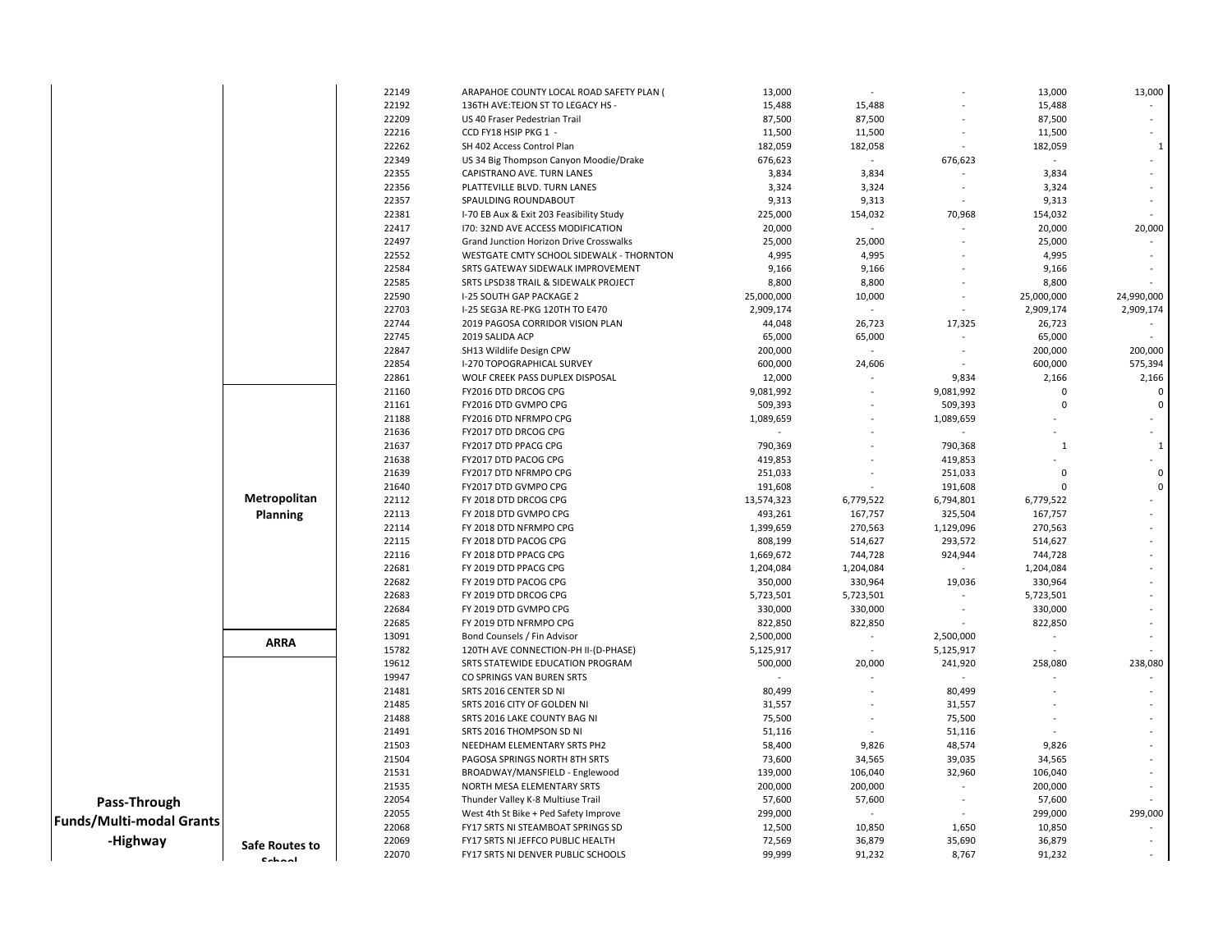| | | | | | | | | |
|---|---|---|---|---|---|---|---|---|
| | | 22149 | ARAPAHOE COUNTY LOCAL ROAD SAFETY PLAN ( | 13,000 | - | - | 13,000 | 13,000 |
| | | 22192 | 136TH AVE:TEJON ST TO LEGACY HS - | 15,488 | 15,488 | - | 15,488 | - |
| | | 22209 | US 40 Fraser Pedestrian Trail | 87,500 | 87,500 | - | 87,500 | - |
| | | 22216 | CCD FY18 HSIP PKG 1 - | 11,500 | 11,500 | - | 11,500 | - |
| | | 22262 | SH 402 Access Control Plan | 182,059 | 182,058 | - | 182,059 | 1 |
| | | 22349 | US 34 Big Thompson Canyon Moodie/Drake | 676,623 | - | 676,623 | - | - |
| | | 22355 | CAPISTRANO AVE. TURN LANES | 3,834 | 3,834 | - | 3,834 | - |
| | | 22356 | PLATTEVILLE BLVD. TURN LANES | 3,324 | 3,324 | - | 3,324 | - |
| | | 22357 | SPAULDING ROUNDABOUT | 9,313 | 9,313 | - | 9,313 | - |
| | | 22381 | I-70 EB Aux & Exit 203 Feasibility Study | 225,000 | 154,032 | 70,968 | 154,032 | - |
| | | 22417 | I70: 32ND AVE ACCESS MODIFICATION | 20,000 | - | - | 20,000 | 20,000 |
| | | 22497 | Grand Junction Horizon Drive Crosswalks | 25,000 | 25,000 | - | 25,000 | - |
| | | 22552 | WESTGATE CMTY SCHOOL SIDEWALK - THORNTON | 4,995 | 4,995 | - | 4,995 | - |
| | | 22584 | SRTS GATEWAY SIDEWALK IMPROVEMENT | 9,166 | 9,166 | - | 9,166 | - |
| | | 22585 | SRTS LPSD38 TRAIL & SIDEWALK PROJECT | 8,800 | 8,800 | - | 8,800 | - |
| | | 22590 | I-25 SOUTH GAP PACKAGE 2 | 25,000,000 | 10,000 | - | 25,000,000 | 24,990,000 |
| | | 22703 | I-25 SEG3A RE-PKG 120TH TO E470 | 2,909,174 | - | - | 2,909,174 | 2,909,174 |
| | | 22744 | 2019 PAGOSA CORRIDOR VISION PLAN | 44,048 | 26,723 | 17,325 | 26,723 | - |
| | | 22745 | 2019 SALIDA ACP | 65,000 | 65,000 | - | 65,000 | - |
| | | 22847 | SH13 Wildlife Design CPW | 200,000 | - | - | 200,000 | 200,000 |
| | | 22854 | I-270 TOPOGRAPHICAL SURVEY | 600,000 | 24,606 | - | 600,000 | 575,394 |
| | | 22861 | WOLF CREEK PASS DUPLEX DISPOSAL | 12,000 | - | 9,834 | 2,166 | 2,166 |
| | Metropolitan Planning | 21160 | FY2016 DTD DRCOG CPG | 9,081,992 | - | 9,081,992 | 0 | 0 |
| | | 21161 | FY2016 DTD GVMPO CPG | 509,393 | - | 509,393 | 0 | 0 |
| | | 21188 | FY2016 DTD NFRMPO CPG | 1,089,659 | - | 1,089,659 | - | - |
| | | 21636 | FY2017 DTD DRCOG CPG | - | - | - | - | - |
| | | 21637 | FY2017 DTD PPACG CPG | 790,369 | - | 790,368 | 1 | 1 |
| | | 21638 | FY2017 DTD PACOG CPG | 419,853 | - | 419,853 | - | - |
| | | 21639 | FY2017 DTD NFRMPO CPG | 251,033 | - | 251,033 | 0 | 0 |
| | | 21640 | FY2017 DTD GVMPO CPG | 191,608 | - | 191,608 | 0 | 0 |
| | | 22112 | FY 2018 DTD DRCOG CPG | 13,574,323 | 6,779,522 | 6,794,801 | 6,779,522 | - |
| | | 22113 | FY 2018 DTD GVMPO CPG | 493,261 | 167,757 | 325,504 | 167,757 | - |
| | | 22114 | FY 2018 DTD NFRMPO CPG | 1,399,659 | 270,563 | 1,129,096 | 270,563 | - |
| | | 22115 | FY 2018 DTD PACOG CPG | 808,199 | 514,627 | 293,572 | 514,627 | - |
| | | 22116 | FY 2018 DTD PPACG CPG | 1,669,672 | 744,728 | 924,944 | 744,728 | - |
| | | 22681 | FY 2019 DTD PPACG CPG | 1,204,084 | 1,204,084 | - | 1,204,084 | - |
| | | 22682 | FY 2019 DTD PACOG CPG | 350,000 | 330,964 | 19,036 | 330,964 | - |
| | | 22683 | FY 2019 DTD DRCOG CPG | 5,723,501 | 5,723,501 | - | 5,723,501 | - |
| | | 22684 | FY 2019 DTD GVMPO CPG | 330,000 | 330,000 | - | 330,000 | - |
| | | 22685 | FY 2019 DTD NFRMPO CPG | 822,850 | 822,850 | - | 822,850 | - |
| | ARRA | 13091 | Bond Counsels / Fin Advisor | 2,500,000 | - | 2,500,000 | - | - |
| | | 15782 | 120TH AVE CONNECTION-PH II-(D-PHASE) | 5,125,917 | - | 5,125,917 | - | - |
| Pass-Through Funds/Multi-modal Grants -Highway | Safe Routes to School | 19612 | SRTS STATEWIDE EDUCATION PROGRAM | 500,000 | 20,000 | 241,920 | 258,080 | 238,080 |
| | | 19947 | CO SPRINGS VAN BUREN SRTS | - | - | - | - | - |
| | | 21481 | SRTS 2016 CENTER SD NI | 80,499 | - | 80,499 | - | - |
| | | 21485 | SRTS 2016 CITY OF GOLDEN NI | 31,557 | - | 31,557 | - | - |
| | | 21488 | SRTS 2016 LAKE COUNTY BAG NI | 75,500 | - | 75,500 | - | - |
| | | 21491 | SRTS 2016 THOMPSON SD NI | 51,116 | - | 51,116 | - | - |
| | | 21503 | NEEDHAM ELEMENTARY SRTS PH2 | 58,400 | 9,826 | 48,574 | 9,826 | - |
| | | 21504 | PAGOSA SPRINGS NORTH 8TH SRTS | 73,600 | 34,565 | 39,035 | 34,565 | - |
| | | 21531 | BROADWAY/MANSFIELD - Englewood | 139,000 | 106,040 | 32,960 | 106,040 | - |
| | | 21535 | NORTH MESA ELEMENTARY SRTS | 200,000 | 200,000 | - | 200,000 | - |
| | | 22054 | Thunder Valley K-8 Multiuse Trail | 57,600 | 57,600 | - | 57,600 | - |
| | | 22055 | West 4th St Bike + Ped Safety Improve | 299,000 | - | - | 299,000 | 299,000 |
| | | 22068 | FY17 SRTS NI STEAMBOAT SPRINGS SD | 12,500 | 10,850 | 1,650 | 10,850 | - |
| | | 22069 | FY17 SRTS NI JEFFCO PUBLIC HEALTH | 72,569 | 36,879 | 35,690 | 36,879 | - |
| | | 22070 | FY17 SRTS NI DENVER PUBLIC SCHOOLS | 99,999 | 91,232 | 8,767 | 91,232 | - |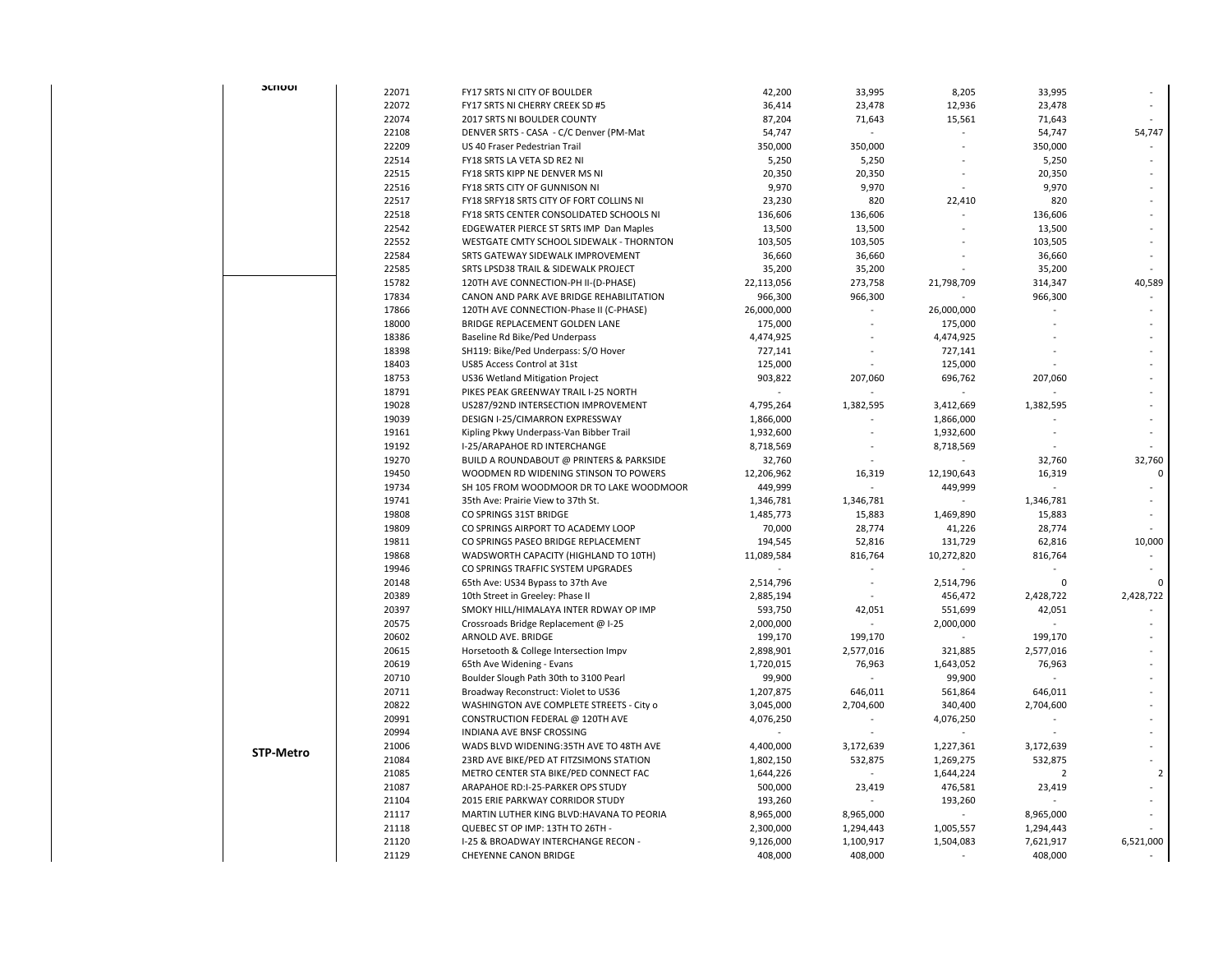| | | | | | | | |
|---|---|---|---|---|---|---|---|
| School | 22071 | FY17 SRTS NI CITY OF BOULDER | 42,200 | 33,995 | 8,205 | 33,995 | - |
| | 22072 | FY17 SRTS NI CHERRY CREEK SD #5 | 36,414 | 23,478 | 12,936 | 23,478 | - |
| | 22074 | 2017 SRTS NI BOULDER COUNTY | 87,204 | 71,643 | 15,561 | 71,643 | - |
| | 22108 | DENVER SRTS - CASA - C/C Denver (PM-Mat | 54,747 | - | - | 54,747 | 54,747 |
| | 22209 | US 40 Fraser Pedestrian Trail | 350,000 | 350,000 | - | 350,000 | - |
| | 22514 | FY18 SRTS LA VETA SD RE2 NI | 5,250 | 5,250 | - | 5,250 | - |
| | 22515 | FY18 SRTS KIPP NE DENVER MS NI | 20,350 | 20,350 | - | 20,350 | - |
| | 22516 | FY18 SRTS CITY OF GUNNISON NI | 9,970 | 9,970 | - | 9,970 | - |
| | 22517 | FY18 SRFY18 SRTS CITY OF FORT COLLINS NI | 23,230 | 820 | 22,410 | 820 | - |
| | 22518 | FY18 SRTS CENTER CONSOLIDATED SCHOOLS NI | 136,606 | 136,606 | - | 136,606 | - |
| | 22542 | EDGEWATER PIERCE ST SRTS IMP Dan Maples | 13,500 | 13,500 | - | 13,500 | - |
| | 22552 | WESTGATE CMTY SCHOOL SIDEWALK - THORNTON | 103,505 | 103,505 | - | 103,505 | - |
| | 22584 | SRTS GATEWAY SIDEWALK IMPROVEMENT | 36,660 | 36,660 | - | 36,660 | - |
| | 22585 | SRTS LPSD38 TRAIL & SIDEWALK PROJECT | 35,200 | 35,200 | - | 35,200 | - |
| STP-Metro | 15782 | 120TH AVE CONNECTION-PH II-(D-PHASE) | 22,113,056 | 273,758 | 21,798,709 | 314,347 | 40,589 |
| | 17834 | CANON AND PARK AVE BRIDGE REHABILITATION | 966,300 | 966,300 | - | 966,300 | - |
| | 17866 | 120TH AVE CONNECTION-Phase II (C-PHASE) | 26,000,000 | - | 26,000,000 | - | - |
| | 18000 | BRIDGE REPLACEMENT GOLDEN LANE | 175,000 | - | 175,000 | - | - |
| | 18386 | Baseline Rd Bike/Ped Underpass | 4,474,925 | - | 4,474,925 | - | - |
| | 18398 | SH119: Bike/Ped Underpass: S/O Hover | 727,141 | - | 727,141 | - | - |
| | 18403 | US85 Access Control at 31st | 125,000 | - | 125,000 | - | - |
| | 18753 | US36 Wetland Mitigation Project | 903,822 | 207,060 | 696,762 | 207,060 | - |
| | 18791 | PIKES PEAK GREENWAY TRAIL I-25 NORTH | - | - | - | - | - |
| | 19028 | US287/92ND INTERSECTION IMPROVEMENT | 4,795,264 | 1,382,595 | 3,412,669 | 1,382,595 | - |
| | 19039 | DESIGN I-25/CIMARRON EXPRESSWAY | 1,866,000 | - | 1,866,000 | - | - |
| | 19161 | Kipling Pkwy Underpass-Van Bibber Trail | 1,932,600 | - | 1,932,600 | - | - |
| | 19192 | I-25/ARAPAHOE RD INTERCHANGE | 8,718,569 | - | 8,718,569 | - | - |
| | 19270 | BUILD A ROUNDABOUT @ PRINTERS & PARKSIDE | 32,760 | - | - | 32,760 | 32,760 |
| | 19450 | WOODMEN RD WIDENING STINSON TO POWERS | 12,206,962 | 16,319 | 12,190,643 | 16,319 | 0 |
| | 19734 | SH 105 FROM WOODMOOR DR TO LAKE WOODMOOR | 449,999 | - | 449,999 | - | - |
| | 19741 | 35th Ave: Prairie View to 37th St. | 1,346,781 | 1,346,781 | - | 1,346,781 | - |
| | 19808 | CO SPRINGS 31ST BRIDGE | 1,485,773 | 15,883 | 1,469,890 | 15,883 | - |
| | 19809 | CO SPRINGS AIRPORT TO ACADEMY LOOP | 70,000 | 28,774 | 41,226 | 28,774 | - |
| | 19811 | CO SPRINGS PASEO BRIDGE REPLACEMENT | 194,545 | 52,816 | 131,729 | 62,816 | 10,000 |
| | 19868 | WADSWORTH CAPACITY (HIGHLAND TO 10TH) | 11,089,584 | 816,764 | 10,272,820 | 816,764 | - |
| | 19946 | CO SPRINGS TRAFFIC SYSTEM UPGRADES | - | - | - | - | - |
| | 20148 | 65th Ave: US34 Bypass to 37th Ave | 2,514,796 | - | 2,514,796 | 0 | 0 |
| | 20389 | 10th Street in Greeley: Phase II | 2,885,194 | - | 456,472 | 2,428,722 | 2,428,722 |
| | 20397 | SMOKY HILL/HIMALAYA INTER RDWAY OP IMP | 593,750 | 42,051 | 551,699 | 42,051 | - |
| | 20575 | Crossroads Bridge Replacement @ I-25 | 2,000,000 | - | 2,000,000 | - | - |
| | 20602 | ARNOLD AVE. BRIDGE | 199,170 | 199,170 | - | 199,170 | - |
| | 20615 | Horsetooth & College Intersection Impv | 2,898,901 | 2,577,016 | 321,885 | 2,577,016 | - |
| | 20619 | 65th Ave Widening - Evans | 1,720,015 | 76,963 | 1,643,052 | 76,963 | - |
| | 20710 | Boulder Slough Path 30th to 3100 Pearl | 99,900 | - | 99,900 | - | - |
| | 20711 | Broadway Reconstruct: Violet to US36 | 1,207,875 | 646,011 | 561,864 | 646,011 | - |
| | 20822 | WASHINGTON AVE COMPLETE STREETS - City o | 3,045,000 | 2,704,600 | 340,400 | 2,704,600 | - |
| | 20991 | CONSTRUCTION FEDERAL @ 120TH AVE | 4,076,250 | - | 4,076,250 | - | - |
| | 20994 | INDIANA AVE BNSF CROSSING | - | - | - | - | - |
| | 21006 | WADS BLVD WIDENING:35TH AVE TO 48TH AVE | 4,400,000 | 3,172,639 | 1,227,361 | 3,172,639 | - |
| | 21084 | 23RD AVE BIKE/PED AT FITZSIMONS STATION | 1,802,150 | 532,875 | 1,269,275 | 532,875 | - |
| | 21085 | METRO CENTER STA BIKE/PED CONNECT FAC | 1,644,226 | - | 1,644,224 | 2 | 2 |
| | 21087 | ARAPAHOE RD:I-25-PARKER OPS STUDY | 500,000 | 23,419 | 476,581 | 23,419 | - |
| | 21104 | 2015 ERIE PARKWAY CORRIDOR STUDY | 193,260 | - | 193,260 | - | - |
| | 21117 | MARTIN LUTHER KING BLVD:HAVANA TO PEORIA | 8,965,000 | 8,965,000 | - | 8,965,000 | - |
| | 21118 | QUEBEC ST OP IMP: 13TH TO 26TH - | 2,300,000 | 1,294,443 | 1,005,557 | 1,294,443 | - |
| | 21120 | I-25 & BROADWAY INTERCHANGE RECON - | 9,126,000 | 1,100,917 | 1,504,083 | 7,621,917 | 6,521,000 |
| | 21129 | CHEYENNE CANON BRIDGE | 408,000 | 408,000 | - | 408,000 | - |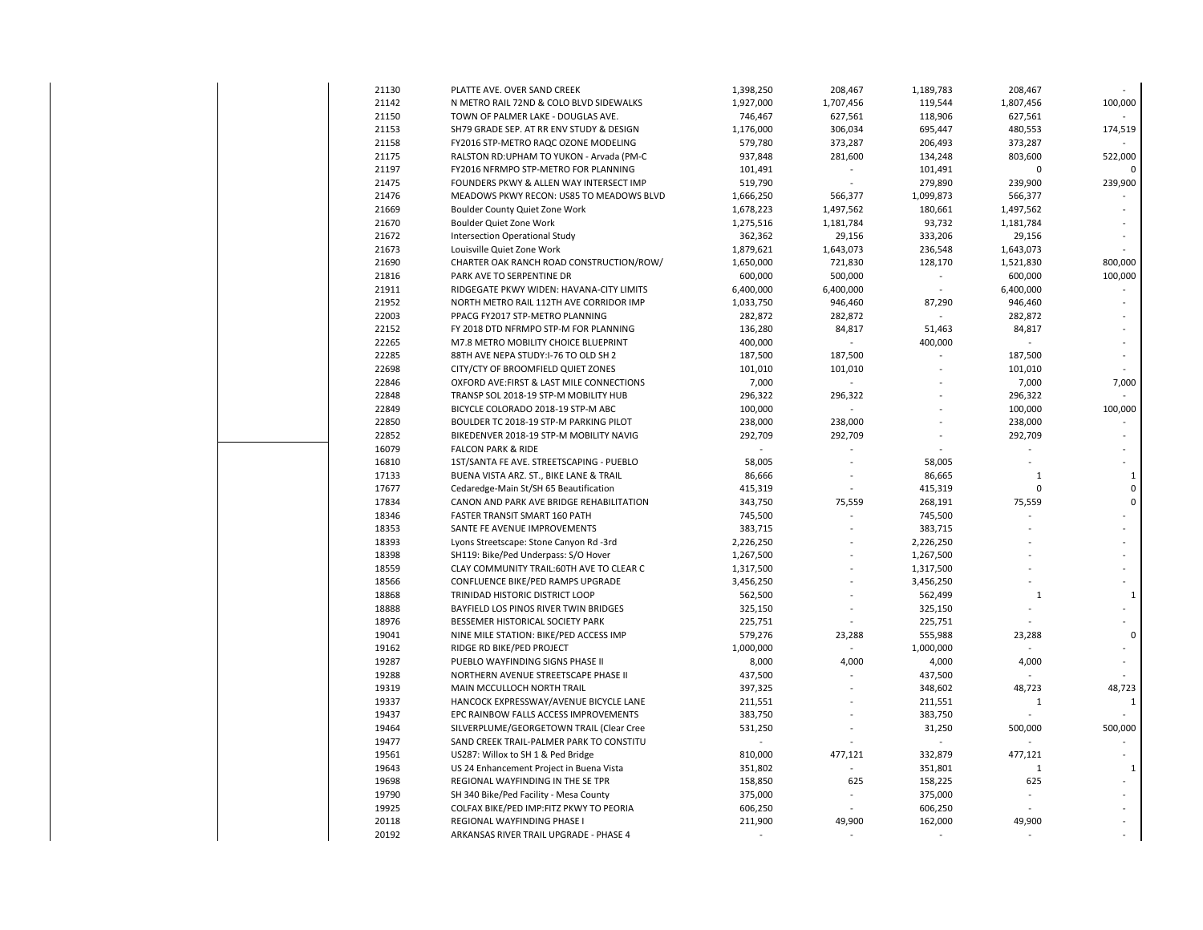| | | | | | | | |
|---|---|---|---|---|---|---|---|
| | 21130 | PLATTE AVE. OVER SAND CREEK | 1,398,250 | 208,467 | 1,189,783 | 208,467 | - |
| | 21142 | N METRO RAIL 72ND & COLO BLVD SIDEWALKS | 1,927,000 | 1,707,456 | 119,544 | 1,807,456 | 100,000 |
| | 21150 | TOWN OF PALMER LAKE - DOUGLAS AVE. | 746,467 | 627,561 | 118,906 | 627,561 | - |
| | 21153 | SH79 GRADE SEP. AT RR ENV STUDY & DESIGN | 1,176,000 | 306,034 | 695,447 | 480,553 | 174,519 |
| | 21158 | FY2016 STP-METRO RAQC OZONE MODELING | 579,780 | 373,287 | 206,493 | 373,287 | - |
| | 21175 | RALSTON RD:UPHAM TO YUKON - Arvada (PM-C | 937,848 | 281,600 | 134,248 | 803,600 | 522,000 |
| | 21197 | FY2016 NFRMPO STP-METRO FOR PLANNING | 101,491 | - | 101,491 | 0 | 0 |
| | 21475 | FOUNDERS PKWY & ALLEN WAY INTERSECT IMP | 519,790 | - | 279,890 | 239,900 | 239,900 |
| | 21476 | MEADOWS PKWY RECON: US85 TO MEADOWS BLVD | 1,666,250 | 566,377 | 1,099,873 | 566,377 | - |
| | 21669 | Boulder County Quiet Zone Work | 1,678,223 | 1,497,562 | 180,661 | 1,497,562 | - |
| | 21670 | Boulder Quiet Zone Work | 1,275,516 | 1,181,784 | 93,732 | 1,181,784 | - |
| | 21672 | Intersection Operational Study | 362,362 | 29,156 | 333,206 | 29,156 | - |
| | 21673 | Louisville Quiet Zone Work | 1,879,621 | 1,643,073 | 236,548 | 1,643,073 | - |
| | 21690 | CHARTER OAK RANCH ROAD CONSTRUCTION/ROW/ | 1,650,000 | 721,830 | 128,170 | 1,521,830 | 800,000 |
| | 21816 | PARK AVE TO SERPENTINE DR | 600,000 | 500,000 | - | 600,000 | 100,000 |
| | 21911 | RIDGEGATE PKWY WIDEN: HAVANA-CITY LIMITS | 6,400,000 | 6,400,000 | - | 6,400,000 | - |
| | 21952 | NORTH METRO RAIL 112TH AVE CORRIDOR IMP | 1,033,750 | 946,460 | 87,290 | 946,460 | - |
| | 22003 | PPACG FY2017 STP-METRO PLANNING | 282,872 | 282,872 | - | 282,872 | - |
| | 22152 | FY 2018 DTD NFRMPO STP-M FOR PLANNING | 136,280 | 84,817 | 51,463 | 84,817 | - |
| | 22265 | M7.8 METRO MOBILITY CHOICE BLUEPRINT | 400,000 | - | 400,000 | - | - |
| | 22285 | 88TH AVE NEPA STUDY:I-76 TO OLD SH 2 | 187,500 | 187,500 | - | 187,500 | - |
| | 22698 | CITY/CTY OF BROOMFIELD QUIET ZONES | 101,010 | 101,010 | - | 101,010 | - |
| | 22846 | OXFORD AVE:FIRST & LAST MILE CONNECTIONS | 7,000 | - | - | 7,000 | 7,000 |
| | 22848 | TRANSP SOL 2018-19 STP-M MOBILITY HUB | 296,322 | 296,322 | - | 296,322 | - |
| | 22849 | BICYCLE COLORADO 2018-19 STP-M ABC | 100,000 | - | - | 100,000 | 100,000 |
| | 22850 | BOULDER TC 2018-19 STP-M PARKING PILOT | 238,000 | 238,000 | - | 238,000 | - |
| | 22852 | BIKEDENVER 2018-19 STP-M MOBILITY NAVIG | 292,709 | 292,709 | - | 292,709 | - |
| | 16079 | FALCON PARK & RIDE | - | - | - | - | - |
| | 16810 | 1ST/SANTA FE AVE. STREETSCAPING - PUEBLO | 58,005 | - | 58,005 | - | - |
| | 17133 | BUENA VISTA ARZ. ST., BIKE LANE & TRAIL | 86,666 | - | 86,665 | 1 | 1 |
| | 17677 | Cedaredge-Main St/SH 65 Beautification | 415,319 | - | 415,319 | 0 | 0 |
| | 17834 | CANON AND PARK AVE BRIDGE REHABILITATION | 343,750 | 75,559 | 268,191 | 75,559 | 0 |
| | 18346 | FASTER TRANSIT SMART 160 PATH | 745,500 | - | 745,500 | - | - |
| | 18353 | SANTE FE AVENUE IMPROVEMENTS | 383,715 | - | 383,715 | - | - |
| | 18393 | Lyons Streetscape: Stone Canyon Rd -3rd | 2,226,250 | - | 2,226,250 | - | - |
| | 18398 | SH119: Bike/Ped Underpass: S/O Hover | 1,267,500 | - | 1,267,500 | - | - |
| | 18559 | CLAY COMMUNITY TRAIL:60TH AVE TO CLEAR C | 1,317,500 | - | 1,317,500 | - | - |
| | 18566 | CONFLUENCE BIKE/PED RAMPS UPGRADE | 3,456,250 | - | 3,456,250 | - | - |
| | 18868 | TRINIDAD HISTORIC DISTRICT LOOP | 562,500 | - | 562,499 | 1 | 1 |
| | 18888 | BAYFIELD LOS PINOS RIVER TWIN BRIDGES | 325,150 | - | 325,150 | - | - |
| | 18976 | BESSEMER HISTORICAL SOCIETY PARK | 225,751 | - | 225,751 | - | - |
| | 19041 | NINE MILE STATION: BIKE/PED ACCESS IMP | 579,276 | 23,288 | 555,988 | 23,288 | 0 |
| | 19162 | RIDGE RD BIKE/PED PROJECT | 1,000,000 | - | 1,000,000 | - | - |
| | 19287 | PUEBLO WAYFINDING SIGNS PHASE II | 8,000 | 4,000 | 4,000 | 4,000 | - |
| | 19288 | NORTHERN AVENUE STREETSCAPE PHASE II | 437,500 | - | 437,500 | - | - |
| | 19319 | MAIN MCCULLOCH NORTH TRAIL | 397,325 | - | 348,602 | 48,723 | 48,723 |
| | 19337 | HANCOCK EXPRESSWAY/AVENUE BICYCLE LANE | 211,551 | - | 211,551 | 1 | 1 |
| | 19437 | EPC RAINBOW FALLS ACCESS IMPROVEMENTS | 383,750 | - | 383,750 | - | - |
| | 19464 | SILVERPLUME/GEORGETOWN TRAIL (Clear Cree | 531,250 | - | 31,250 | 500,000 | 500,000 |
| | 19477 | SAND CREEK TRAIL-PALMER PARK TO CONSTITU | - | - | - | - | - |
| | 19561 | US287: Willox to SH 1 & Ped Bridge | 810,000 | 477,121 | 332,879 | 477,121 | - |
| | 19643 | US 24 Enhancement Project in Buena Vista | 351,802 | - | 351,801 | 1 | 1 |
| | 19698 | REGIONAL WAYFINDING IN THE SE TPR | 158,850 | 625 | 158,225 | 625 | - |
| | 19790 | SH 340 Bike/Ped Facility - Mesa County | 375,000 | - | 375,000 | - | - |
| | 19925 | COLFAX BIKE/PED IMP:FITZ PKWY TO PEORIA | 606,250 | - | 606,250 | - | - |
| | 20118 | REGIONAL WAYFINDING PHASE I | 211,900 | 49,900 | 162,000 | 49,900 | - |
| | 20192 | ARKANSAS RIVER TRAIL UPGRADE - PHASE 4 | - | - | - | - | - |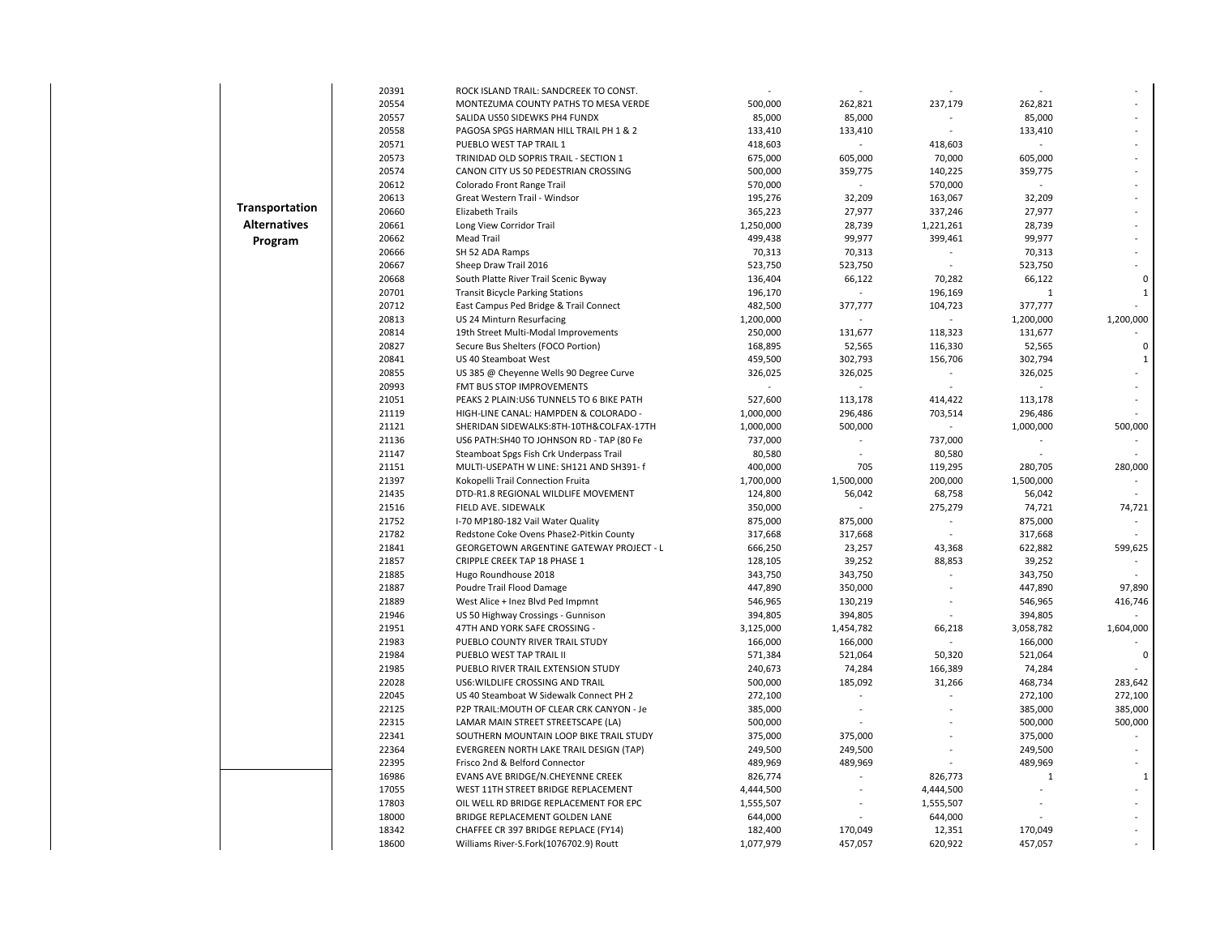| Program | Project | Description | Col 1 | Col 2 | Col 3 | Col 4 | Col 5 |
|---|---|---|---|---|---|---|---|
| Transportation Alternatives Program | 20391 | ROCK ISLAND TRAIL: SANDCREEK TO CONST. | - | - | - | - | - |
| | 20554 | MONTEZUMA COUNTY PATHS TO MESA VERDE | 500,000 | 262,821 | 237,179 | 262,821 | - |
| | 20557 | SALIDA US50 SIDEWKS PH4 FUNDX | 85,000 | 85,000 | - | 85,000 | - |
| | 20558 | PAGOSA SPGS HARMAN HILL TRAIL PH 1 & 2 | 133,410 | 133,410 | - | 133,410 | - |
| | 20571 | PUEBLO WEST TAP TRAIL 1 | 418,603 | - | 418,603 | - | - |
| | 20573 | TRINIDAD OLD SOPRIS TRAIL - SECTION 1 | 675,000 | 605,000 | 70,000 | 605,000 | - |
| | 20574 | CANON CITY US 50 PEDESTRIAN CROSSING | 500,000 | 359,775 | 140,225 | 359,775 | - |
| | 20612 | Colorado Front Range Trail | 570,000 | - | 570,000 | - | - |
| | 20613 | Great Western Trail - Windsor | 195,276 | 32,209 | 163,067 | 32,209 | - |
| | 20660 | Elizabeth Trails | 365,223 | 27,977 | 337,246 | 27,977 | - |
| | 20661 | Long View Corridor Trail | 1,250,000 | 28,739 | 1,221,261 | 28,739 | - |
| | 20662 | Mead Trail | 499,438 | 99,977 | 399,461 | 99,977 | - |
| | 20666 | SH 52 ADA Ramps | 70,313 | 70,313 | - | 70,313 | - |
| | 20667 | Sheep Draw Trail 2016 | 523,750 | 523,750 | - | 523,750 | - |
| | 20668 | South Platte River Trail Scenic Byway | 136,404 | 66,122 | 70,282 | 66,122 | 0 |
| | 20701 | Transit Bicycle Parking Stations | 196,170 | - | 196,169 | 1 | 1 |
| | 20712 | East Campus Ped Bridge & Trail Connect | 482,500 | 377,777 | 104,723 | 377,777 | - |
| | 20813 | US 24 Minturn Resurfacing | 1,200,000 | - | - | 1,200,000 | 1,200,000 |
| | 20814 | 19th Street Multi-Modal Improvements | 250,000 | 131,677 | 118,323 | 131,677 | - |
| | 20827 | Secure Bus Shelters (FOCO Portion) | 168,895 | 52,565 | 116,330 | 52,565 | 0 |
| | 20841 | US 40 Steamboat West | 459,500 | 302,793 | 156,706 | 302,794 | 1 |
| | 20855 | US 385 @ Cheyenne Wells 90 Degree Curve | 326,025 | 326,025 | - | 326,025 | - |
| | 20993 | FMT BUS STOP IMPROVEMENTS | - | - | - | - | - |
| | 21051 | PEAKS 2 PLAIN:US6 TUNNEL5 TO 6 BIKE PATH | 527,600 | 113,178 | 414,422 | 113,178 | - |
| | 21119 | HIGH-LINE CANAL: HAMPDEN & COLORADO - | 1,000,000 | 296,486 | 703,514 | 296,486 | - |
| | 21121 | SHERIDAN SIDEWALKS:8TH-10TH&COLFAX-17TH | 1,000,000 | 500,000 | - | 1,000,000 | 500,000 |
| | 21136 | US6 PATH:SH40 TO JOHNSON RD - TAP (80 Fe | 737,000 | - | 737,000 | - | - |
| | 21147 | Steamboat Spgs Fish Crk Underpass Trail | 80,580 | - | 80,580 | - | - |
| | 21151 | MULTI-USEPATH W LINE: SH121 AND SH391- f | 400,000 | 705 | 119,295 | 280,705 | 280,000 |
| | 21397 | Kokopelli Trail Connection Fruita | 1,700,000 | 1,500,000 | 200,000 | 1,500,000 | - |
| | 21435 | DTD-R1.8 REGIONAL WILDLIFE MOVEMENT | 124,800 | 56,042 | 68,758 | 56,042 | - |
| | 21516 | FIELD AVE. SIDEWALK | 350,000 | - | 275,279 | 74,721 | 74,721 |
| | 21752 | I-70 MP180-182 Vail Water Quality | 875,000 | 875,000 | - | 875,000 | - |
| | 21782 | Redstone Coke Ovens Phase2-Pitkin County | 317,668 | 317,668 | - | 317,668 | - |
| | 21841 | GEORGETOWN ARGENTINE GATEWAY PROJECT - L | 666,250 | 23,257 | 43,368 | 622,882 | 599,625 |
| | 21857 | CRIPPLE CREEK TAP 18 PHASE 1 | 128,105 | 39,252 | 88,853 | 39,252 | - |
| | 21885 | Hugo Roundhouse 2018 | 343,750 | 343,750 | - | 343,750 | - |
| | 21887 | Poudre Trail Flood Damage | 447,890 | 350,000 | - | 447,890 | 97,890 |
| | 21889 | West Alice + Inez Blvd Ped Impmnt | 546,965 | 130,219 | - | 546,965 | 416,746 |
| | 21946 | US 50 Highway Crossings - Gunnison | 394,805 | 394,805 | - | 394,805 | - |
| | 21951 | 47TH AND YORK SAFE CROSSING - | 3,125,000 | 1,454,782 | 66,218 | 3,058,782 | 1,604,000 |
| | 21983 | PUEBLO COUNTY RIVER TRAIL STUDY | 166,000 | 166,000 | - | 166,000 | - |
| | 21984 | PUEBLO WEST TAP TRAIL II | 571,384 | 521,064 | 50,320 | 521,064 | 0 |
| | 21985 | PUEBLO RIVER TRAIL EXTENSION STUDY | 240,673 | 74,284 | 166,389 | 74,284 | - |
| | 22028 | US6:WILDLIFE CROSSING AND TRAIL | 500,000 | 185,092 | 31,266 | 468,734 | 283,642 |
| | 22045 | US 40 Steamboat W Sidewalk Connect PH 2 | 272,100 | - | - | 272,100 | 272,100 |
| | 22125 | P2P TRAIL:MOUTH OF CLEAR CRK CANYON - Je | 385,000 | - | - | 385,000 | 385,000 |
| | 22315 | LAMAR MAIN STREET STREETSCAPE (LA) | 500,000 | - | - | 500,000 | 500,000 |
| | 22341 | SOUTHERN MOUNTAIN LOOP BIKE TRAIL STUDY | 375,000 | 375,000 | - | 375,000 | - |
| | 22364 | EVERGREEN NORTH LAKE TRAIL DESIGN (TAP) | 249,500 | 249,500 | - | 249,500 | - |
| | 22395 | Frisco 2nd & Belford Connector | 489,969 | 489,969 | - | 489,969 | - |
| | 16986 | EVANS AVE BRIDGE/N.CHEYENNE CREEK | 826,774 | - | 826,773 | 1 | 1 |
| | 17055 | WEST 11TH STREET BRIDGE REPLACEMENT | 4,444,500 | - | 4,444,500 | - | - |
| | 17803 | OIL WELL RD BRIDGE REPLACEMENT FOR EPC | 1,555,507 | - | 1,555,507 | - | - |
| | 18000 | BRIDGE REPLACEMENT GOLDEN LANE | 644,000 | - | 644,000 | - | - |
| | 18342 | CHAFFEE CR 397 BRIDGE REPLACE (FY14) | 182,400 | 170,049 | 12,351 | 170,049 | - |
| | 18600 | Williams River-S.Fork(1076702.9) Routt | 1,077,979 | 457,057 | 620,922 | 457,057 | - |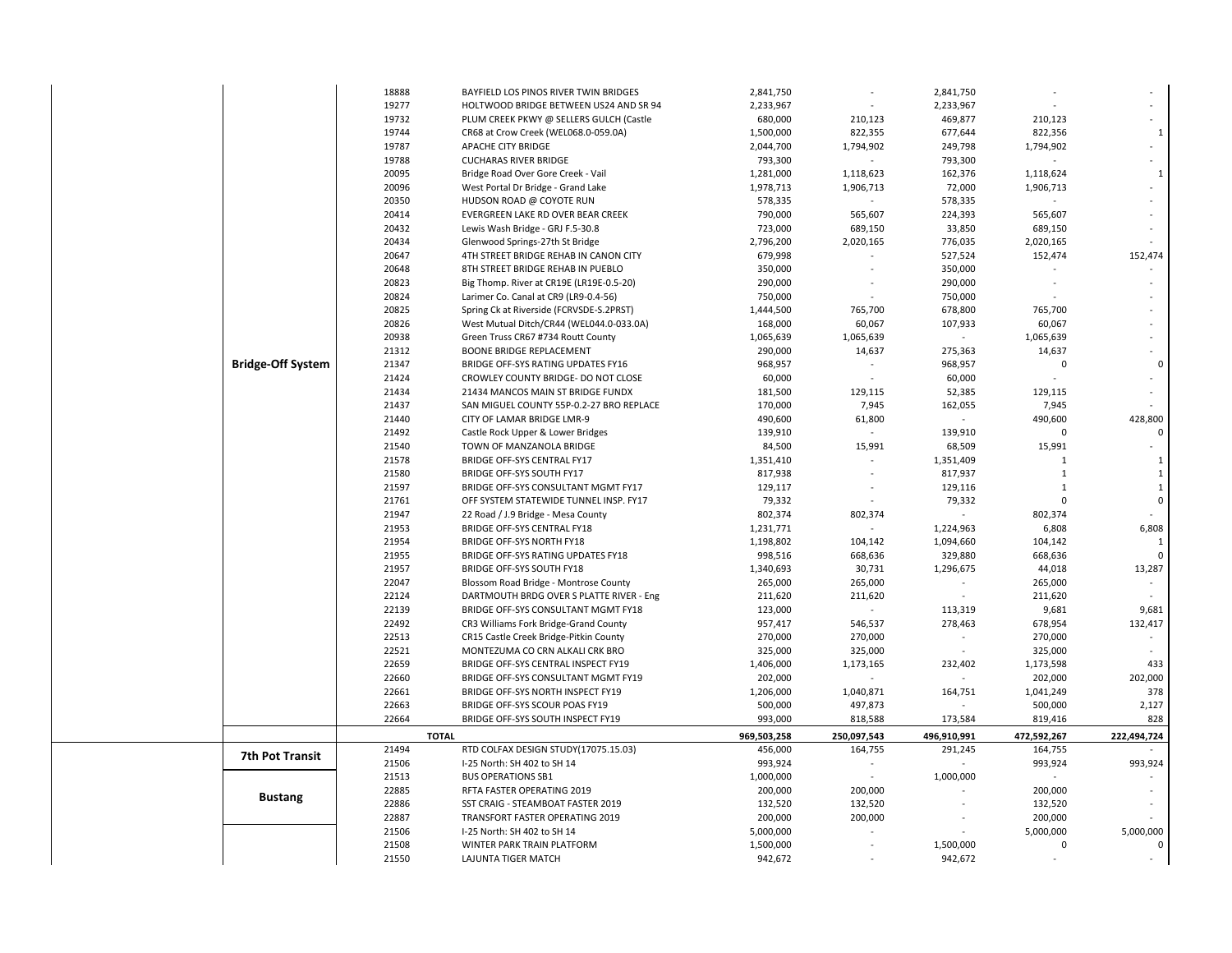| | | | | | | | |
|---|---|---|---|---|---|---|---|
| | 18888 | BAYFIELD LOS PINOS RIVER TWIN BRIDGES | 2,841,750 | - | 2,841,750 | - | - |
| | 19277 | HOLTWOOD BRIDGE BETWEEN US24 AND SR 94 | 2,233,967 | - | 2,233,967 | - | - |
| | 19732 | PLUM CREEK PKWY @ SELLERS GULCH (Castle | 680,000 | 210,123 | 469,877 | 210,123 | - |
| | 19744 | CR68 at Crow Creek (WEL068.0-059.0A) | 1,500,000 | 822,355 | 677,644 | 822,356 | 1 |
| | 19787 | APACHE CITY BRIDGE | 2,044,700 | 1,794,902 | 249,798 | 1,794,902 | - |
| | 19788 | CUCHARAS RIVER BRIDGE | 793,300 | - | 793,300 | - | - |
| | 20095 | Bridge Road Over Gore Creek - Vail | 1,281,000 | 1,118,623 | 162,376 | 1,118,624 | 1 |
| | 20096 | West Portal Dr Bridge - Grand Lake | 1,978,713 | 1,906,713 | 72,000 | 1,906,713 | - |
| | 20350 | HUDSON ROAD @ COYOTE RUN | 578,335 | - | 578,335 | - | - |
| | 20414 | EVERGREEN LAKE RD OVER BEAR CREEK | 790,000 | 565,607 | 224,393 | 565,607 | - |
| | 20432 | Lewis Wash Bridge - GRJ F.5-30.8 | 723,000 | 689,150 | 33,850 | 689,150 | - |
| | 20434 | Glenwood Springs-27th St Bridge | 2,796,200 | 2,020,165 | 776,035 | 2,020,165 | - |
| | 20647 | 4TH STREET BRIDGE REHAB IN CANON CITY | 679,998 | - | 527,524 | 152,474 | 152,474 |
| | 20648 | 8TH STREET BRIDGE REHAB IN PUEBLO | 350,000 | - | 350,000 | - | - |
| | 20823 | Big Thomp. River at CR19E (LR19E-0.5-20) | 290,000 | - | 290,000 | - | - |
| | 20824 | Larimer Co. Canal at CR9 (LR9-0.4-56) | 750,000 | - | 750,000 | - | - |
| | 20825 | Spring Ck at Riverside (FCRVSDE-S.2PRST) | 1,444,500 | 765,700 | 678,800 | 765,700 | - |
| | 20826 | West Mutual Ditch/CR44 (WEL044.0-033.0A) | 168,000 | 60,067 | 107,933 | 60,067 | - |
| | 20938 | Green Truss CR67 #734 Routt County | 1,065,639 | 1,065,639 | - | 1,065,639 | - |
| | 21312 | BOONE BRIDGE REPLACEMENT | 290,000 | 14,637 | 275,363 | 14,637 | - |
| **Bridge-Off System** | 21347 | BRIDGE OFF-SYS RATING UPDATES FY16 | 968,957 | - | 968,957 | 0 | 0 |
| | 21424 | CROWLEY COUNTY BRIDGE- DO NOT CLOSE | 60,000 | - | 60,000 | - | - |
| | 21434 | 21434 MANCOS MAIN ST BRIDGE FUNDX | 181,500 | 129,115 | 52,385 | 129,115 | - |
| | 21437 | SAN MIGUEL COUNTY 55P-0.2-27 BRO REPLACE | 170,000 | 7,945 | 162,055 | 7,945 | - |
| | 21440 | CITY OF LAMAR BRIDGE LMR-9 | 490,600 | 61,800 | - | 490,600 | 428,800 |
| | 21492 | Castle Rock Upper & Lower Bridges | 139,910 | - | 139,910 | 0 | 0 |
| | 21540 | TOWN OF MANZANOLA BRIDGE | 84,500 | 15,991 | 68,509 | 15,991 | - |
| | 21578 | BRIDGE OFF-SYS CENTRAL FY17 | 1,351,410 | - | 1,351,409 | 1 | 1 |
| | 21580 | BRIDGE OFF-SYS SOUTH FY17 | 817,938 | - | 817,937 | 1 | 1 |
| | 21597 | BRIDGE OFF-SYS CONSULTANT MGMT FY17 | 129,117 | - | 129,116 | 1 | 1 |
| | 21761 | OFF SYSTEM STATEWIDE TUNNEL INSP. FY17 | 79,332 | - | 79,332 | 0 | 0 |
| | 21947 | 22 Road / J.9 Bridge - Mesa County | 802,374 | 802,374 | - | 802,374 | - |
| | 21953 | BRIDGE OFF-SYS CENTRAL FY18 | 1,231,771 | - | 1,224,963 | 6,808 | 6,808 |
| | 21954 | BRIDGE OFF-SYS NORTH FY18 | 1,198,802 | 104,142 | 1,094,660 | 104,142 | 1 |
| | 21955 | BRIDGE OFF-SYS RATING UPDATES FY18 | 998,516 | 668,636 | 329,880 | 668,636 | 0 |
| | 21957 | BRIDGE OFF-SYS SOUTH FY18 | 1,340,693 | 30,731 | 1,296,675 | 44,018 | 13,287 |
| | 22047 | Blossom Road Bridge - Montrose County | 265,000 | 265,000 | - | 265,000 | - |
| | 22124 | DARTMOUTH BRDG OVER S PLATTE RIVER - Eng | 211,620 | 211,620 | - | 211,620 | - |
| | 22139 | BRIDGE OFF-SYS CONSULTANT MGMT FY18 | 123,000 | - | 113,319 | 9,681 | 9,681 |
| | 22492 | CR3 Williams Fork Bridge-Grand County | 957,417 | 546,537 | 278,463 | 678,954 | 132,417 |
| | 22513 | CR15 Castle Creek Bridge-Pitkin County | 270,000 | 270,000 | - | 270,000 | - |
| | 22521 | MONTEZUMA CO CRN ALKALI CRK BRO | 325,000 | 325,000 | - | 325,000 | - |
| | 22659 | BRIDGE OFF-SYS CENTRAL INSPECT FY19 | 1,406,000 | 1,173,165 | 232,402 | 1,173,598 | 433 |
| | 22660 | BRIDGE OFF-SYS CONSULTANT MGMT FY19 | 202,000 | - | - | 202,000 | 202,000 |
| | 22661 | BRIDGE OFF-SYS NORTH INSPECT FY19 | 1,206,000 | 1,040,871 | 164,751 | 1,041,249 | 378 |
| | 22663 | BRIDGE OFF-SYS SCOUR POAS FY19 | 500,000 | 497,873 | - | 500,000 | 2,127 |
| | 22664 | BRIDGE OFF-SYS SOUTH INSPECT FY19 | 993,000 | 818,588 | 173,584 | 819,416 | 828 |
| | **TOTAL** | | **969,503,258** | **250,097,543** | **496,910,991** | **472,592,267** | **222,494,724** |
| **7th Pot Transit** | 21494 | RTD COLFAX DESIGN STUDY(17075.15.03) | 456,000 | 164,755 | 291,245 | 164,755 | - |
| | 21506 | I-25 North: SH 402 to SH 14 | 993,924 | - | - | 993,924 | 993,924 |
| **Bustang** | 21513 | BUS OPERATIONS SB1 | 1,000,000 | - | 1,000,000 | - | - |
| | 22885 | RFTA FASTER OPERATING 2019 | 200,000 | 200,000 | - | 200,000 | - |
| | 22886 | SST CRAIG - STEAMBOAT FASTER 2019 | 132,520 | 132,520 | - | 132,520 | - |
| | 22887 | TRANSFORT FASTER OPERATING 2019 | 200,000 | 200,000 | - | 200,000 | - |
| | 21506 | I-25 North: SH 402 to SH 14 | 5,000,000 | - | - | 5,000,000 | 5,000,000 |
| | 21508 | WINTER PARK TRAIN PLATFORM | 1,500,000 | - | 1,500,000 | 0 | 0 |
| | 21550 | LAJUNTA TIGER MATCH | 942,672 | - | 942,672 | - | - |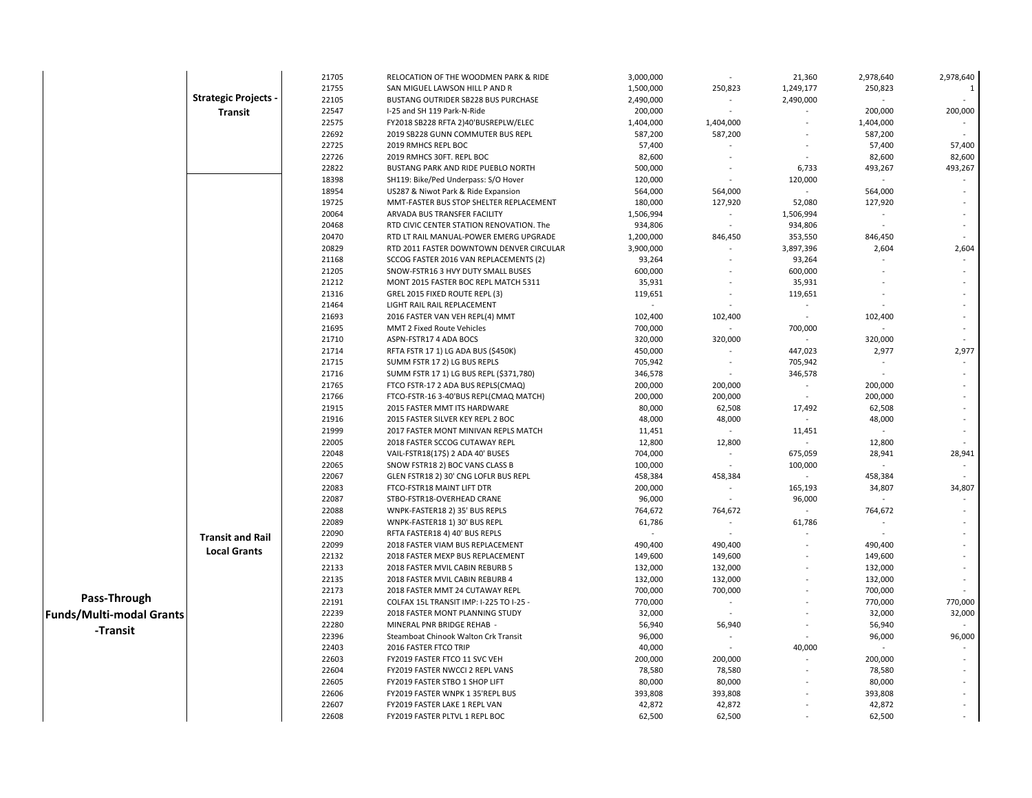| | | | | | | | | |
|---|---|---|---|---|---|---|---|---|
| Pass-Through Funds/Multi-modal Grants -Transit | Strategic Projects - Transit | 21705 | RELOCATION OF THE WOODMEN PARK & RIDE | 3,000,000 | - | 21,360 | 2,978,640 | 2,978,640 |
| | | 21755 | SAN MIGUEL LAWSON HILL P AND R | 1,500,000 | 250,823 | 1,249,177 | 250,823 | 1 |
| | | 22105 | BUSTANG OUTRIDER SB228 BUS PURCHASE | 2,490,000 | - | 2,490,000 | - | - |
| | | 22547 | I-25 and SH 119 Park-N-Ride | 200,000 | - | - | 200,000 | 200,000 |
| | | 22575 | FY2018 SB228 RFTA 2)40'BUSREPLW/ELEC | 1,404,000 | 1,404,000 | - | 1,404,000 | - |
| | | 22692 | 2019 SB228 GUNN COMMUTER BUS REPL | 587,200 | 587,200 | - | 587,200 | - |
| | | 22725 | 2019 RMHCS REPL BOC | 57,400 | - | - | 57,400 | 57,400 |
| | | 22726 | 2019 RMHCS 30FT. REPL BOC | 82,600 | - | - | 82,600 | 82,600 |
| | | 22822 | BUSTANG PARK AND RIDE PUEBLO NORTH | 500,000 | - | 6,733 | 493,267 | 493,267 |
| | Transit and Rail Local Grants | 18398 | SH119: Bike/Ped Underpass: S/O Hover | 120,000 | - | 120,000 | - | - |
| | | 18954 | US287 & Niwot Park & Ride Expansion | 564,000 | 564,000 | - | 564,000 | - |
| | | 19725 | MMT-FASTER BUS STOP SHELTER REPLACEMENT | 180,000 | 127,920 | 52,080 | 127,920 | - |
| | | 20064 | ARVADA BUS TRANSFER FACILITY | 1,506,994 | - | 1,506,994 | - | - |
| | | 20468 | RTD CIVIC CENTER STATION RENOVATION. The | 934,806 | - | 934,806 | - | - |
| | | 20470 | RTD LT RAIL MANUAL-POWER EMERG UPGRADE | 1,200,000 | 846,450 | 353,550 | 846,450 | - |
| | | 20829 | RTD 2011 FASTER DOWNTOWN DENVER CIRCULAR | 3,900,000 | - | 3,897,396 | 2,604 | 2,604 |
| | | 21168 | SCCOG FASTER 2016 VAN REPLACEMENTS (2) | 93,264 | - | 93,264 | - | - |
| | | 21205 | SNOW-FSTR16 3 HVY DUTY SMALL BUSES | 600,000 | - | 600,000 | - | - |
| | | 21212 | MONT 2015 FASTER BOC REPL MATCH 5311 | 35,931 | - | 35,931 | - | - |
| | | 21316 | GREL 2015 FIXED ROUTE REPL (3) | 119,651 | - | 119,651 | - | - |
| | | 21464 | LIGHT RAIL RAIL REPLACEMENT | - | - | - | - | - |
| | | 21693 | 2016 FASTER VAN VEH REPL(4) MMT | 102,400 | 102,400 | - | 102,400 | - |
| | | 21695 | MMT 2 Fixed Route Vehicles | 700,000 | - | 700,000 | - | - |
| | | 21710 | ASPN-FSTR17 4 ADA BOCS | 320,000 | 320,000 | - | 320,000 | - |
| | | 21714 | RFTA FSTR 17 1) LG ADA BUS ($450K) | 450,000 | - | 447,023 | 2,977 | 2,977 |
| | | 21715 | SUMM FSTR 17 2) LG BUS REPLS | 705,942 | - | 705,942 | - | - |
| | | 21716 | SUMM FSTR 17 1) LG BUS REPL ($371,780) | 346,578 | - | 346,578 | - | - |
| | | 21765 | FTCO FSTR-17 2 ADA BUS REPLS(CMAQ) | 200,000 | 200,000 | - | 200,000 | - |
| | | 21766 | FTCO-FSTR-16 3-40'BUS REPL(CMAQ MATCH) | 200,000 | 200,000 | - | 200,000 | - |
| | | 21915 | 2015 FASTER MMT ITS HARDWARE | 80,000 | 62,508 | 17,492 | 62,508 | - |
| | | 21916 | 2015 FASTER SILVER KEY REPL 2 BOC | 48,000 | 48,000 | - | 48,000 | - |
| | | 21999 | 2017 FASTER MONT MINIVAN REPLS MATCH | 11,451 | - | 11,451 | - | - |
| | | 22005 | 2018 FASTER SCCOG CUTAWAY REPL | 12,800 | 12,800 | - | 12,800 | - |
| | | 22048 | VAIL-FSTR18(17$) 2 ADA 40' BUSES | 704,000 | - | 675,059 | 28,941 | 28,941 |
| | | 22065 | SNOW FSTR18 2) BOC VANS CLASS B | 100,000 | - | 100,000 | - | - |
| | | 22067 | GLEN FSTR18 2) 30' CNG LOFLR BUS REPL | 458,384 | 458,384 | - | 458,384 | - |
| | | 22083 | FTCO-FSTR18 MAINT LIFT DTR | 200,000 | - | 165,193 | 34,807 | 34,807 |
| | | 22087 | STBO-FSTR18-OVERHEAD CRANE | 96,000 | - | 96,000 | - | - |
| | | 22088 | WNPK-FASTER18 2) 35' BUS REPLS | 764,672 | 764,672 | - | 764,672 | - |
| | | 22089 | WNPK-FASTER18 1) 30' BUS REPL | 61,786 | - | 61,786 | - | - |
| | | 22090 | RFTA FASTER18 4) 40' BUS REPLS | - | - | - | - | - |
| | | 22099 | 2018 FASTER VIAM BUS REPLACEMENT | 490,400 | 490,400 | - | 490,400 | - |
| | | 22132 | 2018 FASTER MEXP BUS REPLACEMENT | 149,600 | 149,600 | - | 149,600 | - |
| | | 22133 | 2018 FASTER MVIL CABIN REBURB 5 | 132,000 | 132,000 | - | 132,000 | - |
| | | 22135 | 2018 FASTER MVIL CABIN REBURB 4 | 132,000 | 132,000 | - | 132,000 | - |
| | | 22173 | 2018 FASTER MMT 24 CUTAWAY REPL | 700,000 | 700,000 | - | 700,000 | - |
| | | 22191 | COLFAX 15L TRANSIT IMP: I-225 TO I-25 - | 770,000 | - | - | 770,000 | 770,000 |
| | | 22239 | 2018 FASTER MONT PLANNING STUDY | 32,000 | - | - | 32,000 | 32,000 |
| | | 22280 | MINERAL PNR BRIDGE REHAB - | 56,940 | 56,940 | - | 56,940 | - |
| | | 22396 | Steamboat Chinook Walton Crk Transit | 96,000 | - | - | 96,000 | 96,000 |
| | | 22403 | 2016 FASTER FTCO TRIP | 40,000 | - | 40,000 | - | - |
| | | 22603 | FY2019 FASTER FTCO 11 SVC VEH | 200,000 | 200,000 | - | 200,000 | - |
| | | 22604 | FY2019 FASTER NWCCI 2 REPL VANS | 78,580 | 78,580 | - | 78,580 | - |
| | | 22605 | FY2019 FASTER STBO 1 SHOP LIFT | 80,000 | 80,000 | - | 80,000 | - |
| | | 22606 | FY2019 FASTER WNPK 1 35'REPL BUS | 393,808 | 393,808 | - | 393,808 | - |
| | | 22607 | FY2019 FASTER LAKE 1 REPL VAN | 42,872 | 42,872 | - | 42,872 | - |
| | | 22608 | FY2019 FASTER PLTVL 1 REPL BOC | 62,500 | 62,500 | - | 62,500 | - |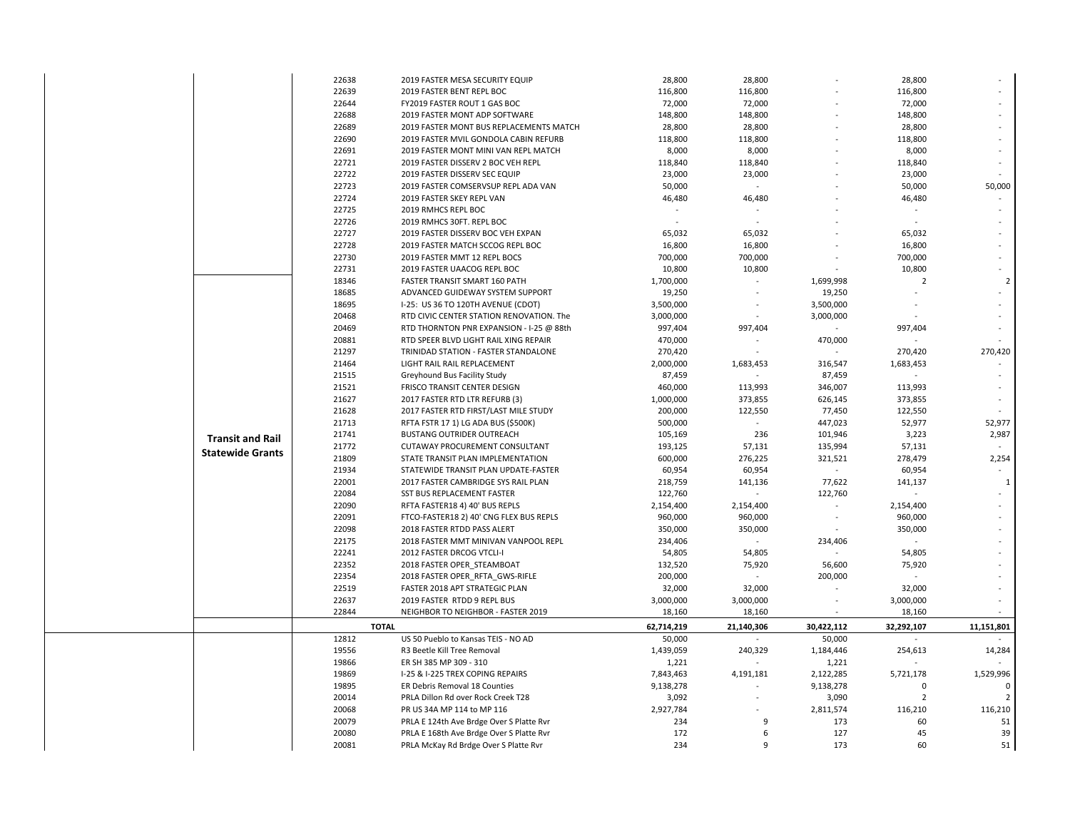| | | | | | | | | |
|---|---|---|---|---|---|---|---|---|
| | | 22638 | 2019 FASTER MESA SECURITY EQUIP | 28,800 | 28,800 | - | 28,800 | - |
| | | 22639 | 2019 FASTER BENT REPL BOC | 116,800 | 116,800 | - | 116,800 | - |
| | | 22644 | FY2019 FASTER ROUT 1 GAS BOC | 72,000 | 72,000 | - | 72,000 | - |
| | | 22688 | 2019 FASTER MONT ADP SOFTWARE | 148,800 | 148,800 | - | 148,800 | - |
| | | 22689 | 2019 FASTER MONT BUS REPLACEMENTS MATCH | 28,800 | 28,800 | - | 28,800 | - |
| | | 22690 | 2019 FASTER MVIL GONDOLA CABIN REFURB | 118,800 | 118,800 | - | 118,800 | - |
| | | 22691 | 2019 FASTER MONT MINI VAN REPL MATCH | 8,000 | 8,000 | - | 8,000 | - |
| | | 22721 | 2019 FASTER DISSERV 2 BOC VEH REPL | 118,840 | 118,840 | - | 118,840 | - |
| | | 22722 | 2019 FASTER DISSERV SEC EQUIP | 23,000 | 23,000 | - | 23,000 | - |
| | | 22723 | 2019 FASTER COMSERVSUP REPL ADA VAN | 50,000 | - | - | 50,000 | 50,000 |
| | | 22724 | 2019 FASTER SKEY REPL VAN | 46,480 | 46,480 | - | 46,480 | - |
| | | 22725 | 2019 RMHCS REPL BOC | - | - | - | - | - |
| | | 22726 | 2019 RMHCS 30FT. REPL BOC | - | - | - | - | - |
| | | 22727 | 2019 FASTER DISSERV BOC VEH EXPAN | 65,032 | 65,032 | - | 65,032 | - |
| | | 22728 | 2019 FASTER MATCH SCCOG REPL BOC | 16,800 | 16,800 | - | 16,800 | - |
| | | 22730 | 2019 FASTER MMT 12 REPL BOCS | 700,000 | 700,000 | - | 700,000 | - |
| | | 22731 | 2019 FASTER UAACOG REPL BOC | 10,800 | 10,800 | - | 10,800 | - |
| | **Transit and Rail Statewide Grants** | 18346 | FASTER TRANSIT SMART 160 PATH | 1,700,000 | - | 1,699,998 | 2 | 2 |
| | | 18685 | ADVANCED GUIDEWAY SYSTEM SUPPORT | 19,250 | - | 19,250 | - | - |
| | | 18695 | I-25: US 36 TO 120TH AVENUE (CDOT) | 3,500,000 | - | 3,500,000 | - | - |
| | | 20468 | RTD CIVIC CENTER STATION RENOVATION. The | 3,000,000 | - | 3,000,000 | - | - |
| | | 20469 | RTD THORNTON PNR EXPANSION - I-25 @ 88th | 997,404 | 997,404 | - | 997,404 | - |
| | | 20881 | RTD SPEER BLVD LIGHT RAIL XING REPAIR | 470,000 | - | 470,000 | - | - |
| | | 21297 | TRINIDAD STATION - FASTER STANDALONE | 270,420 | - | - | 270,420 | 270,420 |
| | | 21464 | LIGHT RAIL RAIL REPLACEMENT | 2,000,000 | 1,683,453 | 316,547 | 1,683,453 | - |
| | | 21515 | Greyhound Bus Facility Study | 87,459 | - | 87,459 | - | - |
| | | 21521 | FRISCO TRANSIT CENTER DESIGN | 460,000 | 113,993 | 346,007 | 113,993 | - |
| | | 21627 | 2017 FASTER RTD LTR REFURB (3) | 1,000,000 | 373,855 | 626,145 | 373,855 | - |
| | | 21628 | 2017 FASTER RTD FIRST/LAST MILE STUDY | 200,000 | 122,550 | 77,450 | 122,550 | - |
| | | 21713 | RFTA FSTR 17 1) LG ADA BUS ($500K) | 500,000 | - | 447,023 | 52,977 | 52,977 |
| | | 21741 | BUSTANG OUTRIDER OUTREACH | 105,169 | 236 | 101,946 | 3,223 | 2,987 |
| | | 21772 | CUTAWAY PROCUREMENT CONSULTANT | 193,125 | 57,131 | 135,994 | 57,131 | - |
| | | 21809 | STATE TRANSIT PLAN IMPLEMENTATION | 600,000 | 276,225 | 321,521 | 278,479 | 2,254 |
| | | 21934 | STATEWIDE TRANSIT PLAN UPDATE-FASTER | 60,954 | 60,954 | - | 60,954 | - |
| | | 22001 | 2017 FASTER CAMBRIDGE SYS RAIL PLAN | 218,759 | 141,136 | 77,622 | 141,137 | 1 |
| | | 22084 | SST BUS REPLACEMENT FASTER | 122,760 | - | 122,760 | - | - |
| | | 22090 | RFTA FASTER18 4) 40' BUS REPLS | 2,154,400 | 2,154,400 | - | 2,154,400 | - |
| | | 22091 | FTCO-FASTER18 2) 40' CNG FLEX BUS REPLS | 960,000 | 960,000 | - | 960,000 | - |
| | | 22098 | 2018 FASTER RTDD PASS ALERT | 350,000 | 350,000 | - | 350,000 | - |
| | | 22175 | 2018 FASTER MMT MINIVAN VANPOOL REPL | 234,406 | - | 234,406 | - | - |
| | | 22241 | 2012 FASTER DRCOG VTCLI-I | 54,805 | 54,805 | - | 54,805 | - |
| | | 22352 | 2018 FASTER OPER_STEAMBOAT | 132,520 | 75,920 | 56,600 | 75,920 | - |
| | | 22354 | 2018 FASTER OPER_RFTA_GWS-RIFLE | 200,000 | - | 200,000 | - | - |
| | | 22519 | FASTER 2018 APT STRATEGIC PLAN | 32,000 | 32,000 | - | 32,000 | - |
| | | 22637 | 2019 FASTER RTDD 9 REPL BUS | 3,000,000 | 3,000,000 | - | 3,000,000 | - |
| | | 22844 | NEIGHBOR TO NEIGHBOR - FASTER 2019 | 18,160 | 18,160 | - | 18,160 | - |
| | | **TOTAL** | | **62,714,219** | **21,140,306** | **30,422,112** | **32,292,107** | **11,151,801** |
| | | 12812 | US 50 Pueblo to Kansas TEIS - NO AD | 50,000 | - | 50,000 | - | - |
| | | 19556 | R3 Beetle Kill Tree Removal | 1,439,059 | 240,329 | 1,184,446 | 254,613 | 14,284 |
| | | 19866 | ER SH 385 MP 309 - 310 | 1,221 | - | 1,221 | - | - |
| | | 19869 | I-25 & I-225 TREX COPING REPAIRS | 7,843,463 | 4,191,181 | 2,122,285 | 5,721,178 | 1,529,996 |
| | | 19895 | ER Debris Removal 18 Counties | 9,138,278 | - | 9,138,278 | 0 | 0 |
| | | 20014 | PRLA Dillon Rd over Rock Creek T28 | 3,092 | - | 3,090 | 2 | 2 |
| | | 20068 | PR US 34A MP 114 to MP 116 | 2,927,784 | - | 2,811,574 | 116,210 | 116,210 |
| | | 20079 | PRLA E 124th Ave Brdge Over S Platte Rvr | 234 | 9 | 173 | 60 | 51 |
| | | 20080 | PRLA E 168th Ave Brdge Over S Platte Rvr | 172 | 6 | 127 | 45 | 39 |
| | | 20081 | PRLA McKay Rd Brdge Over S Platte Rvr | 234 | 9 | 173 | 60 | 51 |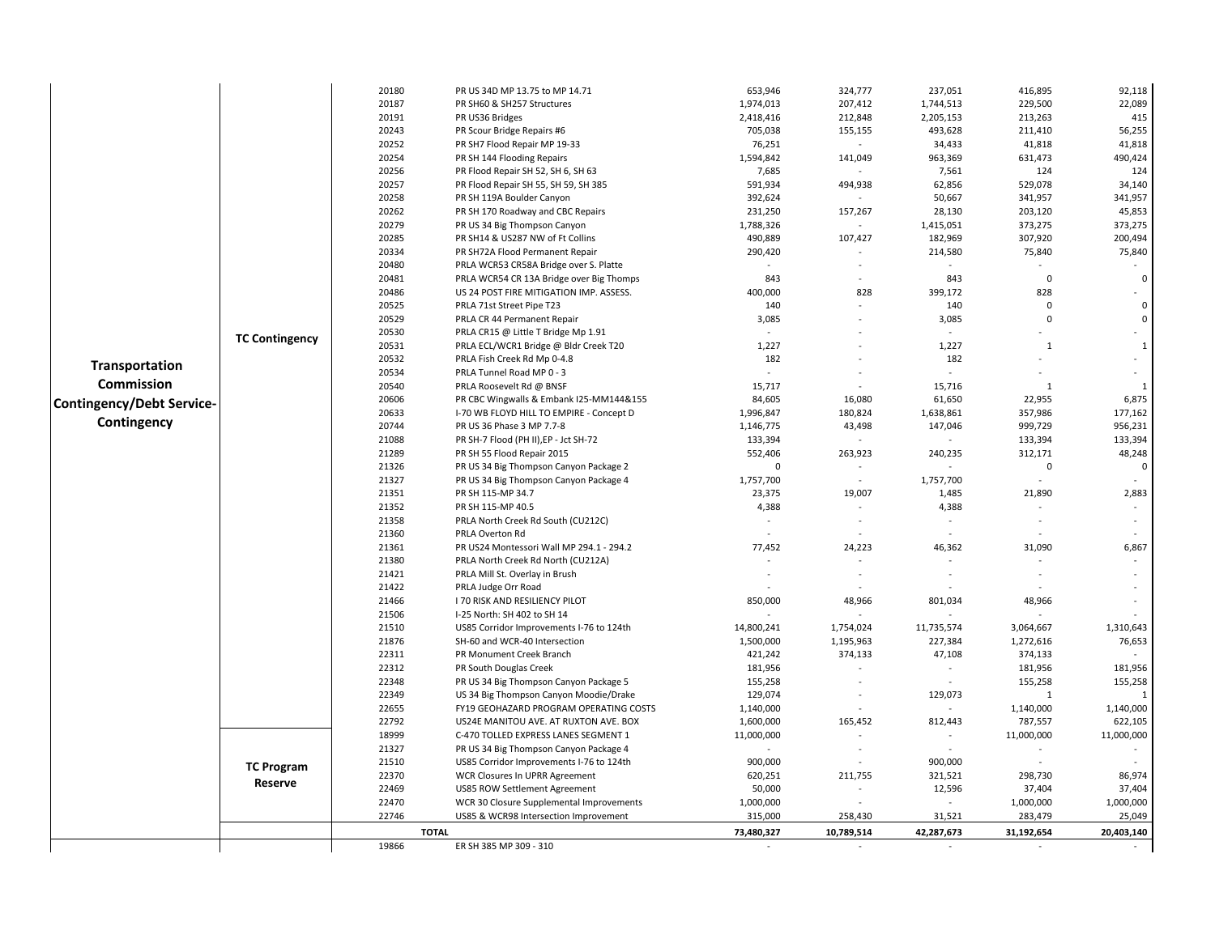| | | | | | | | | |
|---|---|---|---|---|---|---|---|---|
| **Transportation Commission Contingency/Debt Service-Contingency** | **TC Contingency** | 20180 | PR US 34D MP 13.75 to MP 14.71 | 653,946 | 324,777 | 237,051 | 416,895 | 92,118 |
| | | 20187 | PR SH60 & SH257 Structures | 1,974,013 | 207,412 | 1,744,513 | 229,500 | 22,089 |
| | | 20191 | PR US36 Bridges | 2,418,416 | 212,848 | 2,205,153 | 213,263 | 415 |
| | | 20243 | PR Scour Bridge Repairs #6 | 705,038 | 155,155 | 493,628 | 211,410 | 56,255 |
| | | 20252 | PR SH7 Flood Repair MP 19-33 | 76,251 | - | 34,433 | 41,818 | 41,818 |
| | | 20254 | PR SH 144 Flooding Repairs | 1,594,842 | 141,049 | 963,369 | 631,473 | 490,424 |
| | | 20256 | PR Flood Repair SH 52, SH 6, SH 63 | 7,685 | - | 7,561 | 124 | 124 |
| | | 20257 | PR Flood Repair SH 55, SH 59, SH 385 | 591,934 | 494,938 | 62,856 | 529,078 | 34,140 |
| | | 20258 | PR SH 119A Boulder Canyon | 392,624 | - | 50,667 | 341,957 | 341,957 |
| | | 20262 | PR SH 170 Roadway and CBC Repairs | 231,250 | 157,267 | 28,130 | 203,120 | 45,853 |
| | | 20279 | PR US 34 Big Thompson Canyon | 1,788,326 | - | 1,415,051 | 373,275 | 373,275 |
| | | 20285 | PR SH14 & US287 NW of Ft Collins | 490,889 | 107,427 | 182,969 | 307,920 | 200,494 |
| | | 20334 | PR SH72A Flood Permanent Repair | 290,420 | - | 214,580 | 75,840 | 75,840 |
| | | 20480 | PRLA WCR53 CR58A Bridge over S. Platte | - | - | - | - | - |
| | | 20481 | PRLA WCR54 CR 13A Bridge over Big Thomps | 843 | - | 843 | 0 | 0 |
| | | 20486 | US 24 POST FIRE MITIGATION IMP. ASSESS. | 400,000 | 828 | 399,172 | 828 | - |
| | | 20525 | PRLA 71st Street Pipe T23 | 140 | - | 140 | 0 | 0 |
| | | 20529 | PRLA CR 44 Permanent Repair | 3,085 | - | 3,085 | 0 | 0 |
| | | 20530 | PRLA CR15 @ Little T Bridge Mp 1.91 | - | - | - | - | - |
| | | 20531 | PRLA ECL/WCR1 Bridge @ Bldr Creek T20 | 1,227 | - | 1,227 | 1 | 1 |
| | | 20532 | PRLA Fish Creek Rd Mp 0-4.8 | 182 | - | 182 | - | - |
| | | 20534 | PRLA Tunnel Road MP 0 - 3 | - | - | - | - | - |
| | | 20540 | PRLA Roosevelt Rd @ BNSF | 15,717 | - | 15,716 | 1 | 1 |
| | | 20606 | PR CBC Wingwalls & Embank I25-MM144&155 | 84,605 | 16,080 | 61,650 | 22,955 | 6,875 |
| | | 20633 | I-70 WB FLOYD HILL TO EMPIRE - Concept D | 1,996,847 | 180,824 | 1,638,861 | 357,986 | 177,162 |
| | | 20744 | PR US 36 Phase 3 MP 7.7-8 | 1,146,775 | 43,498 | 147,046 | 999,729 | 956,231 |
| | | 21088 | PR SH-7 Flood (PH II),EP - Jct SH-72 | 133,394 | - | - | 133,394 | 133,394 |
| | | 21289 | PR SH 55 Flood Repair 2015 | 552,406 | 263,923 | 240,235 | 312,171 | 48,248 |
| | | 21326 | PR US 34 Big Thompson Canyon Package 2 | 0 | - | - | 0 | 0 |
| | | 21327 | PR US 34 Big Thompson Canyon Package 4 | 1,757,700 | - | 1,757,700 | - | - |
| | | 21351 | PR SH 115-MP 34.7 | 23,375 | 19,007 | 1,485 | 21,890 | 2,883 |
| | | 21352 | PR SH 115-MP 40.5 | 4,388 | - | 4,388 | - | - |
| | | 21358 | PRLA North Creek Rd South (CU212C) | - | - | - | - | - |
| | | 21360 | PRLA Overton Rd | - | - | - | - | - |
| | | 21361 | PR US24 Montessori Wall MP 294.1 - 294.2 | 77,452 | 24,223 | 46,362 | 31,090 | 6,867 |
| | | 21380 | PRLA North Creek Rd North (CU212A) | - | - | - | - | - |
| | | 21421 | PRLA Mill St. Overlay in Brush | - | - | - | - | - |
| | | 21422 | PRLA Judge Orr Road | - | - | - | - | - |
| | | 21466 | I 70 RISK AND RESILIENCY PILOT | 850,000 | 48,966 | 801,034 | 48,966 | - |
| | | 21506 | I-25 North: SH 402 to SH 14 | - | - | - | - | - |
| | | 21510 | US85 Corridor Improvements I-76 to 124th | 14,800,241 | 1,754,024 | 11,735,574 | 3,064,667 | 1,310,643 |
| | | 21876 | SH-60 and WCR-40 Intersection | 1,500,000 | 1,195,963 | 227,384 | 1,272,616 | 76,653 |
| | | 22311 | PR Monument Creek Branch | 421,242 | 374,133 | 47,108 | 374,133 | - |
| | | 22312 | PR South Douglas Creek | 181,956 | - | - | 181,956 | 181,956 |
| | | 22348 | PR US 34 Big Thompson Canyon Package 5 | 155,258 | - | - | 155,258 | 155,258 |
| | | 22349 | US 34 Big Thompson Canyon Moodie/Drake | 129,074 | - | 129,073 | 1 | 1 |
| | | 22655 | FY19 GEOHAZARD PROGRAM OPERATING COSTS | 1,140,000 | - | - | 1,140,000 | 1,140,000 |
| | | 22792 | US24E MANITOU AVE. AT RUXTON AVE. BOX | 1,600,000 | 165,452 | 812,443 | 787,557 | 622,105 |
| | **TC Program Reserve** | 18999 | C-470 TOLLED EXPRESS LANES SEGMENT 1 | 11,000,000 | - | - | 11,000,000 | 11,000,000 |
| | | 21327 | PR US 34 Big Thompson Canyon Package 4 | - | - | - | - | - |
| | | 21510 | US85 Corridor Improvements I-76 to 124th | 900,000 | - | 900,000 | - | - |
| | | 22370 | WCR Closures In UPRR Agreement | 620,251 | 211,755 | 321,521 | 298,730 | 86,974 |
| | | 22469 | US85 ROW Settlement Agreement | 50,000 | - | 12,596 | 37,404 | 37,404 |
| | | 22470 | WCR 30 Closure Supplemental Improvements | 1,000,000 | - | - | 1,000,000 | 1,000,000 |
| | | 22746 | US85 & WCR98 Intersection Improvement | 315,000 | 258,430 | 31,521 | 283,479 | 25,049 |
| | | **TOTAL** | | **73,480,327** | **10,789,514** | **42,287,673** | **31,192,654** | **20,403,140** |
| | | 19866 | ER SH 385 MP 309 - 310 | - | - | - | - | - |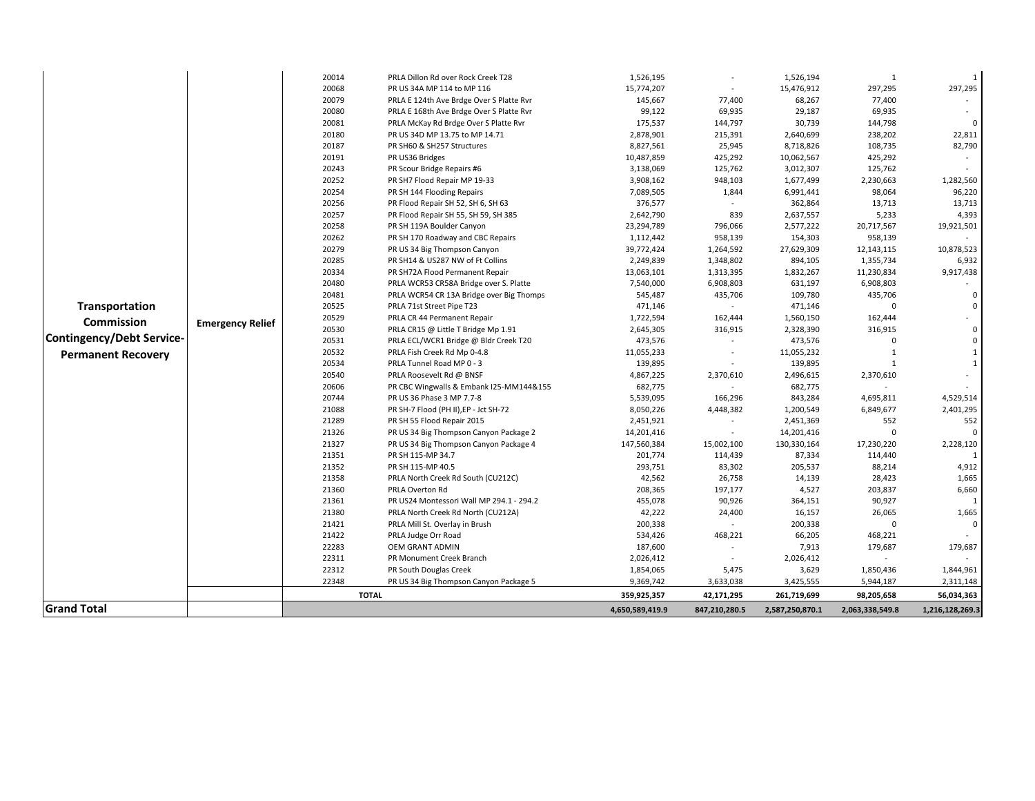| | | | | | | | | |
|---|---|---|---|---|---|---|---|---|
| **Transportation Commission Contingency/Debt Service-Permanent Recovery** | **Emergency Relief** | 20014 | PRLA Dillon Rd over Rock Creek T28 | 1,526,195 | - | 1,526,194 | 1 | 1 |
| | | 20068 | PR US 34A MP 114 to MP 116 | 15,774,207 | - | 15,476,912 | 297,295 | 297,295 |
| | | 20079 | PRLA E 124th Ave Brdge Over S Platte Rvr | 145,667 | 77,400 | 68,267 | 77,400 | - |
| | | 20080 | PRLA E 168th Ave Brdge Over S Platte Rvr | 99,122 | 69,935 | 29,187 | 69,935 | - |
| | | 20081 | PRLA McKay Rd Brdge Over S Platte Rvr | 175,537 | 144,797 | 30,739 | 144,798 | 0 |
| | | 20180 | PR US 34D MP 13.75 to MP 14.71 | 2,878,901 | 215,391 | 2,640,699 | 238,202 | 22,811 |
| | | 20187 | PR SH60 & SH257 Structures | 8,827,561 | 25,945 | 8,718,826 | 108,735 | 82,790 |
| | | 20191 | PR US36 Bridges | 10,487,859 | 425,292 | 10,062,567 | 425,292 | - |
| | | 20243 | PR Scour Bridge Repairs #6 | 3,138,069 | 125,762 | 3,012,307 | 125,762 | - |
| | | 20252 | PR SH7 Flood Repair MP 19-33 | 3,908,162 | 948,103 | 1,677,499 | 2,230,663 | 1,282,560 |
| | | 20254 | PR SH 144 Flooding Repairs | 7,089,505 | 1,844 | 6,991,441 | 98,064 | 96,220 |
| | | 20256 | PR Flood Repair SH 52, SH 6, SH 63 | 376,577 | - | 362,864 | 13,713 | 13,713 |
| | | 20257 | PR Flood Repair SH 55, SH 59, SH 385 | 2,642,790 | 839 | 2,637,557 | 5,233 | 4,393 |
| | | 20258 | PR SH 119A Boulder Canyon | 23,294,789 | 796,066 | 2,577,222 | 20,717,567 | 19,921,501 |
| | | 20262 | PR SH 170 Roadway and CBC Repairs | 1,112,442 | 958,139 | 154,303 | 958,139 | - |
| | | 20279 | PR US 34 Big Thompson Canyon | 39,772,424 | 1,264,592 | 27,629,309 | 12,143,115 | 10,878,523 |
| | | 20285 | PR SH14 & US287 NW of Ft Collins | 2,249,839 | 1,348,802 | 894,105 | 1,355,734 | 6,932 |
| | | 20334 | PR SH72A Flood Permanent Repair | 13,063,101 | 1,313,395 | 1,832,267 | 11,230,834 | 9,917,438 |
| | | 20480 | PRLA WCR53 CR58A Bridge over S. Platte | 7,540,000 | 6,908,803 | 631,197 | 6,908,803 | - |
| | | 20481 | PRLA WCR54 CR 13A Bridge over Big Thomps | 545,487 | 435,706 | 109,780 | 435,706 | 0 |
| | | 20525 | PRLA 71st Street Pipe T23 | 471,146 | - | 471,146 | 0 | 0 |
| | | 20529 | PRLA CR 44 Permanent Repair | 1,722,594 | 162,444 | 1,560,150 | 162,444 | - |
| | | 20530 | PRLA CR15 @ Little T Bridge Mp 1.91 | 2,645,305 | 316,915 | 2,328,390 | 316,915 | 0 |
| | | 20531 | PRLA ECL/WCR1 Bridge @ Bldr Creek T20 | 473,576 | - | 473,576 | 0 | 0 |
| | | 20532 | PRLA Fish Creek Rd Mp 0-4.8 | 11,055,233 | - | 11,055,232 | 1 | 1 |
| | | 20534 | PRLA Tunnel Road MP 0 - 3 | 139,895 | - | 139,895 | 1 | 1 |
| | | 20540 | PRLA Roosevelt Rd @ BNSF | 4,867,225 | 2,370,610 | 2,496,615 | 2,370,610 | - |
| | | 20606 | PR CBC Wingwalls & Embank I25-MM144&155 | 682,775 | - | 682,775 | - | - |
| | | 20744 | PR US 36 Phase 3 MP 7.7-8 | 5,539,095 | 166,296 | 843,284 | 4,695,811 | 4,529,514 |
| | | 21088 | PR SH-7 Flood (PH II),EP - Jct SH-72 | 8,050,226 | 4,448,382 | 1,200,549 | 6,849,677 | 2,401,295 |
| | | 21289 | PR SH 55 Flood Repair 2015 | 2,451,921 | - | 2,451,369 | 552 | 552 |
| | | 21326 | PR US 34 Big Thompson Canyon Package 2 | 14,201,416 | - | 14,201,416 | 0 | 0 |
| | | 21327 | PR US 34 Big Thompson Canyon Package 4 | 147,560,384 | 15,002,100 | 130,330,164 | 17,230,220 | 2,228,120 |
| | | 21351 | PR SH 115-MP 34.7 | 201,774 | 114,439 | 87,334 | 114,440 | 1 |
| | | 21352 | PR SH 115-MP 40.5 | 293,751 | 83,302 | 205,537 | 88,214 | 4,912 |
| | | 21358 | PRLA North Creek Rd South (CU212C) | 42,562 | 26,758 | 14,139 | 28,423 | 1,665 |
| | | 21360 | PRLA Overton Rd | 208,365 | 197,177 | 4,527 | 203,837 | 6,660 |
| | | 21361 | PR US24 Montessori Wall MP 294.1 - 294.2 | 455,078 | 90,926 | 364,151 | 90,927 | 1 |
| | | 21380 | PRLA North Creek Rd North (CU212A) | 42,222 | 24,400 | 16,157 | 26,065 | 1,665 |
| | | 21421 | PRLA Mill St. Overlay in Brush | 200,338 | - | 200,338 | 0 | 0 |
| | | 21422 | PRLA Judge Orr Road | 534,426 | 468,221 | 66,205 | 468,221 | - |
| | | 22283 | OEM GRANT ADMIN | 187,600 | - | 7,913 | 179,687 | 179,687 |
| | | 22311 | PR Monument Creek Branch | 2,026,412 | - | 2,026,412 | - | - |
| | | 22312 | PR South Douglas Creek | 1,854,065 | 5,475 | 3,629 | 1,850,436 | 1,844,961 |
| | | 22348 | PR US 34 Big Thompson Canyon Package 5 | 9,369,742 | 3,633,038 | 3,425,555 | 5,944,187 | 2,311,148 |
| | | **TOTAL** | | **359,925,357** | **42,171,295** | **261,719,699** | **98,205,658** | **56,034,363** |
| **Grand Total** | | | | **4,650,589,419.9** | **847,210,280.5** | **2,587,250,870.1** | **2,063,338,549.8** | **1,216,128,269.3** |